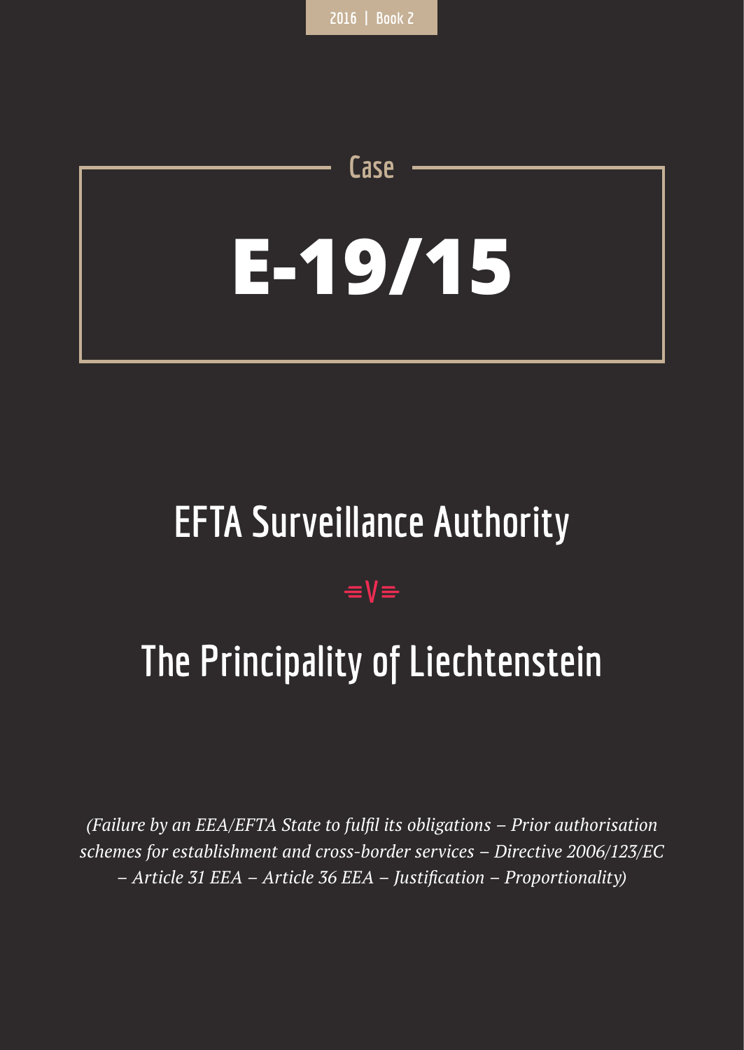2016 | Book 2

Case

# E-19/15

## EFTA Surveillance Authority

v

## The Principality of Liechtenstein

*(Failure by an EEA/EFTA State to fulfil its obligations – Prior authorisation schemes for establishment and cross-border services – Directive 2006/123/EC – Article 31 EEA – Article 36 EEA – Justification – Proportionality)*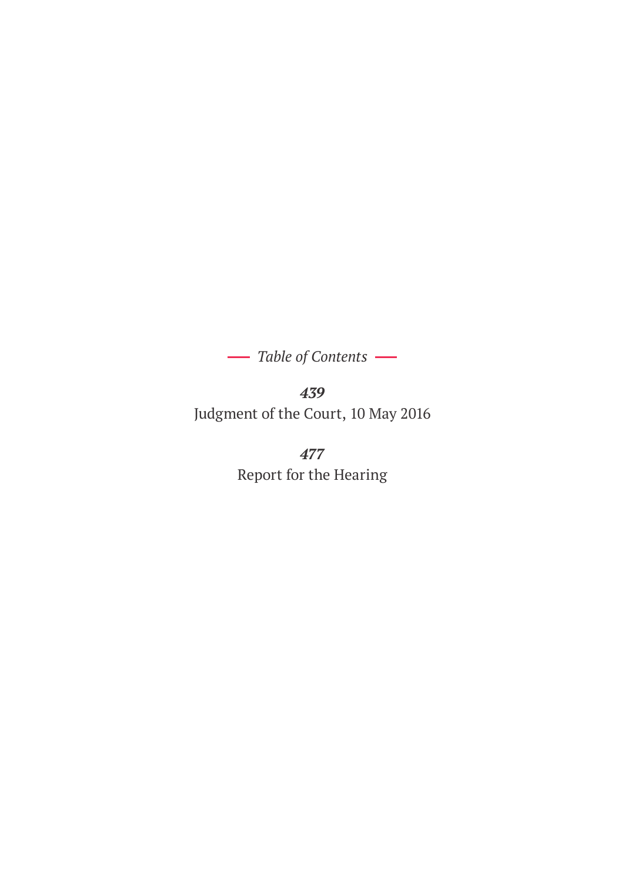*Table of Contents*

***439***

Judgment of the Court, 10 May 2016

***477***

Report for the Hearing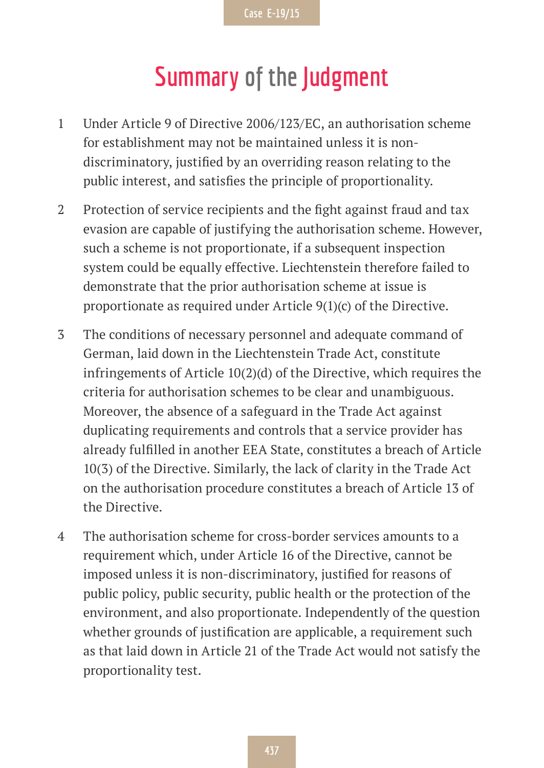# Summary of the Judgment

1. Under Article 9 of Directive 2006/123/EC, an authorisation scheme for establishment may not be maintained unless it is non-discriminatory, justified by an overriding reason relating to the public interest, and satisfies the principle of proportionality.

2. Protection of service recipients and the fight against fraud and tax evasion are capable of justifying the authorisation scheme. However, such a scheme is not proportionate, if a subsequent inspection system could be equally effective. Liechtenstein therefore failed to demonstrate that the prior authorisation scheme at issue is proportionate as required under Article 9(1)(c) of the Directive.

3. The conditions of necessary personnel and adequate command of German, laid down in the Liechtenstein Trade Act, constitute infringements of Article 10(2)(d) of the Directive, which requires the criteria for authorisation schemes to be clear and unambiguous. Moreover, the absence of a safeguard in the Trade Act against duplicating requirements and controls that a service provider has already fulfilled in another EEA State, constitutes a breach of Article 10(3) of the Directive. Similarly, the lack of clarity in the Trade Act on the authorisation procedure constitutes a breach of Article 13 of the Directive.

4. The authorisation scheme for cross-border services amounts to a requirement which, under Article 16 of the Directive, cannot be imposed unless it is non-discriminatory, justified for reasons of public policy, public security, public health or the protection of the environment, and also proportionate. Independently of the question whether grounds of justification are applicable, a requirement such as that laid down in Article 21 of the Trade Act would not satisfy the proportionality test.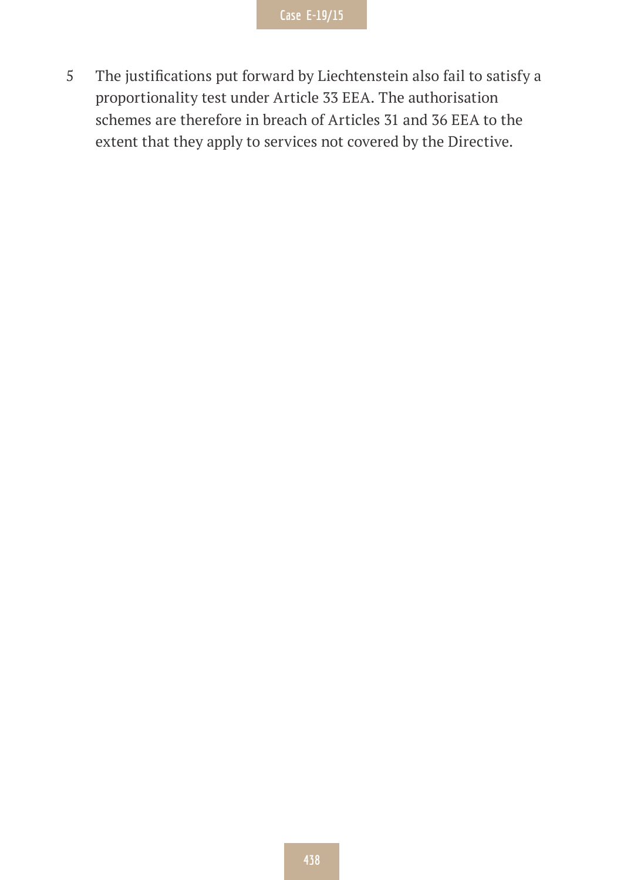5 The justifications put forward by Liechtenstein also fail to satisfy a proportionality test under Article 33 EEA. The authorisation schemes are therefore in breach of Articles 31 and 36 EEA to the extent that they apply to services not covered by the Directive.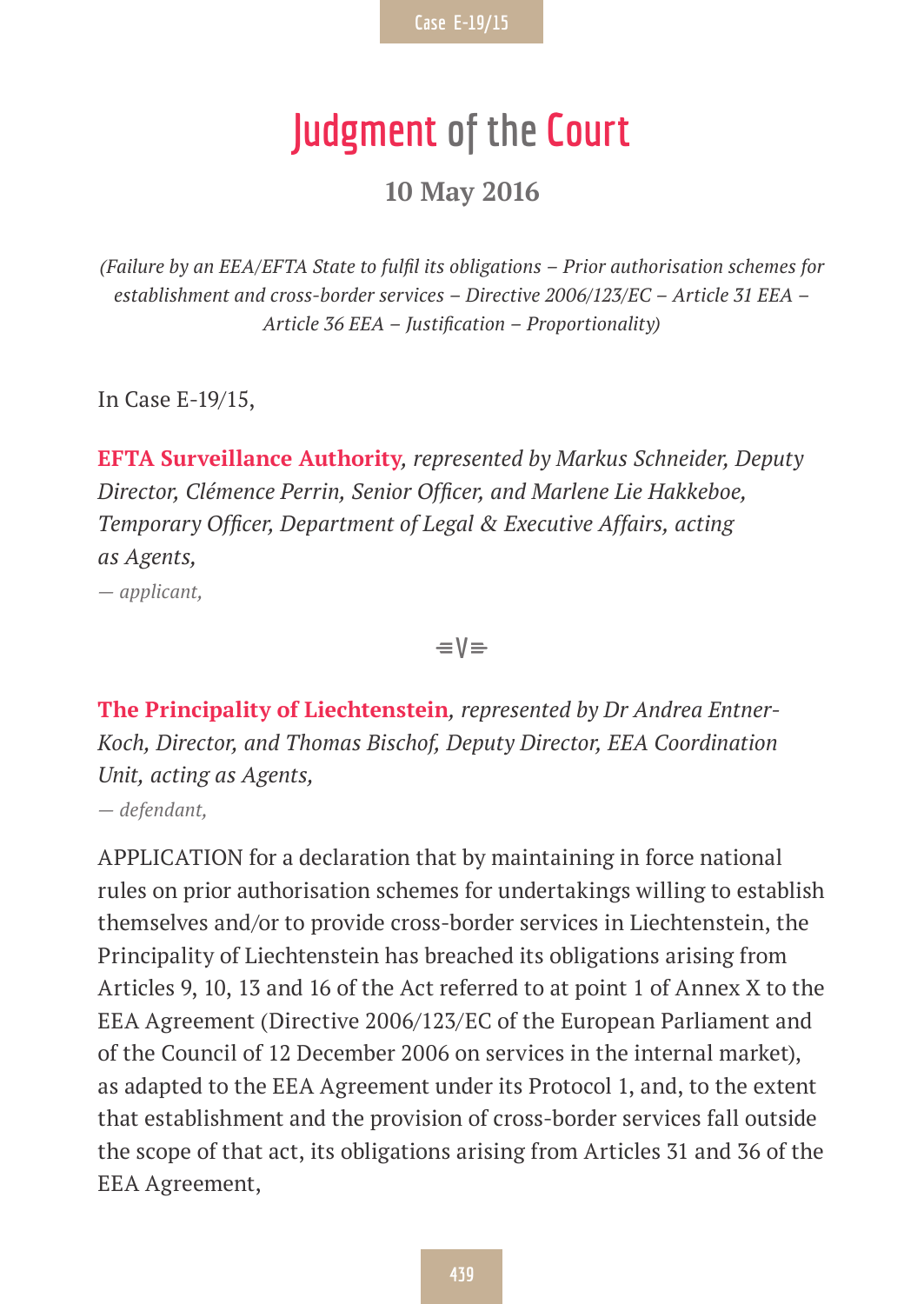# Judgment of the Court

### 10 May 2016

*(Failure by an EEA/EFTA State to fulfil its obligations – Prior authorisation schemes for establishment and cross-border services – Directive 2006/123/EC – Article 31 EEA – Article 36 EEA – Justification – Proportionality)*

In Case E-19/15,

**EFTA Surveillance Authority**, *represented by Markus Schneider, Deputy Director, Clémence Perrin, Senior Officer, and Marlene Lie Hakkeboe, Temporary Officer, Department of Legal & Executive Affairs, acting as Agents,*

*— applicant,*

≡V≡

**The Principality of Liechtenstein**, *represented by Dr Andrea Entner-Koch, Director, and Thomas Bischof, Deputy Director, EEA Coordination Unit, acting as Agents,*

*— defendant,*

APPLICATION for a declaration that by maintaining in force national rules on prior authorisation schemes for undertakings willing to establish themselves and/or to provide cross-border services in Liechtenstein, the Principality of Liechtenstein has breached its obligations arising from Articles 9, 10, 13 and 16 of the Act referred to at point 1 of Annex X to the EEA Agreement (Directive 2006/123/EC of the European Parliament and of the Council of 12 December 2006 on services in the internal market), as adapted to the EEA Agreement under its Protocol 1, and, to the extent that establishment and the provision of cross-border services fall outside the scope of that act, its obligations arising from Articles 31 and 36 of the EEA Agreement,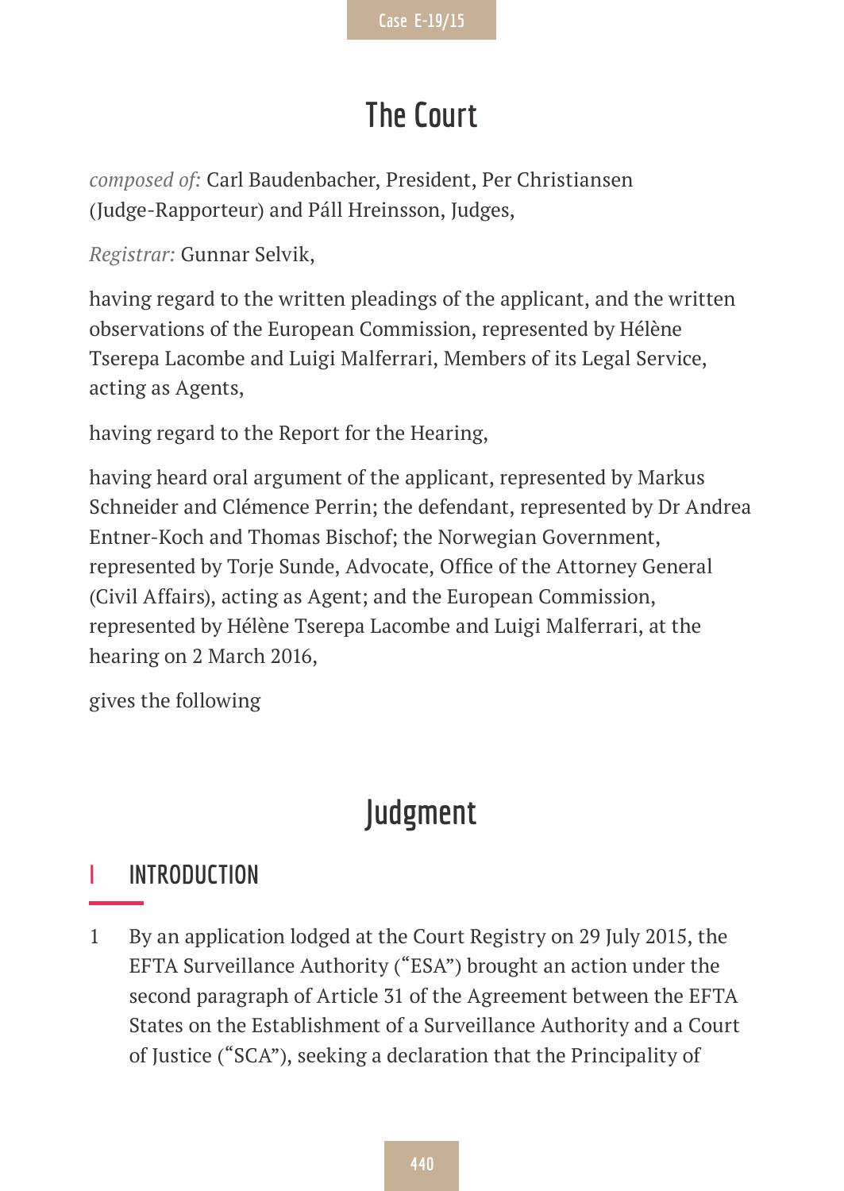# The Court

*composed of*: Carl Baudenbacher, President, Per Christiansen (Judge-Rapporteur) and Páll Hreinsson, Judges,

*Registrar:* Gunnar Selvik,

having regard to the written pleadings of the applicant, and the written observations of the European Commission, represented by Hélène Tserepa Lacombe and Luigi Malferrari, Members of its Legal Service, acting as Agents,

having regard to the Report for the Hearing,

having heard oral argument of the applicant, represented by Markus Schneider and Clémence Perrin; the defendant, represented by Dr Andrea Entner-Koch and Thomas Bischof; the Norwegian Government, represented by Torje Sunde, Advocate, Office of the Attorney General (Civil Affairs), acting as Agent; and the European Commission, represented by Hélène Tserepa Lacombe and Luigi Malferrari, at the hearing on 2 March 2016,

gives the following

# Judgment

## I INTRODUCTION

1 By an application lodged at the Court Registry on 29 July 2015, the EFTA Surveillance Authority ("ESA") brought an action under the second paragraph of Article 31 of the Agreement between the EFTA States on the Establishment of a Surveillance Authority and a Court of Justice ("SCA"), seeking a declaration that the Principality of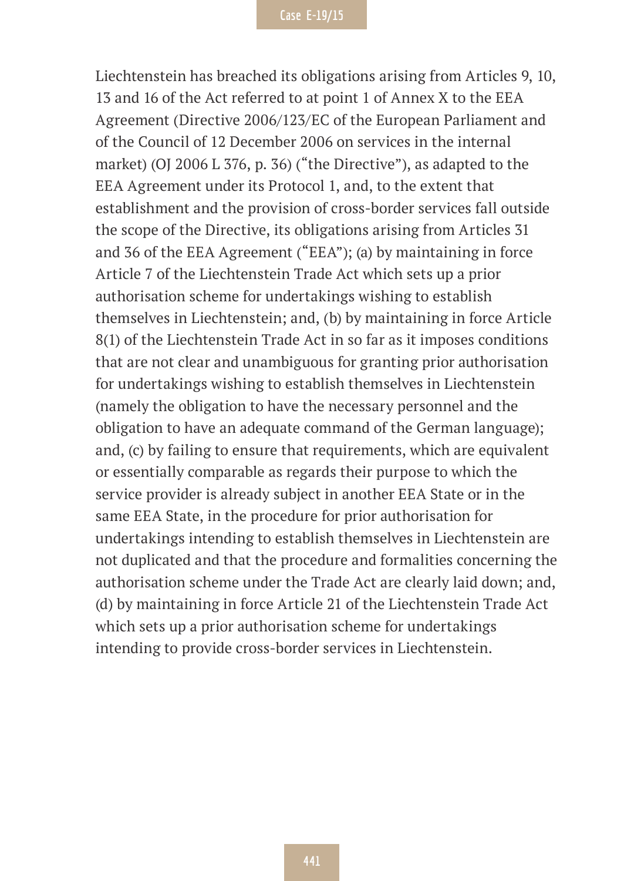Liechtenstein has breached its obligations arising from Articles 9, 10, 13 and 16 of the Act referred to at point 1 of Annex X to the EEA Agreement (Directive 2006/123/EC of the European Parliament and of the Council of 12 December 2006 on services in the internal market) (OJ 2006 L 376, p. 36) ("the Directive"), as adapted to the EEA Agreement under its Protocol 1, and, to the extent that establishment and the provision of cross-border services fall outside the scope of the Directive, its obligations arising from Articles 31 and 36 of the EEA Agreement ("EEA"); (a) by maintaining in force Article 7 of the Liechtenstein Trade Act which sets up a prior authorisation scheme for undertakings wishing to establish themselves in Liechtenstein; and, (b) by maintaining in force Article 8(1) of the Liechtenstein Trade Act in so far as it imposes conditions that are not clear and unambiguous for granting prior authorisation for undertakings wishing to establish themselves in Liechtenstein (namely the obligation to have the necessary personnel and the obligation to have an adequate command of the German language); and, (c) by failing to ensure that requirements, which are equivalent or essentially comparable as regards their purpose to which the service provider is already subject in another EEA State or in the same EEA State, in the procedure for prior authorisation for undertakings intending to establish themselves in Liechtenstein are not duplicated and that the procedure and formalities concerning the authorisation scheme under the Trade Act are clearly laid down; and, (d) by maintaining in force Article 21 of the Liechtenstein Trade Act which sets up a prior authorisation scheme for undertakings intending to provide cross-border services in Liechtenstein.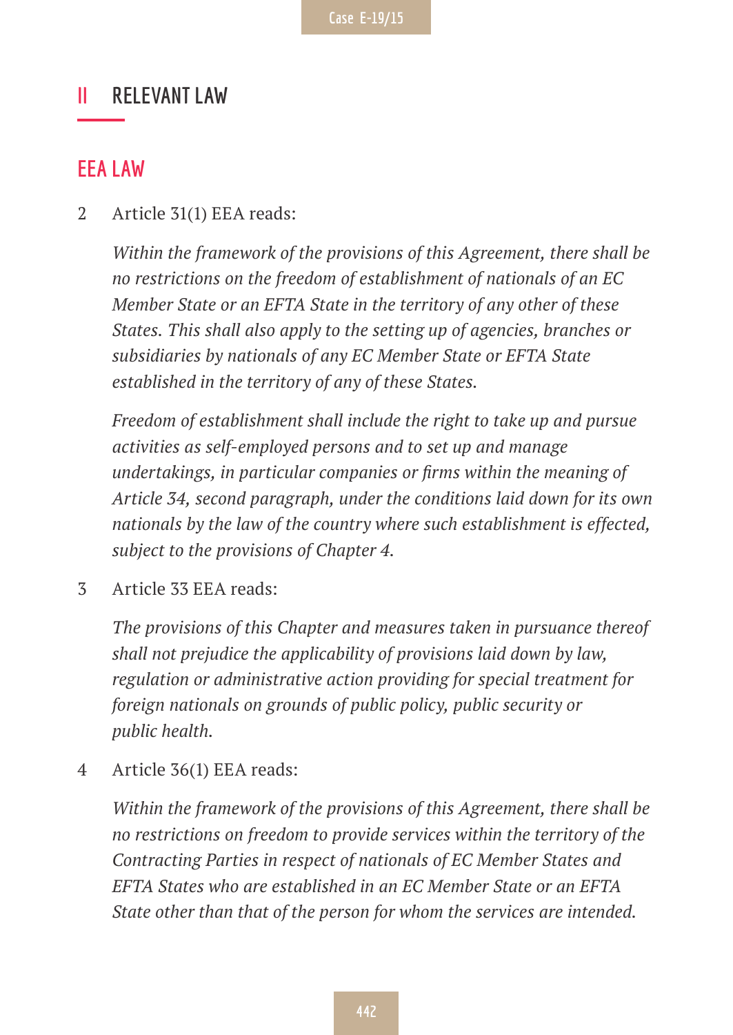## II RELEVANT LAW

### EEA LAW

2 Article 31(1) EEA reads:

*Within the framework of the provisions of this Agreement, there shall be no restrictions on the freedom of establishment of nationals of an EC Member State or an EFTA State in the territory of any other of these States. This shall also apply to the setting up of agencies, branches or subsidiaries by nationals of any EC Member State or EFTA State established in the territory of any of these States.*

*Freedom of establishment shall include the right to take up and pursue activities as self-employed persons and to set up and manage undertakings, in particular companies or firms within the meaning of Article 34, second paragraph, under the conditions laid down for its own nationals by the law of the country where such establishment is effected, subject to the provisions of Chapter 4.*

3 Article 33 EEA reads:

*The provisions of this Chapter and measures taken in pursuance thereof shall not prejudice the applicability of provisions laid down by law, regulation or administrative action providing for special treatment for foreign nationals on grounds of public policy, public security or public health.*

4 Article 36(1) EEA reads:

*Within the framework of the provisions of this Agreement, there shall be no restrictions on freedom to provide services within the territory of the Contracting Parties in respect of nationals of EC Member States and EFTA States who are established in an EC Member State or an EFTA State other than that of the person for whom the services are intended.*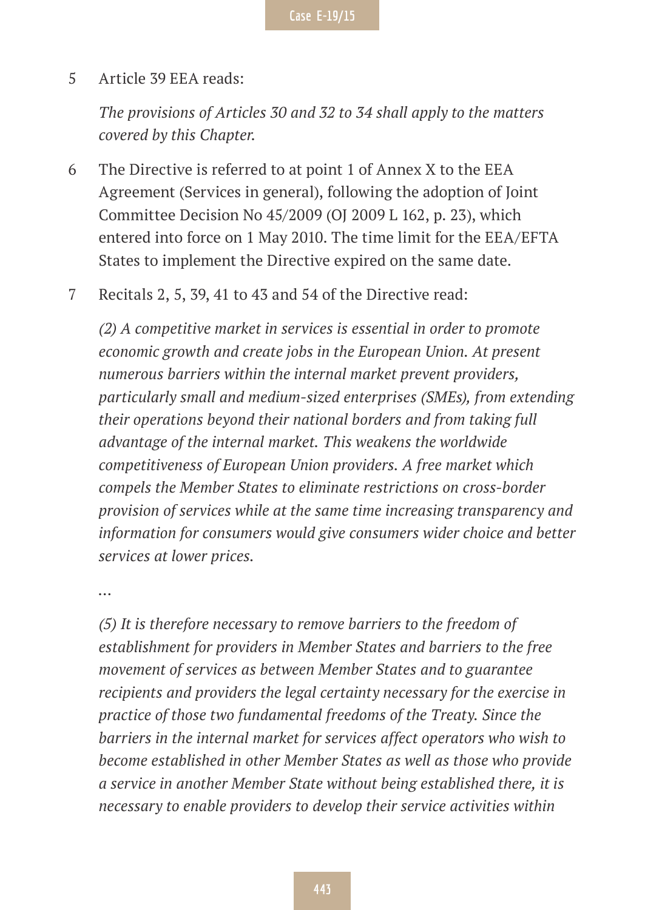5 Article 39 EEA reads:

*The provisions of Articles 30 and 32 to 34 shall apply to the matters covered by this Chapter.*

6 The Directive is referred to at point 1 of Annex X to the EEA Agreement (Services in general), following the adoption of Joint Committee Decision No 45/2009 (OJ 2009 L 162, p. 23), which entered into force on 1 May 2010. The time limit for the EEA/EFTA States to implement the Directive expired on the same date.

7 Recitals 2, 5, 39, 41 to 43 and 54 of the Directive read:

*(2) A competitive market in services is essential in order to promote economic growth and create jobs in the European Union. At present numerous barriers within the internal market prevent providers, particularly small and medium-sized enterprises (SMEs), from extending their operations beyond their national borders and from taking full advantage of the internal market. This weakens the worldwide competitiveness of European Union providers. A free market which compels the Member States to eliminate restrictions on cross-border provision of services while at the same time increasing transparency and information for consumers would give consumers wider choice and better services at lower prices.*

*…*

*(5) It is therefore necessary to remove barriers to the freedom of establishment for providers in Member States and barriers to the free movement of services as between Member States and to guarantee recipients and providers the legal certainty necessary for the exercise in practice of those two fundamental freedoms of the Treaty. Since the barriers in the internal market for services affect operators who wish to become established in other Member States as well as those who provide a service in another Member State without being established there, it is necessary to enable providers to develop their service activities within*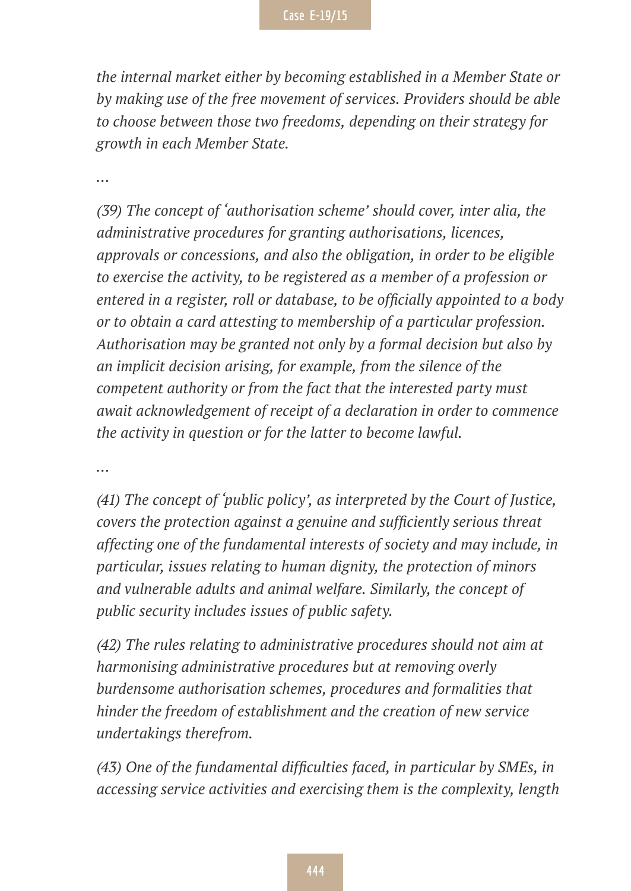*the internal market either by becoming established in a Member State or by making use of the free movement of services. Providers should be able to choose between those two freedoms, depending on their strategy for growth in each Member State.*

*…*

*(39) The concept of 'authorisation scheme' should cover, inter alia, the administrative procedures for granting authorisations, licences, approvals or concessions, and also the obligation, in order to be eligible to exercise the activity, to be registered as a member of a profession or entered in a register, roll or database, to be officially appointed to a body or to obtain a card attesting to membership of a particular profession. Authorisation may be granted not only by a formal decision but also by an implicit decision arising, for example, from the silence of the competent authority or from the fact that the interested party must await acknowledgement of receipt of a declaration in order to commence the activity in question or for the latter to become lawful.*

*…*

*(41) The concept of 'public policy', as interpreted by the Court of Justice, covers the protection against a genuine and sufficiently serious threat affecting one of the fundamental interests of society and may include, in particular, issues relating to human dignity, the protection of minors and vulnerable adults and animal welfare. Similarly, the concept of public security includes issues of public safety.*

*(42) The rules relating to administrative procedures should not aim at harmonising administrative procedures but at removing overly burdensome authorisation schemes, procedures and formalities that hinder the freedom of establishment and the creation of new service undertakings therefrom.*

*(43) One of the fundamental difficulties faced, in particular by SMEs, in accessing service activities and exercising them is the complexity, length*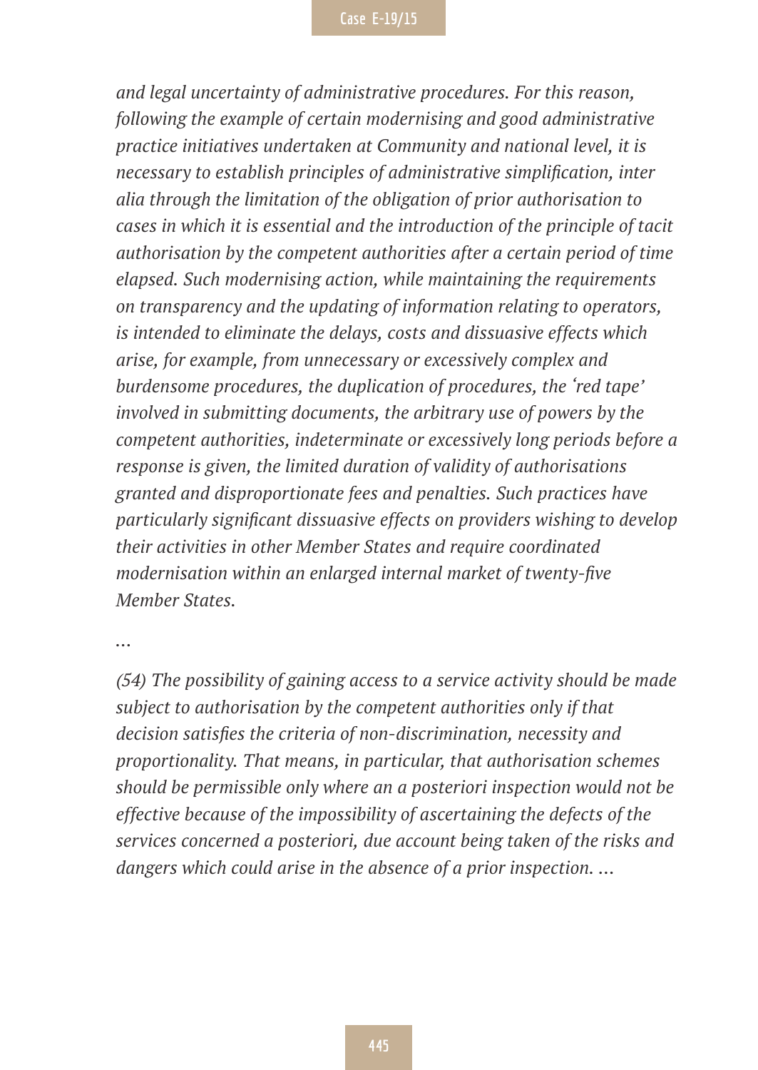*and legal uncertainty of administrative procedures. For this reason, following the example of certain modernising and good administrative practice initiatives undertaken at Community and national level, it is necessary to establish principles of administrative simplification, inter alia through the limitation of the obligation of prior authorisation to cases in which it is essential and the introduction of the principle of tacit authorisation by the competent authorities after a certain period of time elapsed. Such modernising action, while maintaining the requirements on transparency and the updating of information relating to operators, is intended to eliminate the delays, costs and dissuasive effects which arise, for example, from unnecessary or excessively complex and burdensome procedures, the duplication of procedures, the 'red tape' involved in submitting documents, the arbitrary use of powers by the competent authorities, indeterminate or excessively long periods before a response is given, the limited duration of validity of authorisations granted and disproportionate fees and penalties. Such practices have particularly significant dissuasive effects on providers wishing to develop their activities in other Member States and require coordinated modernisation within an enlarged internal market of twenty-five Member States.*

*…*

*(54) The possibility of gaining access to a service activity should be made subject to authorisation by the competent authorities only if that decision satisfies the criteria of non-discrimination, necessity and proportionality. That means, in particular, that authorisation schemes should be permissible only where an a posteriori inspection would not be effective because of the impossibility of ascertaining the defects of the services concerned a posteriori, due account being taken of the risks and dangers which could arise in the absence of a prior inspection. …*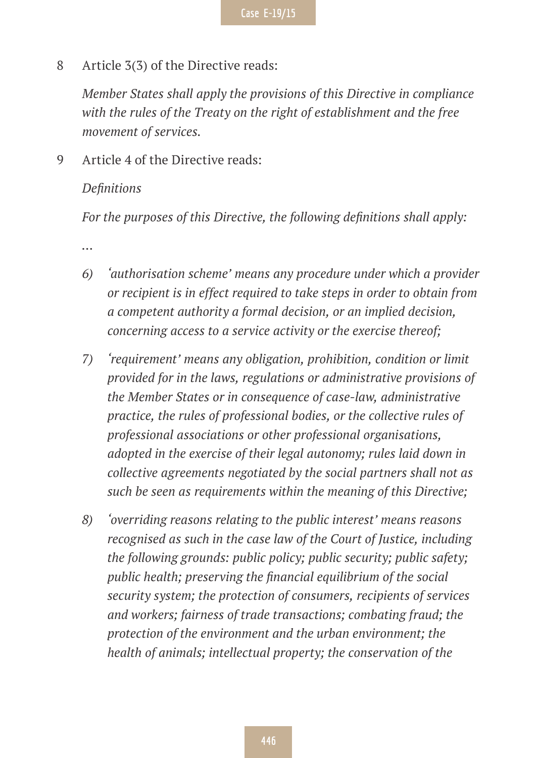8 Article 3(3) of the Directive reads:

*Member States shall apply the provisions of this Directive in compliance with the rules of the Treaty on the right of establishment and the free movement of services.*

9 Article 4 of the Directive reads:

*Definitions*

*For the purposes of this Directive, the following definitions shall apply:*

*…*

*6) ‘authorisation scheme’ means any procedure under which a provider or recipient is in effect required to take steps in order to obtain from a competent authority a formal decision, or an implied decision, concerning access to a service activity or the exercise thereof;*

*7) ‘requirement’ means any obligation, prohibition, condition or limit provided for in the laws, regulations or administrative provisions of the Member States or in consequence of case-law, administrative practice, the rules of professional bodies, or the collective rules of professional associations or other professional organisations, adopted in the exercise of their legal autonomy; rules laid down in collective agreements negotiated by the social partners shall not as such be seen as requirements within the meaning of this Directive;*

*8) ‘overriding reasons relating to the public interest’ means reasons recognised as such in the case law of the Court of Justice, including the following grounds: public policy; public security; public safety; public health; preserving the financial equilibrium of the social security system; the protection of consumers, recipients of services and workers; fairness of trade transactions; combating fraud; the protection of the environment and the urban environment; the health of animals; intellectual property; the conservation of the*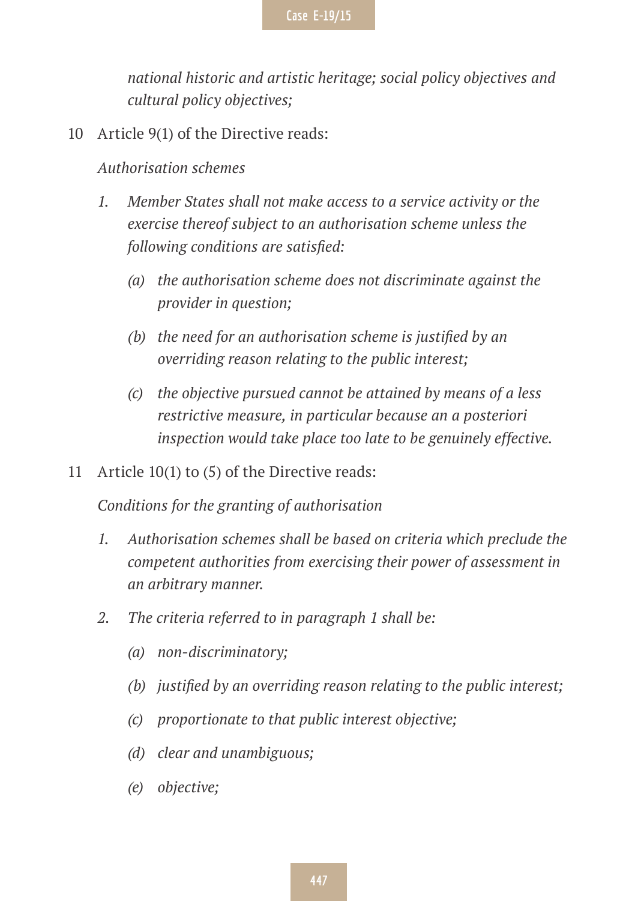*national historic and artistic heritage; social policy objectives and cultural policy objectives;*

10 Article 9(1) of the Directive reads:

*Authorisation schemes*

*1. Member States shall not make access to a service activity or the exercise thereof subject to an authorisation scheme unless the following conditions are satisfied:*

*(a) the authorisation scheme does not discriminate against the provider in question;*

*(b) the need for an authorisation scheme is justified by an overriding reason relating to the public interest;*

*(c) the objective pursued cannot be attained by means of a less restrictive measure, in particular because an a posteriori inspection would take place too late to be genuinely effective.*

11 Article 10(1) to (5) of the Directive reads:

*Conditions for the granting of authorisation*

*1. Authorisation schemes shall be based on criteria which preclude the competent authorities from exercising their power of assessment in an arbitrary manner.*

*2. The criteria referred to in paragraph 1 shall be:*

*(a) non-discriminatory;*

*(b) justified by an overriding reason relating to the public interest;*

*(c) proportionate to that public interest objective;*

*(d) clear and unambiguous;*

*(e) objective;*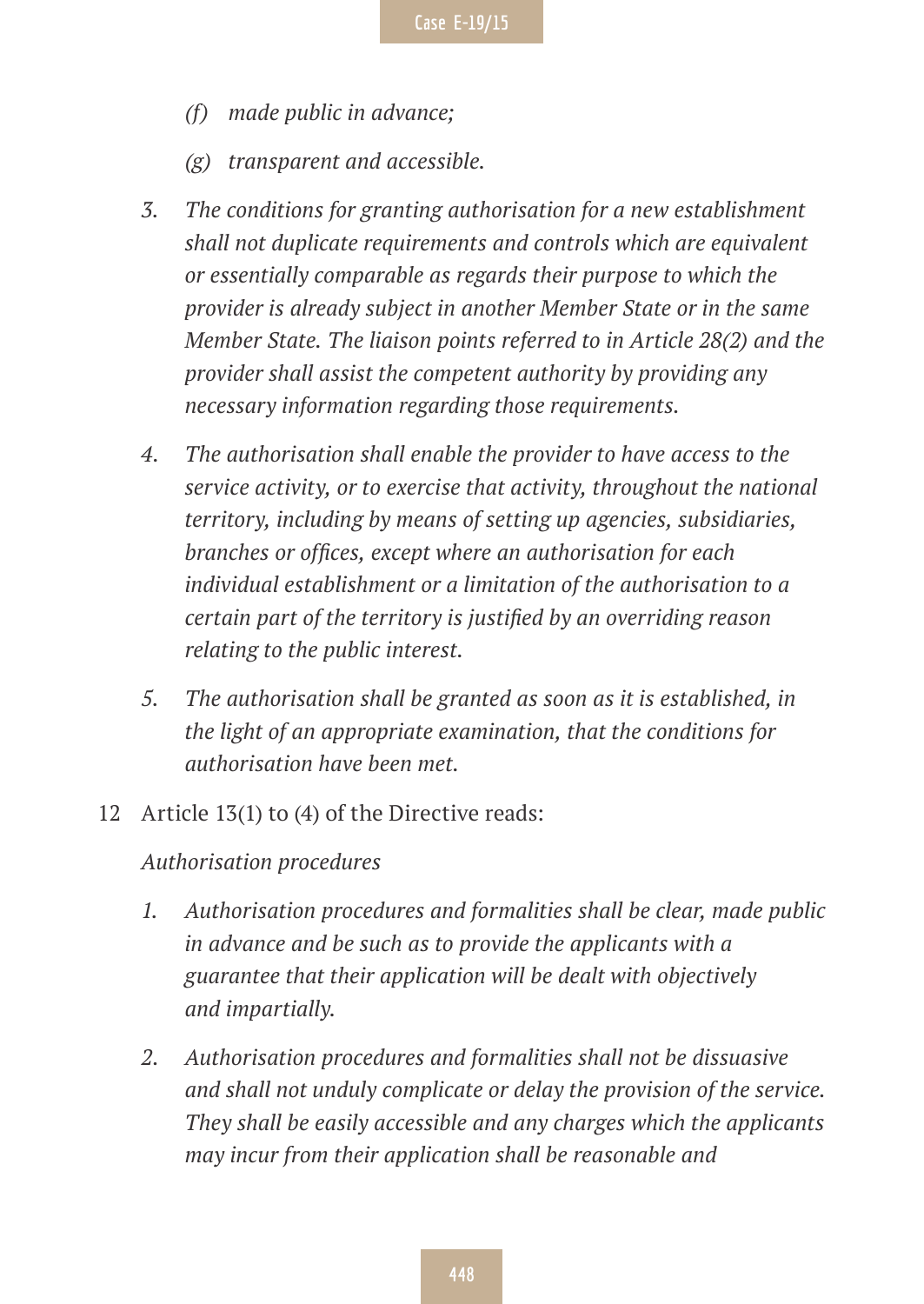*(f) made public in advance;*

*(g) transparent and accessible.*

*3. The conditions for granting authorisation for a new establishment shall not duplicate requirements and controls which are equivalent or essentially comparable as regards their purpose to which the provider is already subject in another Member State or in the same Member State. The liaison points referred to in Article 28(2) and the provider shall assist the competent authority by providing any necessary information regarding those requirements.*

*4. The authorisation shall enable the provider to have access to the service activity, or to exercise that activity, throughout the national territory, including by means of setting up agencies, subsidiaries, branches or offices, except where an authorisation for each individual establishment or a limitation of the authorisation to a certain part of the territory is justified by an overriding reason relating to the public interest.*

*5. The authorisation shall be granted as soon as it is established, in the light of an appropriate examination, that the conditions for authorisation have been met.*

12 Article 13(1) to (4) of the Directive reads:

*Authorisation procedures*

*1. Authorisation procedures and formalities shall be clear, made public in advance and be such as to provide the applicants with a guarantee that their application will be dealt with objectively and impartially.*

*2. Authorisation procedures and formalities shall not be dissuasive and shall not unduly complicate or delay the provision of the service. They shall be easily accessible and any charges which the applicants may incur from their application shall be reasonable and*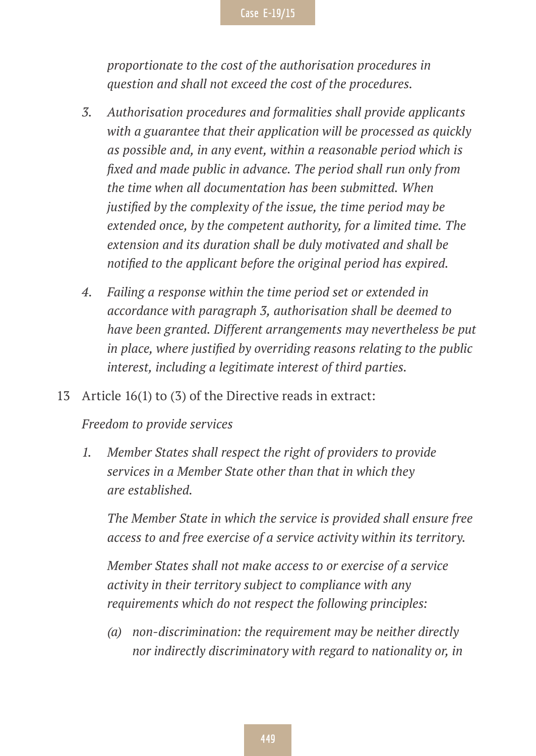*proportionate to the cost of the authorisation procedures in question and shall not exceed the cost of the procedures.*

3. *Authorisation procedures and formalities shall provide applicants with a guarantee that their application will be processed as quickly as possible and, in any event, within a reasonable period which is fixed and made public in advance. The period shall run only from the time when all documentation has been submitted. When justified by the complexity of the issue, the time period may be extended once, by the competent authority, for a limited time. The extension and its duration shall be duly motivated and shall be notified to the applicant before the original period has expired.*

4. *Failing a response within the time period set or extended in accordance with paragraph 3, authorisation shall be deemed to have been granted. Different arrangements may nevertheless be put in place, where justified by overriding reasons relating to the public interest, including a legitimate interest of third parties.*

13 Article 16(1) to (3) of the Directive reads in extract:

*Freedom to provide services*

1. *Member States shall respect the right of providers to provide services in a Member State other than that in which they are established.*

   *The Member State in which the service is provided shall ensure free access to and free exercise of a service activity within its territory.*

   *Member States shall not make access to or exercise of a service activity in their territory subject to compliance with any requirements which do not respect the following principles:*

   (a) *non-discrimination: the requirement may be neither directly nor indirectly discriminatory with regard to nationality or, in*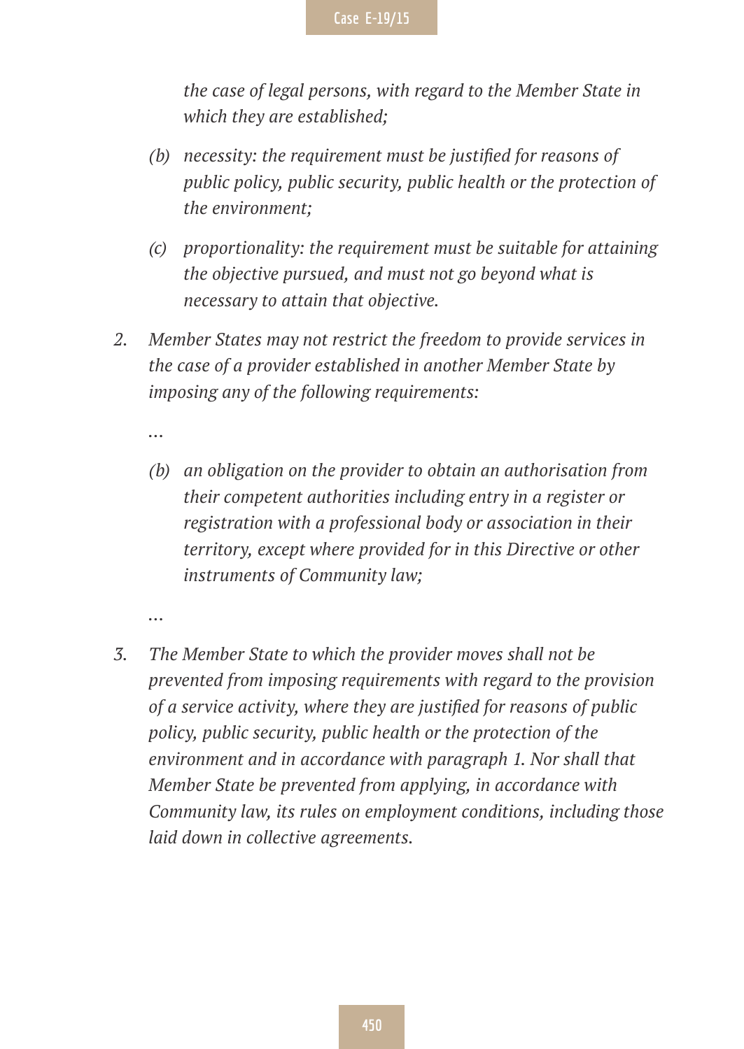*the case of legal persons, with regard to the Member State in which they are established;*

*(b) necessity: the requirement must be justified for reasons of public policy, public security, public health or the protection of the environment;*

*(c) proportionality: the requirement must be suitable for attaining the objective pursued, and must not go beyond what is necessary to attain that objective.*

*2. Member States may not restrict the freedom to provide services in the case of a provider established in another Member State by imposing any of the following requirements:*

*…*

*(b) an obligation on the provider to obtain an authorisation from their competent authorities including entry in a register or registration with a professional body or association in their territory, except where provided for in this Directive or other instruments of Community law;*

*…*

*3. The Member State to which the provider moves shall not be prevented from imposing requirements with regard to the provision of a service activity, where they are justified for reasons of public policy, public security, public health or the protection of the environment and in accordance with paragraph 1. Nor shall that Member State be prevented from applying, in accordance with Community law, its rules on employment conditions, including those laid down in collective agreements.*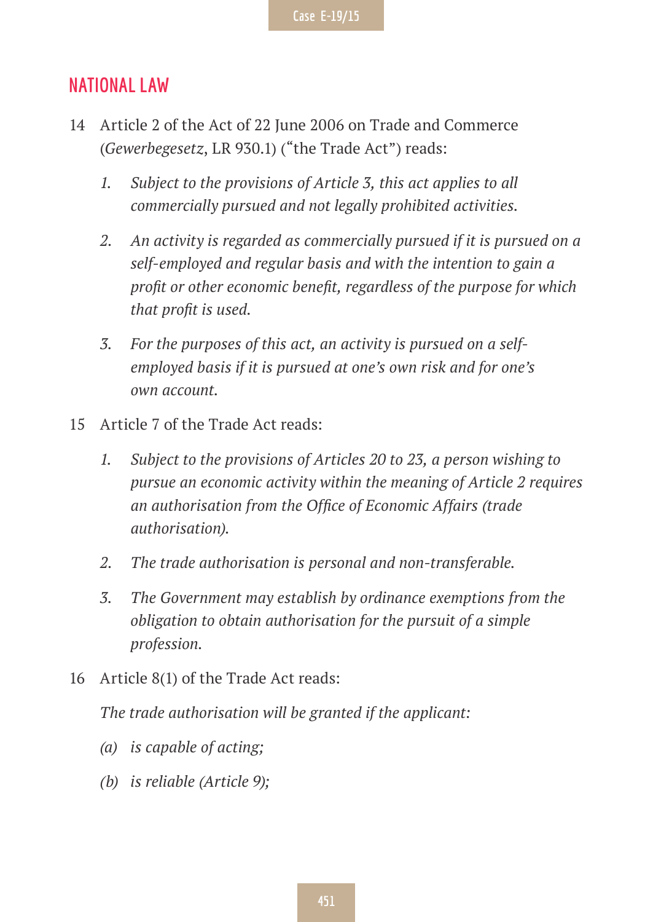## NATIONAL LAW

14 Article 2 of the Act of 22 June 2006 on Trade and Commerce (*Gewerbegesetz*, LR 930.1) ("the Trade Act") reads:

*1. Subject to the provisions of Article 3, this act applies to all commercially pursued and not legally prohibited activities.*

*2. An activity is regarded as commercially pursued if it is pursued on a self-employed and regular basis and with the intention to gain a profit or other economic benefit, regardless of the purpose for which that profit is used.*

*3. For the purposes of this act, an activity is pursued on a self-employed basis if it is pursued at one's own risk and for one's own account.*

15 Article 7 of the Trade Act reads:

*1. Subject to the provisions of Articles 20 to 23, a person wishing to pursue an economic activity within the meaning of Article 2 requires an authorisation from the Office of Economic Affairs (trade authorisation).*

*2. The trade authorisation is personal and non-transferable.*

*3. The Government may establish by ordinance exemptions from the obligation to obtain authorisation for the pursuit of a simple profession.*

16 Article 8(1) of the Trade Act reads:

*The trade authorisation will be granted if the applicant:*

*(a) is capable of acting;*

*(b) is reliable (Article 9);*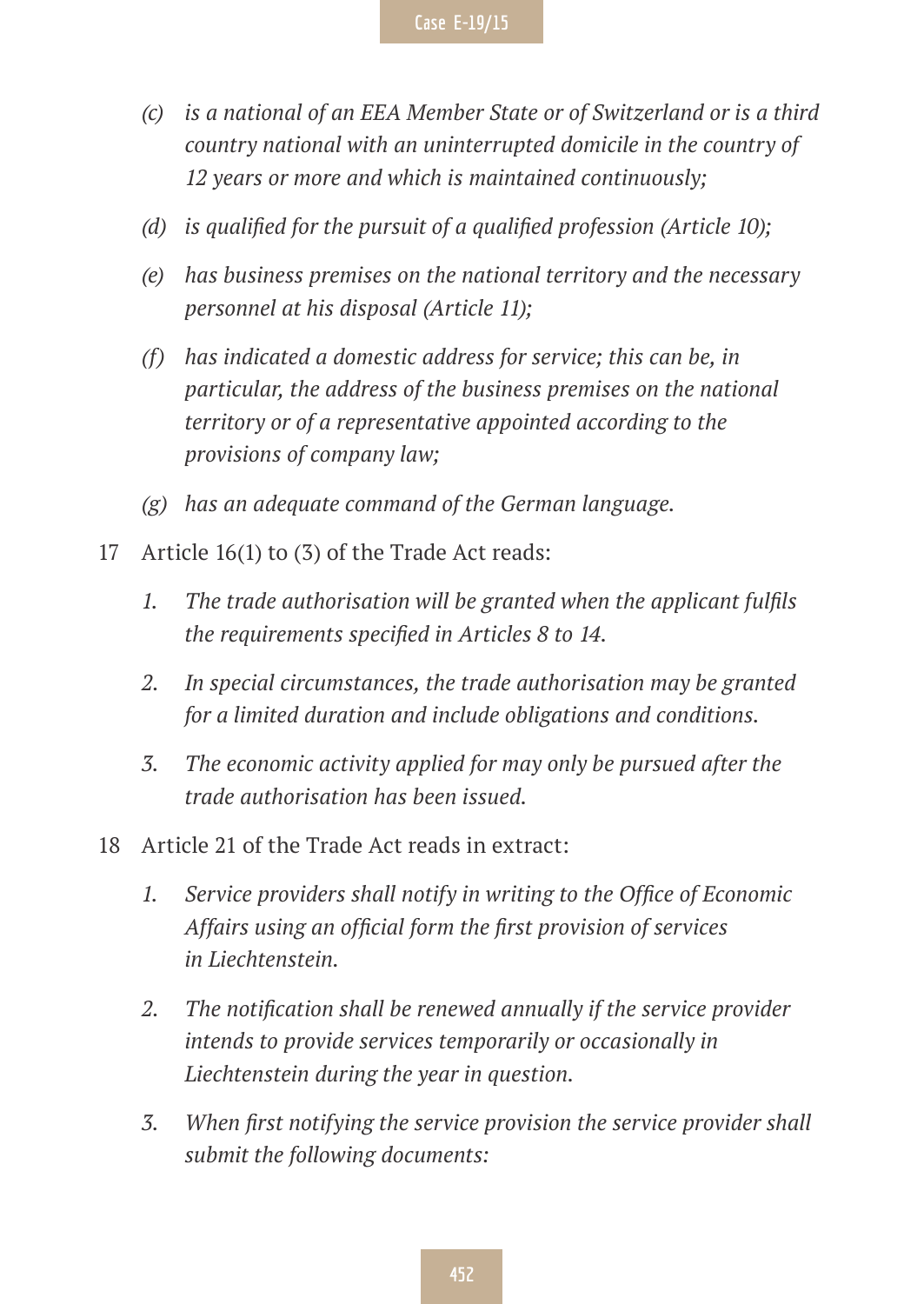- *(c)* *is a national of an EEA Member State or of Switzerland or is a third country national with an uninterrupted domicile in the country of 12 years or more and which is maintained continuously;*
- *(d)* *is qualified for the pursuit of a qualified profession (Article 10);*
- *(e)* *has business premises on the national territory and the necessary personnel at his disposal (Article 11);*
- *(f)* *has indicated a domestic address for service; this can be, in particular, the address of the business premises on the national territory or of a representative appointed according to the provisions of company law;*
- *(g)* *has an adequate command of the German language.*

17 Article 16(1) to (3) of the Trade Act reads:

1. *The trade authorisation will be granted when the applicant fulfils the requirements specified in Articles 8 to 14.*
2. *In special circumstances, the trade authorisation may be granted for a limited duration and include obligations and conditions.*
3. *The economic activity applied for may only be pursued after the trade authorisation has been issued.*

18 Article 21 of the Trade Act reads in extract:

1. *Service providers shall notify in writing to the Office of Economic Affairs using an official form the first provision of services in Liechtenstein.*
2. *The notification shall be renewed annually if the service provider intends to provide services temporarily or occasionally in Liechtenstein during the year in question.*
3. *When first notifying the service provision the service provider shall submit the following documents:*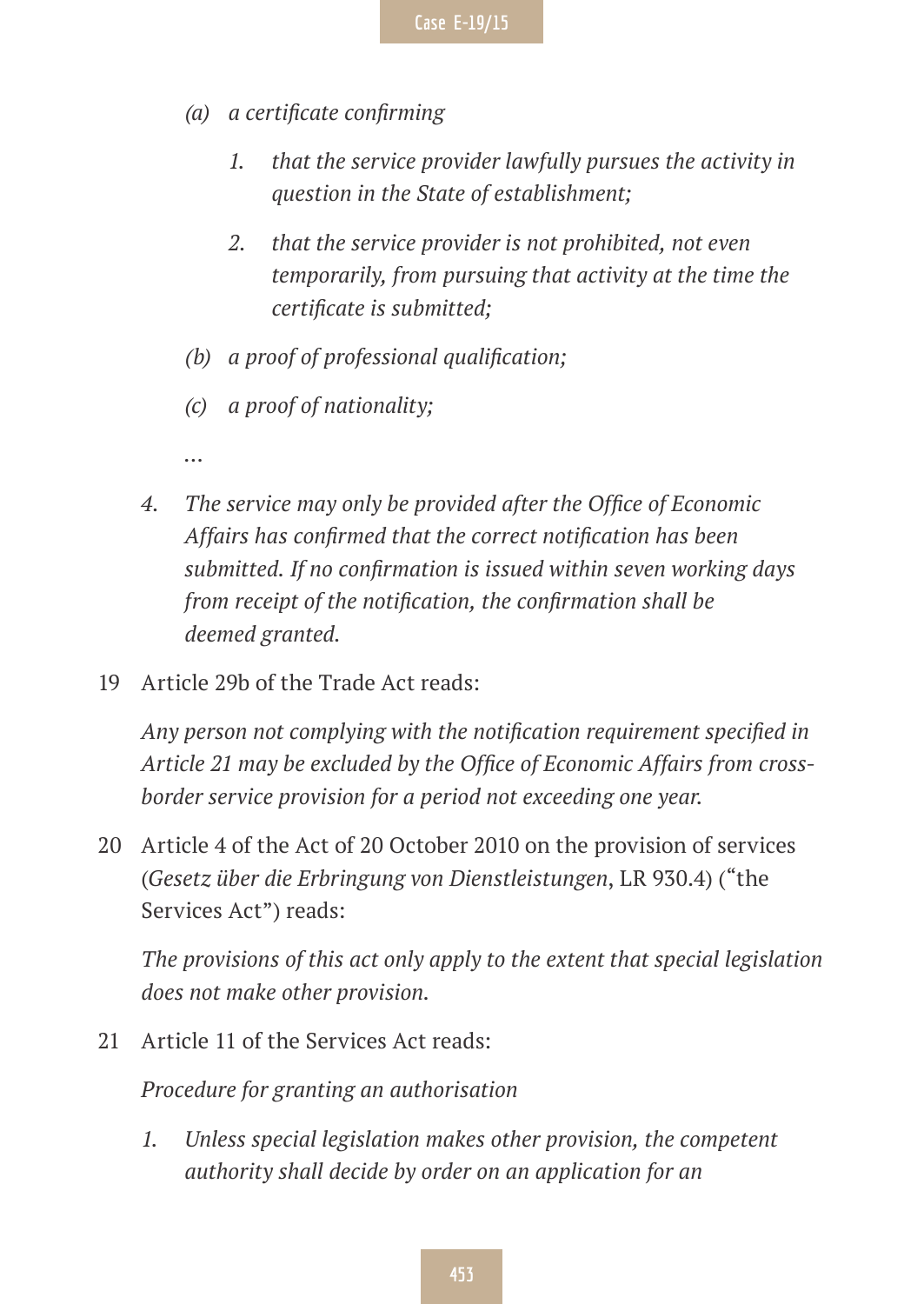*(a) a certificate confirming*

*1. that the service provider lawfully pursues the activity in question in the State of establishment;*

*2. that the service provider is not prohibited, not even temporarily, from pursuing that activity at the time the certificate is submitted;*

*(b) a proof of professional qualification;*

*(c) a proof of nationality;*

*…*

*4. The service may only be provided after the Office of Economic Affairs has confirmed that the correct notification has been submitted. If no confirmation is issued within seven working days from receipt of the notification, the confirmation shall be deemed granted.*

19 Article 29b of the Trade Act reads:

*Any person not complying with the notification requirement specified in Article 21 may be excluded by the Office of Economic Affairs from cross-border service provision for a period not exceeding one year.*

20 Article 4 of the Act of 20 October 2010 on the provision of services (*Gesetz über die Erbringung von Dienstleistungen*, LR 930.4) ("the Services Act") reads:

*The provisions of this act only apply to the extent that special legislation does not make other provision.*

21 Article 11 of the Services Act reads:

*Procedure for granting an authorisation*

*1. Unless special legislation makes other provision, the competent authority shall decide by order on an application for an*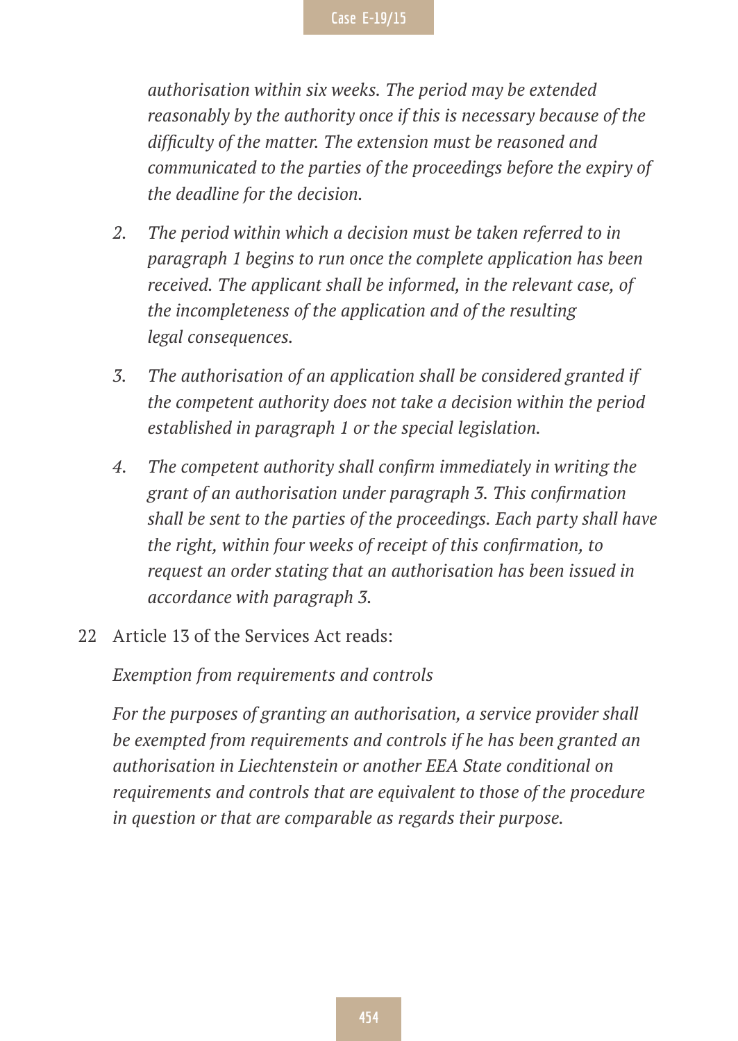*authorisation within six weeks. The period may be extended reasonably by the authority once if this is necessary because of the difficulty of the matter. The extension must be reasoned and communicated to the parties of the proceedings before the expiry of the deadline for the decision.*

2. *The period within which a decision must be taken referred to in paragraph 1 begins to run once the complete application has been received. The applicant shall be informed, in the relevant case, of the incompleteness of the application and of the resulting legal consequences.*

3. *The authorisation of an application shall be considered granted if the competent authority does not take a decision within the period established in paragraph 1 or the special legislation.*

4. *The competent authority shall confirm immediately in writing the grant of an authorisation under paragraph 3. This confirmation shall be sent to the parties of the proceedings. Each party shall have the right, within four weeks of receipt of this confirmation, to request an order stating that an authorisation has been issued in accordance with paragraph 3.*

22 Article 13 of the Services Act reads:

*Exemption from requirements and controls*

*For the purposes of granting an authorisation, a service provider shall be exempted from requirements and controls if he has been granted an authorisation in Liechtenstein or another EEA State conditional on requirements and controls that are equivalent to those of the procedure in question or that are comparable as regards their purpose.*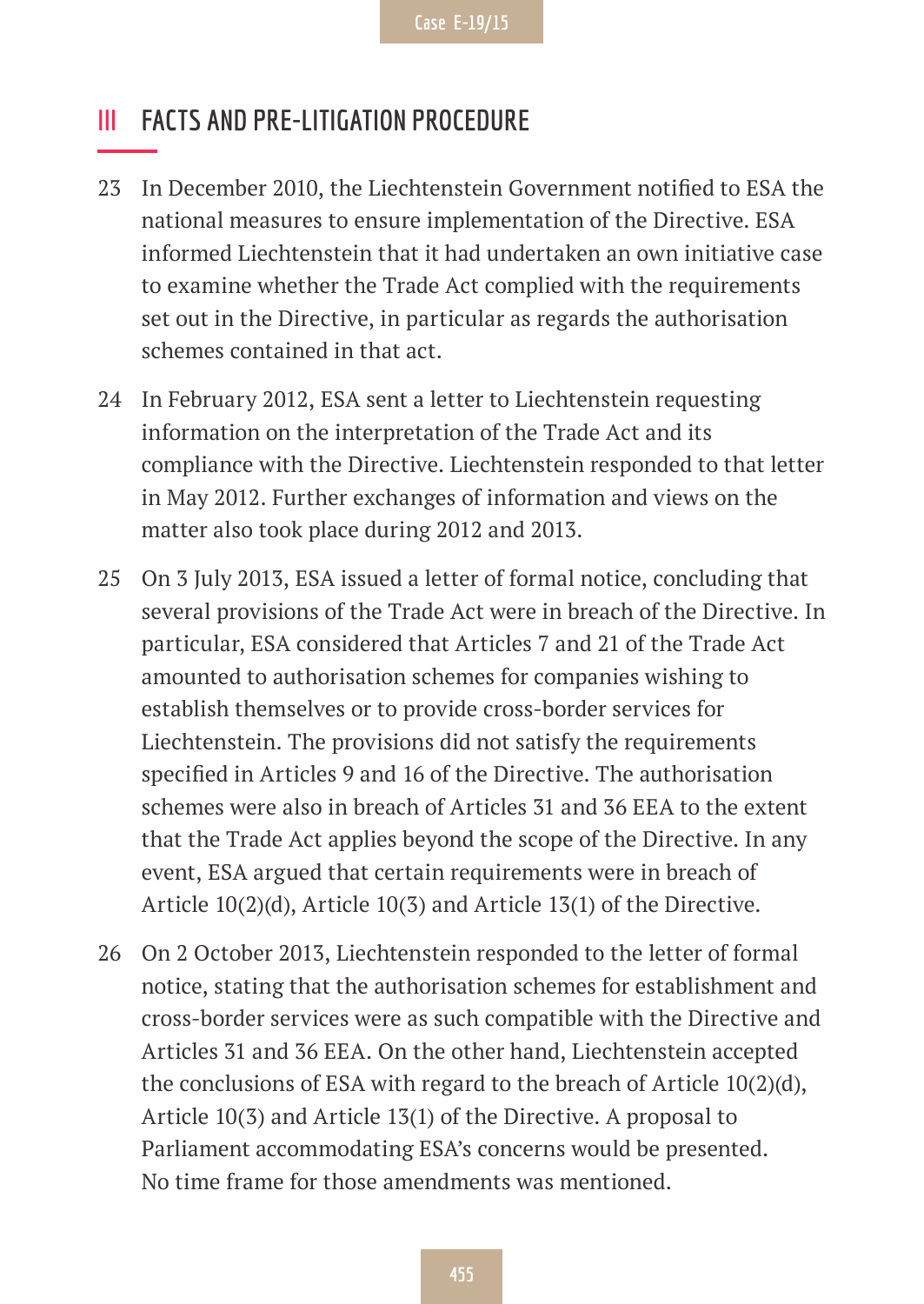## III FACTS AND PRE-LITIGATION PROCEDURE

23 In December 2010, the Liechtenstein Government notified to ESA the national measures to ensure implementation of the Directive. ESA informed Liechtenstein that it had undertaken an own initiative case to examine whether the Trade Act complied with the requirements set out in the Directive, in particular as regards the authorisation schemes contained in that act.

24 In February 2012, ESA sent a letter to Liechtenstein requesting information on the interpretation of the Trade Act and its compliance with the Directive. Liechtenstein responded to that letter in May 2012. Further exchanges of information and views on the matter also took place during 2012 and 2013.

25 On 3 July 2013, ESA issued a letter of formal notice, concluding that several provisions of the Trade Act were in breach of the Directive. In particular, ESA considered that Articles 7 and 21 of the Trade Act amounted to authorisation schemes for companies wishing to establish themselves or to provide cross-border services for Liechtenstein. The provisions did not satisfy the requirements specified in Articles 9 and 16 of the Directive. The authorisation schemes were also in breach of Articles 31 and 36 EEA to the extent that the Trade Act applies beyond the scope of the Directive. In any event, ESA argued that certain requirements were in breach of Article 10(2)(d), Article 10(3) and Article 13(1) of the Directive.

26 On 2 October 2013, Liechtenstein responded to the letter of formal notice, stating that the authorisation schemes for establishment and cross-border services were as such compatible with the Directive and Articles 31 and 36 EEA. On the other hand, Liechtenstein accepted the conclusions of ESA with regard to the breach of Article 10(2)(d), Article 10(3) and Article 13(1) of the Directive. A proposal to Parliament accommodating ESA's concerns would be presented. No time frame for those amendments was mentioned.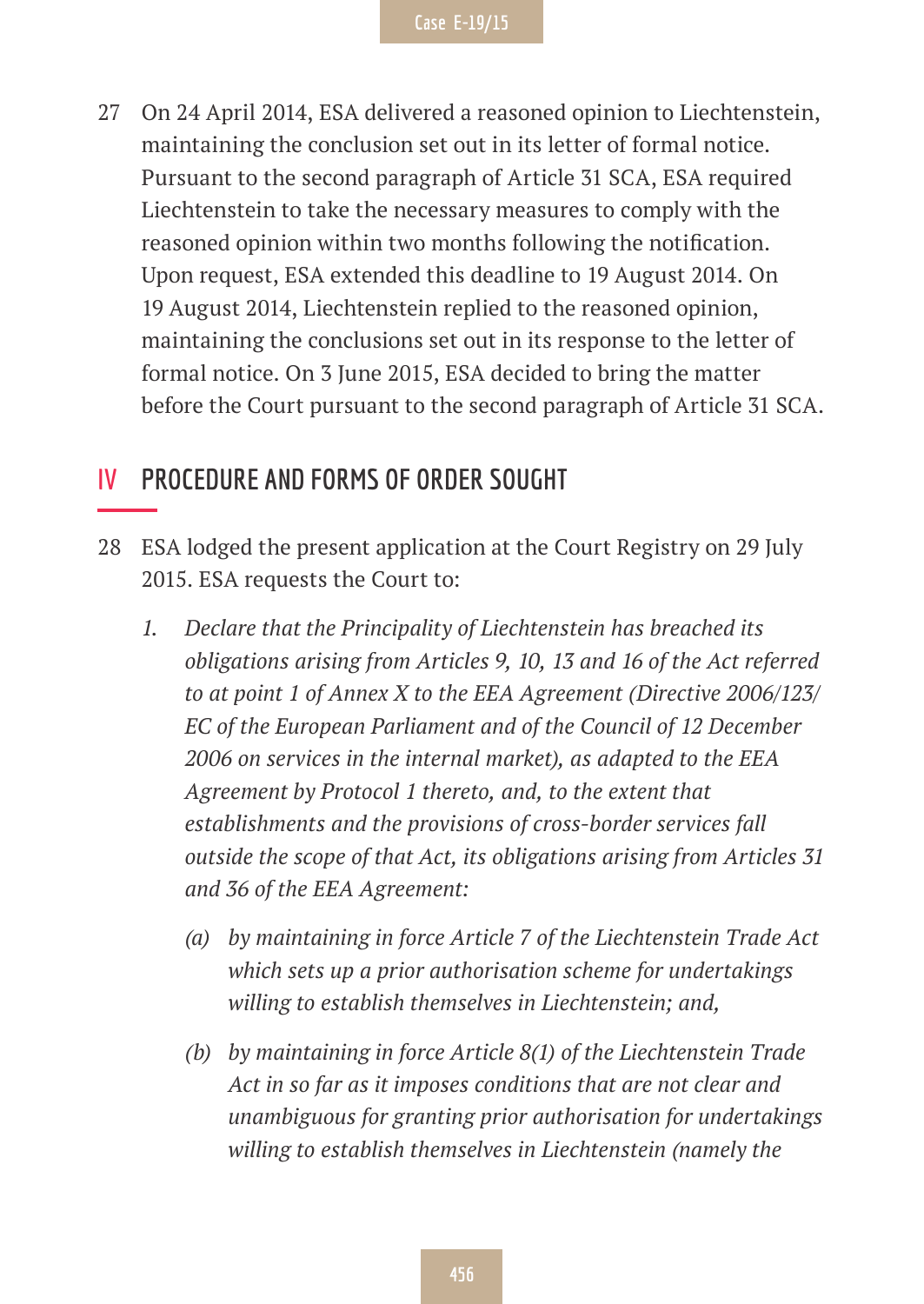27 On 24 April 2014, ESA delivered a reasoned opinion to Liechtenstein, maintaining the conclusion set out in its letter of formal notice. Pursuant to the second paragraph of Article 31 SCA, ESA required Liechtenstein to take the necessary measures to comply with the reasoned opinion within two months following the notification. Upon request, ESA extended this deadline to 19 August 2014. On 19 August 2014, Liechtenstein replied to the reasoned opinion, maintaining the conclusions set out in its response to the letter of formal notice. On 3 June 2015, ESA decided to bring the matter before the Court pursuant to the second paragraph of Article 31 SCA.

## IV PROCEDURE AND FORMS OF ORDER SOUGHT

28 ESA lodged the present application at the Court Registry on 29 July 2015. ESA requests the Court to:

*1. Declare that the Principality of Liechtenstein has breached its obligations arising from Articles 9, 10, 13 and 16 of the Act referred to at point 1 of Annex X to the EEA Agreement (Directive 2006/123/EC of the European Parliament and of the Council of 12 December 2006 on services in the internal market), as adapted to the EEA Agreement by Protocol 1 thereto, and, to the extent that establishments and the provisions of cross-border services fall outside the scope of that Act, its obligations arising from Articles 31 and 36 of the EEA Agreement:*

*(a) by maintaining in force Article 7 of the Liechtenstein Trade Act which sets up a prior authorisation scheme for undertakings willing to establish themselves in Liechtenstein; and,*

*(b) by maintaining in force Article 8(1) of the Liechtenstein Trade Act in so far as it imposes conditions that are not clear and unambiguous for granting prior authorisation for undertakings willing to establish themselves in Liechtenstein (namely the*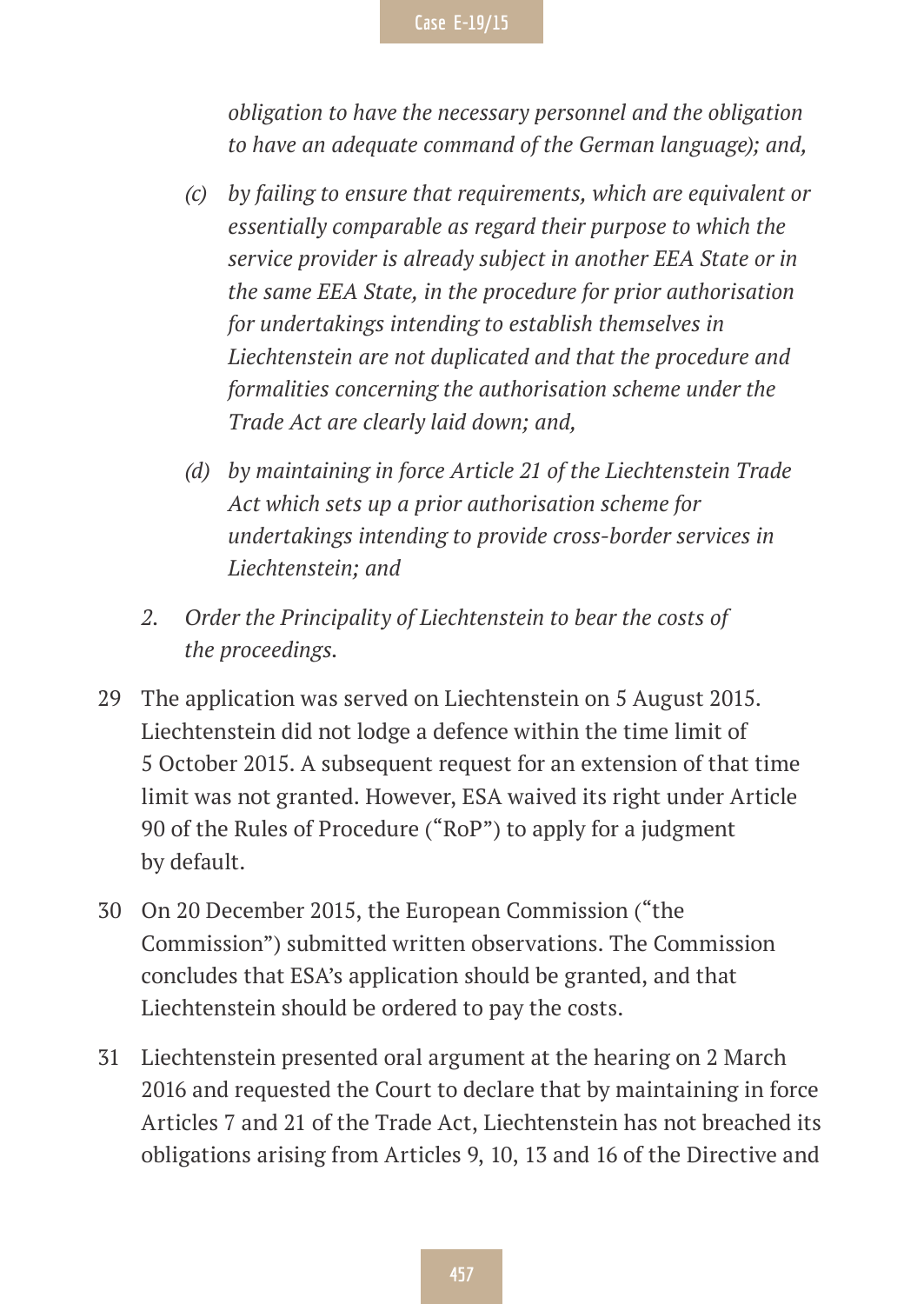*obligation to have the necessary personnel and the obligation to have an adequate command of the German language); and,*

*(c) by failing to ensure that requirements, which are equivalent or essentially comparable as regard their purpose to which the service provider is already subject in another EEA State or in the same EEA State, in the procedure for prior authorisation for undertakings intending to establish themselves in Liechtenstein are not duplicated and that the procedure and formalities concerning the authorisation scheme under the Trade Act are clearly laid down; and,*

*(d) by maintaining in force Article 21 of the Liechtenstein Trade Act which sets up a prior authorisation scheme for undertakings intending to provide cross-border services in Liechtenstein; and*

*2. Order the Principality of Liechtenstein to bear the costs of the proceedings.*

29 The application was served on Liechtenstein on 5 August 2015. Liechtenstein did not lodge a defence within the time limit of 5 October 2015. A subsequent request for an extension of that time limit was not granted. However, ESA waived its right under Article 90 of the Rules of Procedure ("RoP") to apply for a judgment by default.

30 On 20 December 2015, the European Commission ("the Commission") submitted written observations. The Commission concludes that ESA's application should be granted, and that Liechtenstein should be ordered to pay the costs.

31 Liechtenstein presented oral argument at the hearing on 2 March 2016 and requested the Court to declare that by maintaining in force Articles 7 and 21 of the Trade Act, Liechtenstein has not breached its obligations arising from Articles 9, 10, 13 and 16 of the Directive and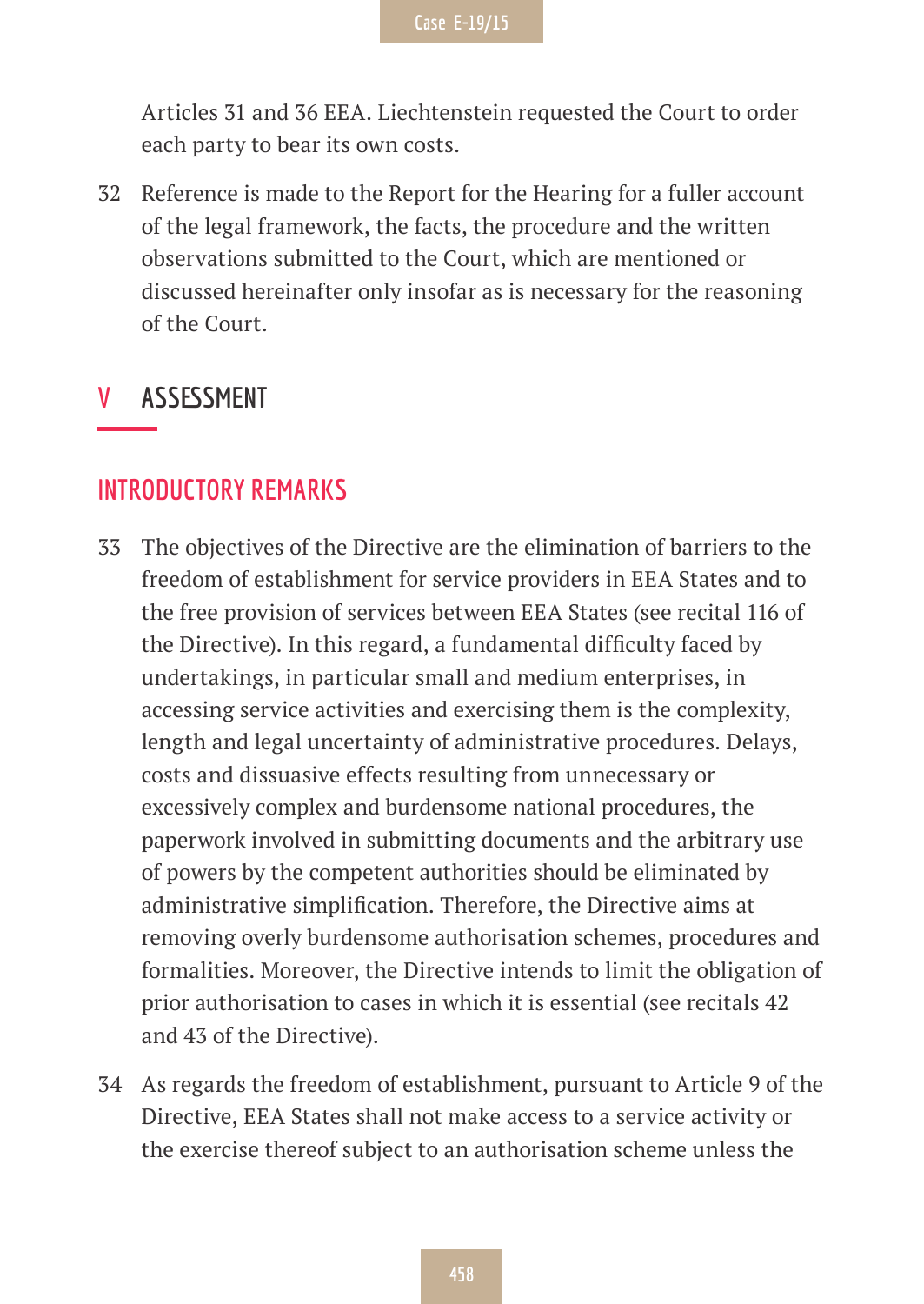Articles 31 and 36 EEA. Liechtenstein requested the Court to order each party to bear its own costs.

32 Reference is made to the Report for the Hearing for a fuller account of the legal framework, the facts, the procedure and the written observations submitted to the Court, which are mentioned or discussed hereinafter only insofar as is necessary for the reasoning of the Court.

## V ASSESSMENT

### INTRODUCTORY REMARKS

33 The objectives of the Directive are the elimination of barriers to the freedom of establishment for service providers in EEA States and to the free provision of services between EEA States (see recital 116 of the Directive). In this regard, a fundamental difficulty faced by undertakings, in particular small and medium enterprises, in accessing service activities and exercising them is the complexity, length and legal uncertainty of administrative procedures. Delays, costs and dissuasive effects resulting from unnecessary or excessively complex and burdensome national procedures, the paperwork involved in submitting documents and the arbitrary use of powers by the competent authorities should be eliminated by administrative simplification. Therefore, the Directive aims at removing overly burdensome authorisation schemes, procedures and formalities. Moreover, the Directive intends to limit the obligation of prior authorisation to cases in which it is essential (see recitals 42 and 43 of the Directive).

34 As regards the freedom of establishment, pursuant to Article 9 of the Directive, EEA States shall not make access to a service activity or the exercise thereof subject to an authorisation scheme unless the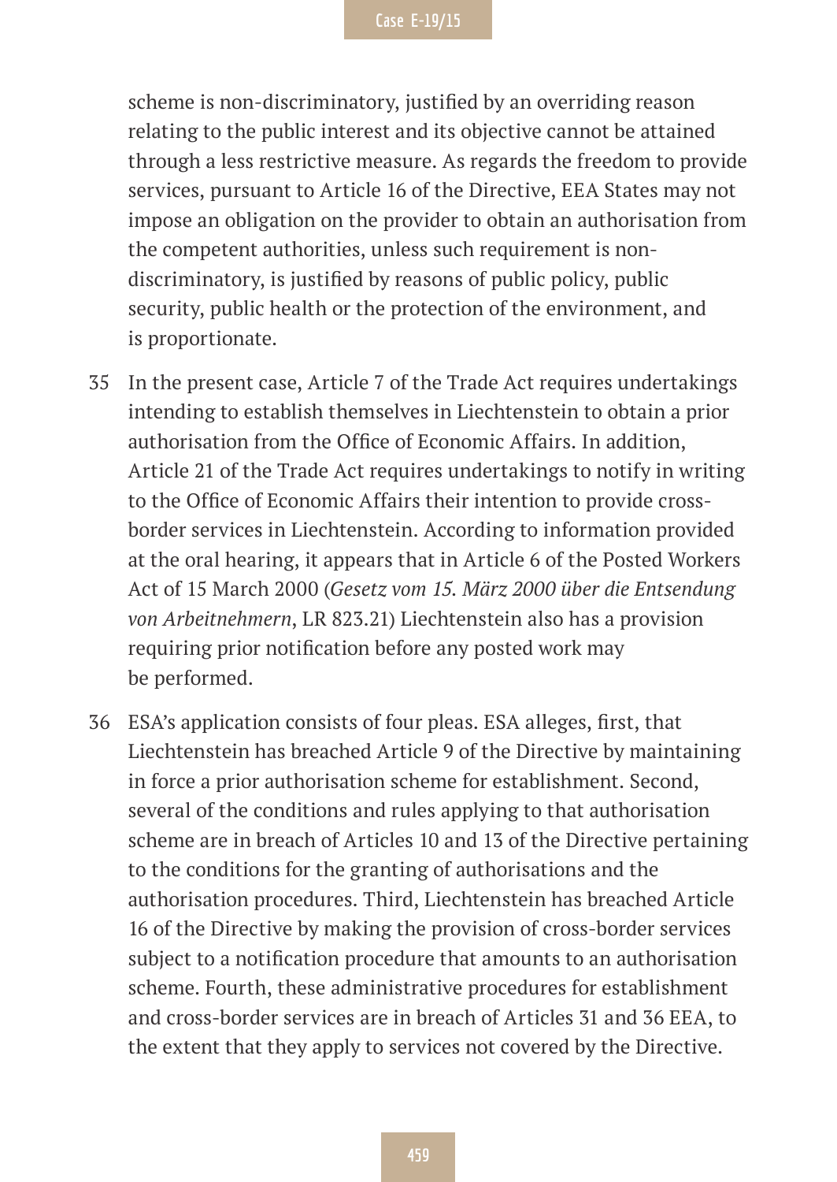scheme is non-discriminatory, justified by an overriding reason relating to the public interest and its objective cannot be attained through a less restrictive measure. As regards the freedom to provide services, pursuant to Article 16 of the Directive, EEA States may not impose an obligation on the provider to obtain an authorisation from the competent authorities, unless such requirement is non-discriminatory, is justified by reasons of public policy, public security, public health or the protection of the environment, and is proportionate.

35 In the present case, Article 7 of the Trade Act requires undertakings intending to establish themselves in Liechtenstein to obtain a prior authorisation from the Office of Economic Affairs. In addition, Article 21 of the Trade Act requires undertakings to notify in writing to the Office of Economic Affairs their intention to provide cross-border services in Liechtenstein. According to information provided at the oral hearing, it appears that in Article 6 of the Posted Workers Act of 15 March 2000 (*Gesetz vom 15. März 2000 über die Entsendung von Arbeitnehmern*, LR 823.21) Liechtenstein also has a provision requiring prior notification before any posted work may be performed.

36 ESA's application consists of four pleas. ESA alleges, first, that Liechtenstein has breached Article 9 of the Directive by maintaining in force a prior authorisation scheme for establishment. Second, several of the conditions and rules applying to that authorisation scheme are in breach of Articles 10 and 13 of the Directive pertaining to the conditions for the granting of authorisations and the authorisation procedures. Third, Liechtenstein has breached Article 16 of the Directive by making the provision of cross-border services subject to a notification procedure that amounts to an authorisation scheme. Fourth, these administrative procedures for establishment and cross-border services are in breach of Articles 31 and 36 EEA, to the extent that they apply to services not covered by the Directive.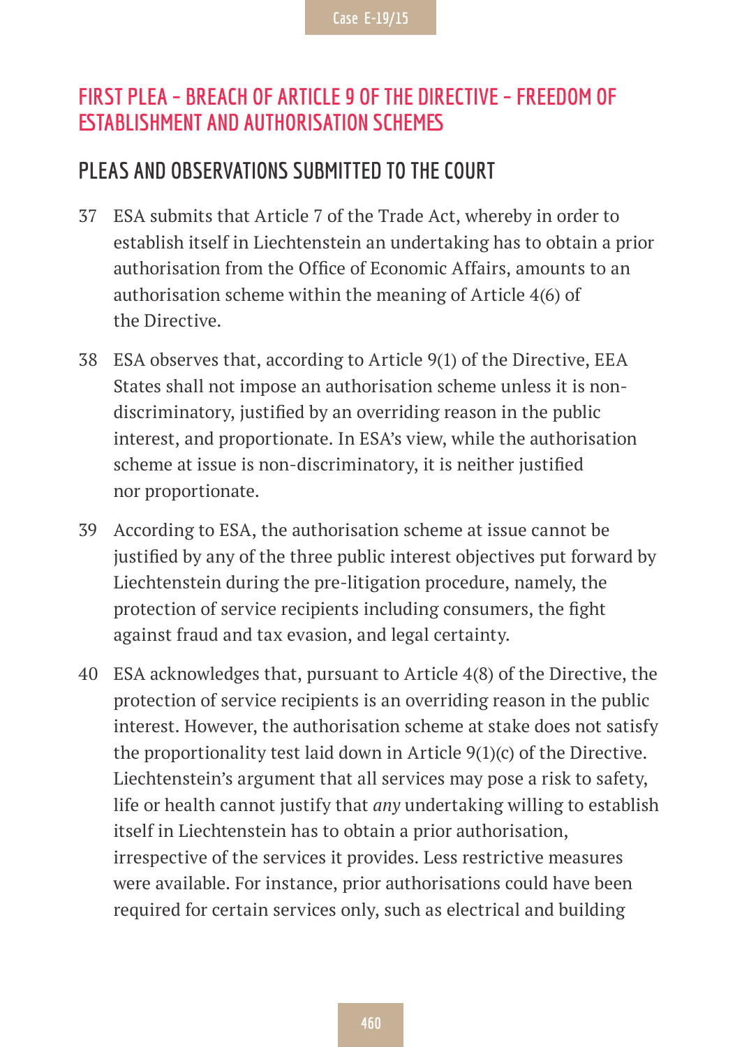## FIRST PLEA – BREACH OF ARTICLE 9 OF THE DIRECTIVE – FREEDOM OF ESTABLISHMENT AND AUTHORISATION SCHEMES

### PLEAS AND OBSERVATIONS SUBMITTED TO THE COURT

37 ESA submits that Article 7 of the Trade Act, whereby in order to establish itself in Liechtenstein an undertaking has to obtain a prior authorisation from the Office of Economic Affairs, amounts to an authorisation scheme within the meaning of Article 4(6) of the Directive.

38 ESA observes that, according to Article 9(1) of the Directive, EEA States shall not impose an authorisation scheme unless it is non-discriminatory, justified by an overriding reason in the public interest, and proportionate. In ESA's view, while the authorisation scheme at issue is non-discriminatory, it is neither justified nor proportionate.

39 According to ESA, the authorisation scheme at issue cannot be justified by any of the three public interest objectives put forward by Liechtenstein during the pre-litigation procedure, namely, the protection of service recipients including consumers, the fight against fraud and tax evasion, and legal certainty.

40 ESA acknowledges that, pursuant to Article 4(8) of the Directive, the protection of service recipients is an overriding reason in the public interest. However, the authorisation scheme at stake does not satisfy the proportionality test laid down in Article 9(1)(c) of the Directive. Liechtenstein's argument that all services may pose a risk to safety, life or health cannot justify that *any* undertaking willing to establish itself in Liechtenstein has to obtain a prior authorisation, irrespective of the services it provides. Less restrictive measures were available. For instance, prior authorisations could have been required for certain services only, such as electrical and building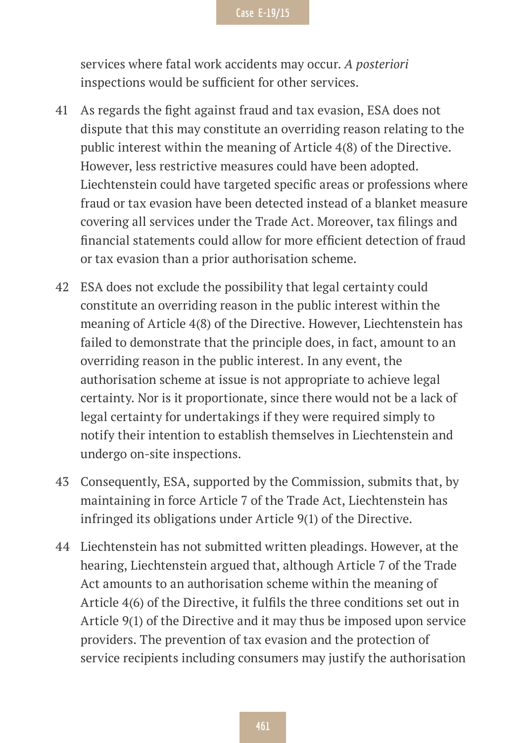services where fatal work accidents may occur. *A posteriori* inspections would be sufficient for other services.

41 As regards the fight against fraud and tax evasion, ESA does not dispute that this may constitute an overriding reason relating to the public interest within the meaning of Article 4(8) of the Directive. However, less restrictive measures could have been adopted. Liechtenstein could have targeted specific areas or professions where fraud or tax evasion have been detected instead of a blanket measure covering all services under the Trade Act. Moreover, tax filings and financial statements could allow for more efficient detection of fraud or tax evasion than a prior authorisation scheme.

42 ESA does not exclude the possibility that legal certainty could constitute an overriding reason in the public interest within the meaning of Article 4(8) of the Directive. However, Liechtenstein has failed to demonstrate that the principle does, in fact, amount to an overriding reason in the public interest. In any event, the authorisation scheme at issue is not appropriate to achieve legal certainty. Nor is it proportionate, since there would not be a lack of legal certainty for undertakings if they were required simply to notify their intention to establish themselves in Liechtenstein and undergo on-site inspections.

43 Consequently, ESA, supported by the Commission, submits that, by maintaining in force Article 7 of the Trade Act, Liechtenstein has infringed its obligations under Article 9(1) of the Directive.

44 Liechtenstein has not submitted written pleadings. However, at the hearing, Liechtenstein argued that, although Article 7 of the Trade Act amounts to an authorisation scheme within the meaning of Article 4(6) of the Directive, it fulfils the three conditions set out in Article 9(1) of the Directive and it may thus be imposed upon service providers. The prevention of tax evasion and the protection of service recipients including consumers may justify the authorisation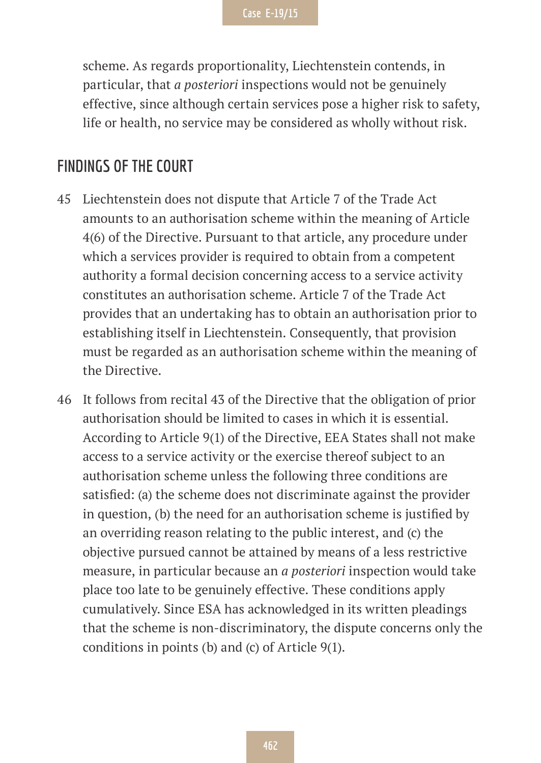scheme. As regards proportionality, Liechtenstein contends, in particular, that *a posteriori* inspections would not be genuinely effective, since although certain services pose a higher risk to safety, life or health, no service may be considered as wholly without risk.

## FINDINGS OF THE COURT

45 Liechtenstein does not dispute that Article 7 of the Trade Act amounts to an authorisation scheme within the meaning of Article 4(6) of the Directive. Pursuant to that article, any procedure under which a services provider is required to obtain from a competent authority a formal decision concerning access to a service activity constitutes an authorisation scheme. Article 7 of the Trade Act provides that an undertaking has to obtain an authorisation prior to establishing itself in Liechtenstein. Consequently, that provision must be regarded as an authorisation scheme within the meaning of the Directive.

46 It follows from recital 43 of the Directive that the obligation of prior authorisation should be limited to cases in which it is essential. According to Article 9(1) of the Directive, EEA States shall not make access to a service activity or the exercise thereof subject to an authorisation scheme unless the following three conditions are satisfied: (a) the scheme does not discriminate against the provider in question, (b) the need for an authorisation scheme is justified by an overriding reason relating to the public interest, and (c) the objective pursued cannot be attained by means of a less restrictive measure, in particular because an *a posteriori* inspection would take place too late to be genuinely effective. These conditions apply cumulatively. Since ESA has acknowledged in its written pleadings that the scheme is non-discriminatory, the dispute concerns only the conditions in points (b) and (c) of Article 9(1).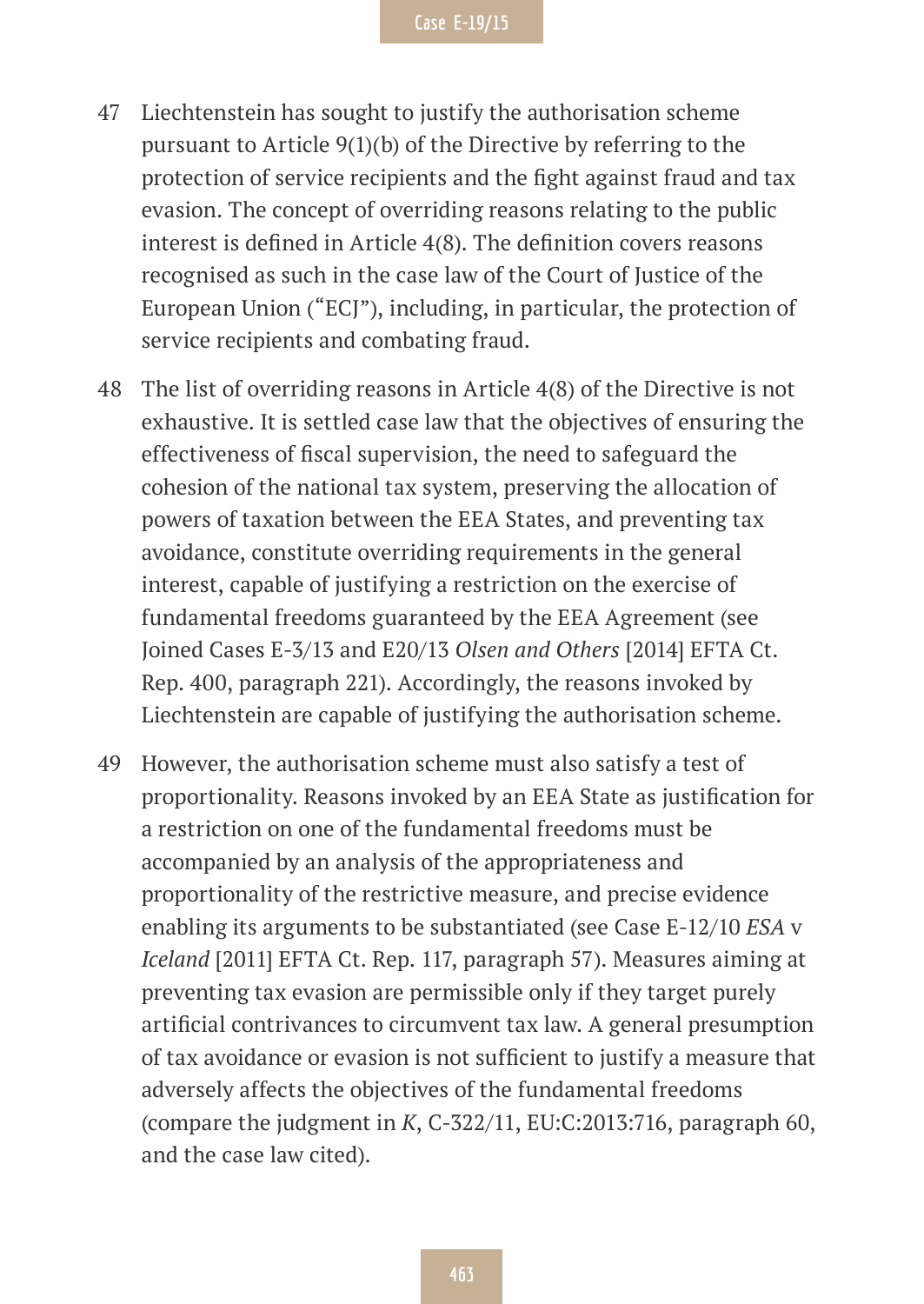47 Liechtenstein has sought to justify the authorisation scheme pursuant to Article 9(1)(b) of the Directive by referring to the protection of service recipients and the fight against fraud and tax evasion. The concept of overriding reasons relating to the public interest is defined in Article 4(8). The definition covers reasons recognised as such in the case law of the Court of Justice of the European Union ("ECJ"), including, in particular, the protection of service recipients and combating fraud.

48 The list of overriding reasons in Article 4(8) of the Directive is not exhaustive. It is settled case law that the objectives of ensuring the effectiveness of fiscal supervision, the need to safeguard the cohesion of the national tax system, preserving the allocation of powers of taxation between the EEA States, and preventing tax avoidance, constitute overriding requirements in the general interest, capable of justifying a restriction on the exercise of fundamental freedoms guaranteed by the EEA Agreement (see Joined Cases E-3/13 and E20/13 *Olsen and Others* [2014] EFTA Ct. Rep. 400, paragraph 221). Accordingly, the reasons invoked by Liechtenstein are capable of justifying the authorisation scheme.

49 However, the authorisation scheme must also satisfy a test of proportionality. Reasons invoked by an EEA State as justification for a restriction on one of the fundamental freedoms must be accompanied by an analysis of the appropriateness and proportionality of the restrictive measure, and precise evidence enabling its arguments to be substantiated (see Case E-12/10 *ESA* v *Iceland* [2011] EFTA Ct. Rep. 117, paragraph 57). Measures aiming at preventing tax evasion are permissible only if they target purely artificial contrivances to circumvent tax law. A general presumption of tax avoidance or evasion is not sufficient to justify a measure that adversely affects the objectives of the fundamental freedoms (compare the judgment in *K*, C-322/11, EU:C:2013:716, paragraph 60, and the case law cited).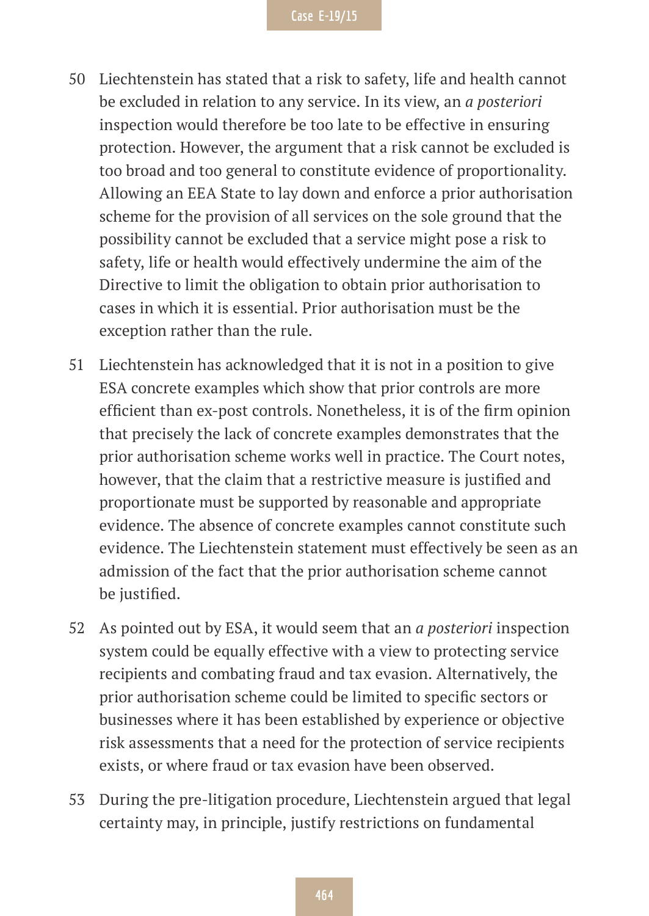50 Liechtenstein has stated that a risk to safety, life and health cannot be excluded in relation to any service. In its view, an *a posteriori* inspection would therefore be too late to be effective in ensuring protection. However, the argument that a risk cannot be excluded is too broad and too general to constitute evidence of proportionality. Allowing an EEA State to lay down and enforce a prior authorisation scheme for the provision of all services on the sole ground that the possibility cannot be excluded that a service might pose a risk to safety, life or health would effectively undermine the aim of the Directive to limit the obligation to obtain prior authorisation to cases in which it is essential. Prior authorisation must be the exception rather than the rule.

51 Liechtenstein has acknowledged that it is not in a position to give ESA concrete examples which show that prior controls are more efficient than ex-post controls. Nonetheless, it is of the firm opinion that precisely the lack of concrete examples demonstrates that the prior authorisation scheme works well in practice. The Court notes, however, that the claim that a restrictive measure is justified and proportionate must be supported by reasonable and appropriate evidence. The absence of concrete examples cannot constitute such evidence. The Liechtenstein statement must effectively be seen as an admission of the fact that the prior authorisation scheme cannot be justified.

52 As pointed out by ESA, it would seem that an *a posteriori* inspection system could be equally effective with a view to protecting service recipients and combating fraud and tax evasion. Alternatively, the prior authorisation scheme could be limited to specific sectors or businesses where it has been established by experience or objective risk assessments that a need for the protection of service recipients exists, or where fraud or tax evasion have been observed.

53 During the pre-litigation procedure, Liechtenstein argued that legal certainty may, in principle, justify restrictions on fundamental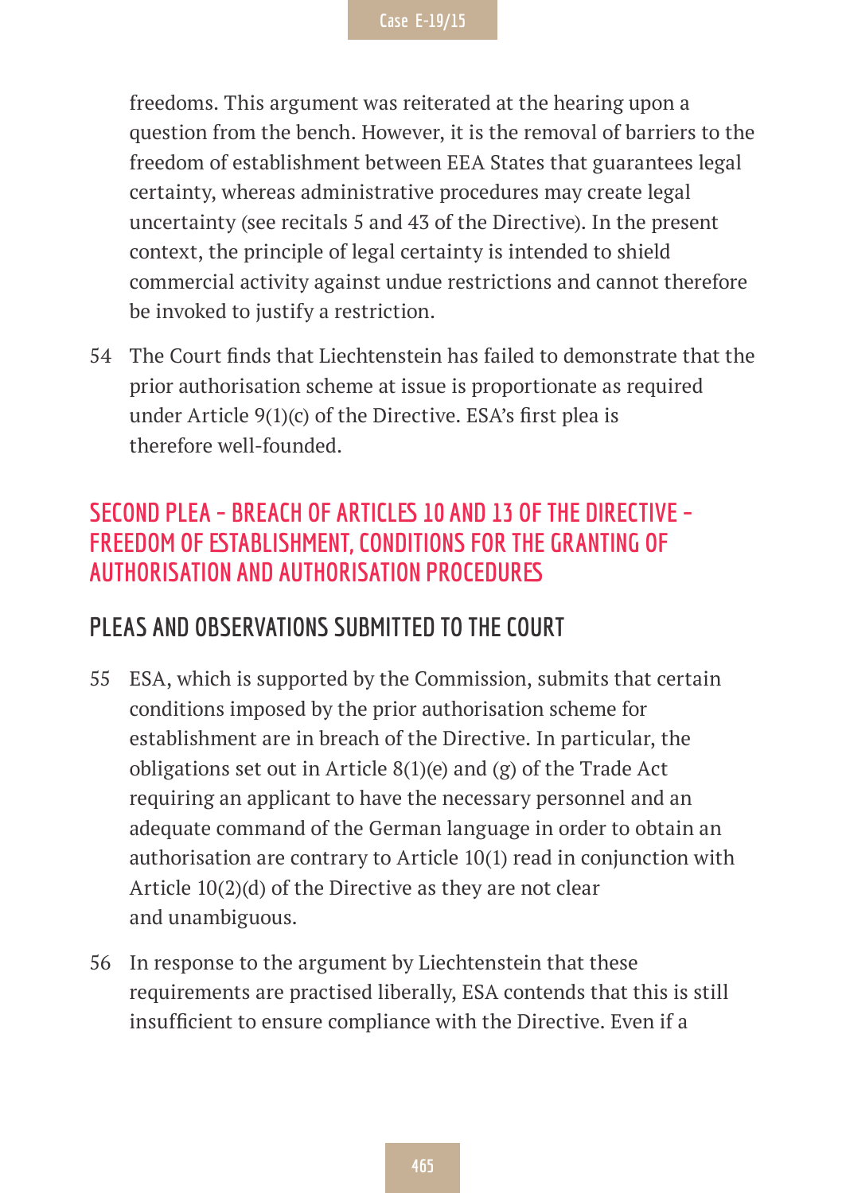freedoms. This argument was reiterated at the hearing upon a question from the bench. However, it is the removal of barriers to the freedom of establishment between EEA States that guarantees legal certainty, whereas administrative procedures may create legal uncertainty (see recitals 5 and 43 of the Directive). In the present context, the principle of legal certainty is intended to shield commercial activity against undue restrictions and cannot therefore be invoked to justify a restriction.

54 The Court finds that Liechtenstein has failed to demonstrate that the prior authorisation scheme at issue is proportionate as required under Article 9(1)(c) of the Directive. ESA's first plea is therefore well-founded.

## SECOND PLEA – BREACH OF ARTICLES 10 AND 13 OF THE DIRECTIVE – FREEDOM OF ESTABLISHMENT, CONDITIONS FOR THE GRANTING OF AUTHORISATION AND AUTHORISATION PROCEDURES

### PLEAS AND OBSERVATIONS SUBMITTED TO THE COURT

55 ESA, which is supported by the Commission, submits that certain conditions imposed by the prior authorisation scheme for establishment are in breach of the Directive. In particular, the obligations set out in Article 8(1)(e) and (g) of the Trade Act requiring an applicant to have the necessary personnel and an adequate command of the German language in order to obtain an authorisation are contrary to Article 10(1) read in conjunction with Article 10(2)(d) of the Directive as they are not clear and unambiguous.

56 In response to the argument by Liechtenstein that these requirements are practised liberally, ESA contends that this is still insufficient to ensure compliance with the Directive. Even if a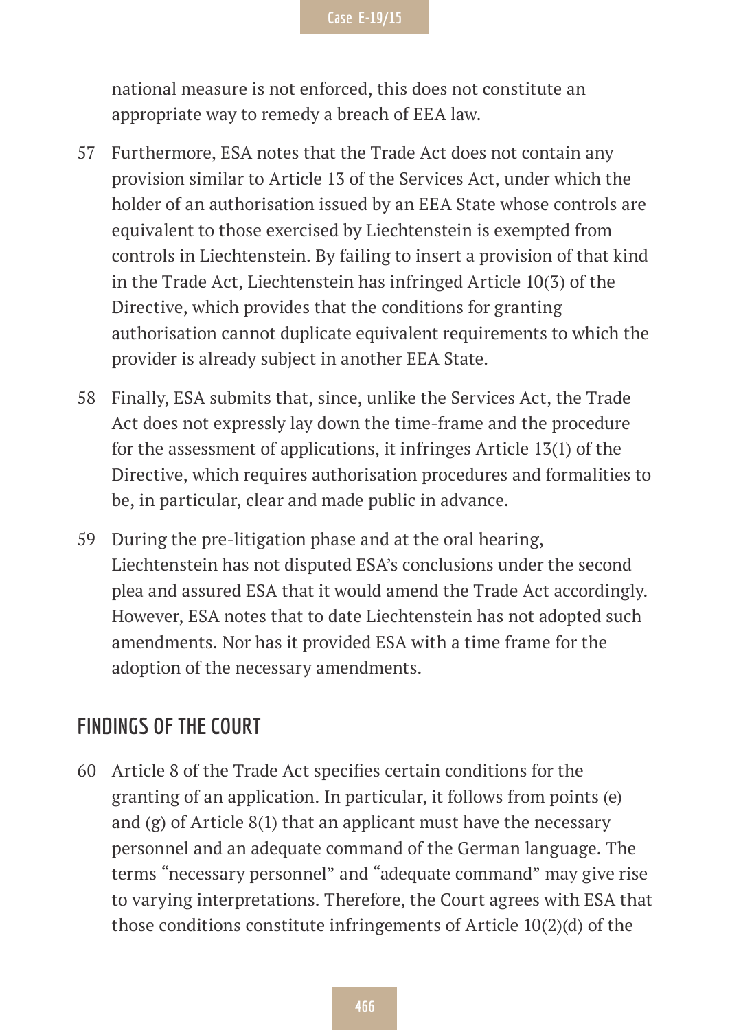national measure is not enforced, this does not constitute an appropriate way to remedy a breach of EEA law.

57 Furthermore, ESA notes that the Trade Act does not contain any provision similar to Article 13 of the Services Act, under which the holder of an authorisation issued by an EEA State whose controls are equivalent to those exercised by Liechtenstein is exempted from controls in Liechtenstein. By failing to insert a provision of that kind in the Trade Act, Liechtenstein has infringed Article 10(3) of the Directive, which provides that the conditions for granting authorisation cannot duplicate equivalent requirements to which the provider is already subject in another EEA State.

58 Finally, ESA submits that, since, unlike the Services Act, the Trade Act does not expressly lay down the time-frame and the procedure for the assessment of applications, it infringes Article 13(1) of the Directive, which requires authorisation procedures and formalities to be, in particular, clear and made public in advance.

59 During the pre-litigation phase and at the oral hearing, Liechtenstein has not disputed ESA's conclusions under the second plea and assured ESA that it would amend the Trade Act accordingly. However, ESA notes that to date Liechtenstein has not adopted such amendments. Nor has it provided ESA with a time frame for the adoption of the necessary amendments.

## FINDINGS OF THE COURT

60 Article 8 of the Trade Act specifies certain conditions for the granting of an application. In particular, it follows from points (e) and (g) of Article 8(1) that an applicant must have the necessary personnel and an adequate command of the German language. The terms "necessary personnel" and "adequate command" may give rise to varying interpretations. Therefore, the Court agrees with ESA that those conditions constitute infringements of Article 10(2)(d) of the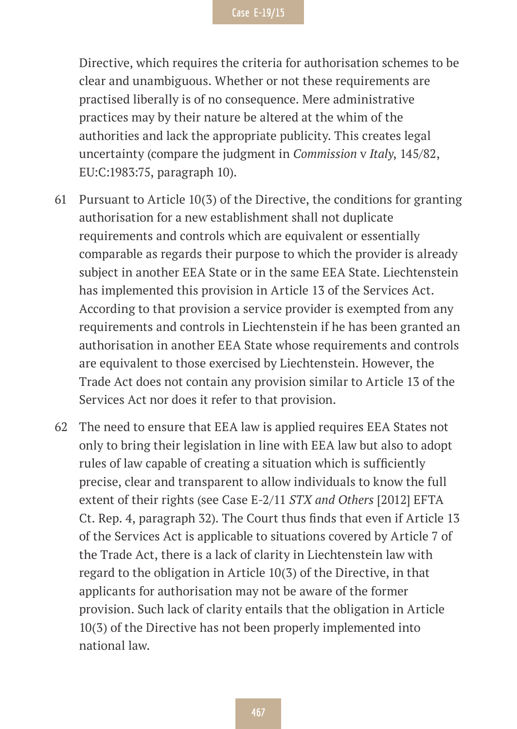Directive, which requires the criteria for authorisation schemes to be clear and unambiguous. Whether or not these requirements are practised liberally is of no consequence. Mere administrative practices may by their nature be altered at the whim of the authorities and lack the appropriate publicity. This creates legal uncertainty (compare the judgment in *Commission* v *Italy*, 145/82, EU:C:1983:75, paragraph 10).

61 Pursuant to Article 10(3) of the Directive, the conditions for granting authorisation for a new establishment shall not duplicate requirements and controls which are equivalent or essentially comparable as regards their purpose to which the provider is already subject in another EEA State or in the same EEA State. Liechtenstein has implemented this provision in Article 13 of the Services Act. According to that provision a service provider is exempted from any requirements and controls in Liechtenstein if he has been granted an authorisation in another EEA State whose requirements and controls are equivalent to those exercised by Liechtenstein. However, the Trade Act does not contain any provision similar to Article 13 of the Services Act nor does it refer to that provision.

62 The need to ensure that EEA law is applied requires EEA States not only to bring their legislation in line with EEA law but also to adopt rules of law capable of creating a situation which is sufficiently precise, clear and transparent to allow individuals to know the full extent of their rights (see Case E-2/11 *STX and Others* [2012] EFTA Ct. Rep. 4, paragraph 32). The Court thus finds that even if Article 13 of the Services Act is applicable to situations covered by Article 7 of the Trade Act, there is a lack of clarity in Liechtenstein law with regard to the obligation in Article 10(3) of the Directive, in that applicants for authorisation may not be aware of the former provision. Such lack of clarity entails that the obligation in Article 10(3) of the Directive has not been properly implemented into national law.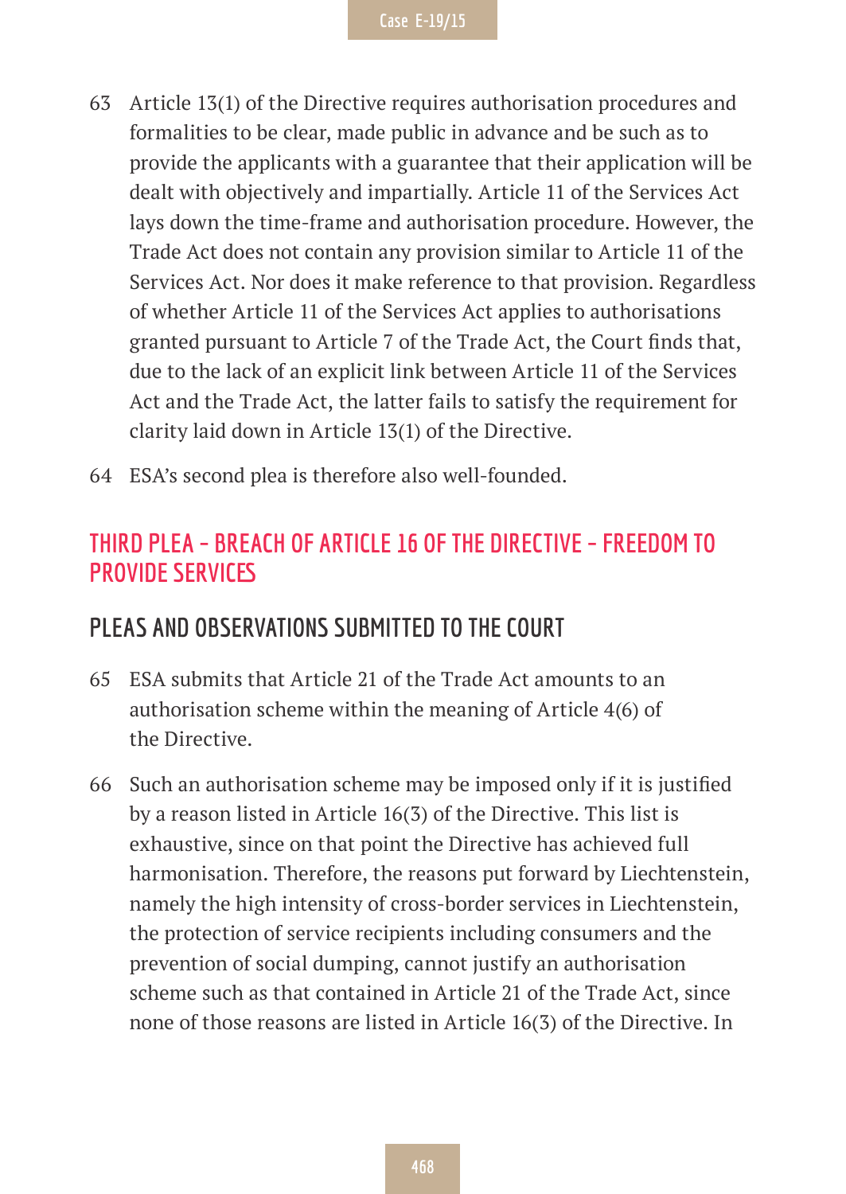63 Article 13(1) of the Directive requires authorisation procedures and formalities to be clear, made public in advance and be such as to provide the applicants with a guarantee that their application will be dealt with objectively and impartially. Article 11 of the Services Act lays down the time-frame and authorisation procedure. However, the Trade Act does not contain any provision similar to Article 11 of the Services Act. Nor does it make reference to that provision. Regardless of whether Article 11 of the Services Act applies to authorisations granted pursuant to Article 7 of the Trade Act, the Court finds that, due to the lack of an explicit link between Article 11 of the Services Act and the Trade Act, the latter fails to satisfy the requirement for clarity laid down in Article 13(1) of the Directive.

64 ESA's second plea is therefore also well-founded.

## THIRD PLEA – BREACH OF ARTICLE 16 OF THE DIRECTIVE – FREEDOM TO PROVIDE SERVICES

### PLEAS AND OBSERVATIONS SUBMITTED TO THE COURT

65 ESA submits that Article 21 of the Trade Act amounts to an authorisation scheme within the meaning of Article 4(6) of the Directive.

66 Such an authorisation scheme may be imposed only if it is justified by a reason listed in Article 16(3) of the Directive. This list is exhaustive, since on that point the Directive has achieved full harmonisation. Therefore, the reasons put forward by Liechtenstein, namely the high intensity of cross-border services in Liechtenstein, the protection of service recipients including consumers and the prevention of social dumping, cannot justify an authorisation scheme such as that contained in Article 21 of the Trade Act, since none of those reasons are listed in Article 16(3) of the Directive. In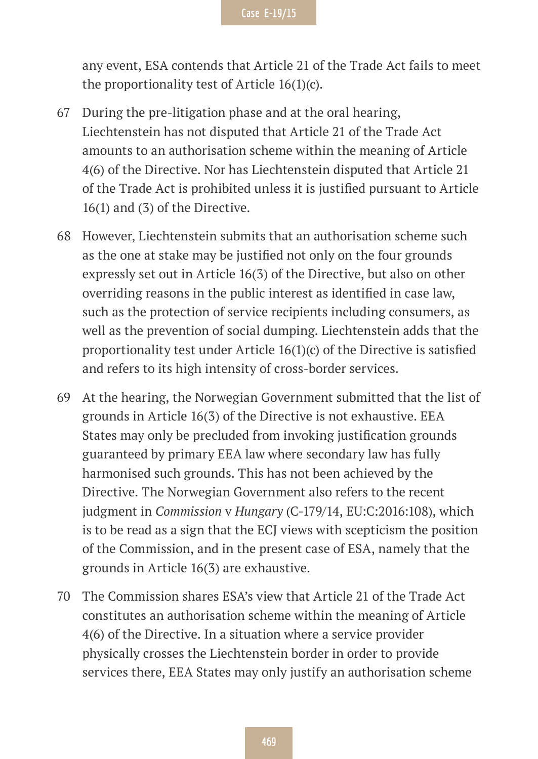any event, ESA contends that Article 21 of the Trade Act fails to meet the proportionality test of Article 16(1)(c).

67 During the pre-litigation phase and at the oral hearing, Liechtenstein has not disputed that Article 21 of the Trade Act amounts to an authorisation scheme within the meaning of Article 4(6) of the Directive. Nor has Liechtenstein disputed that Article 21 of the Trade Act is prohibited unless it is justified pursuant to Article 16(1) and (3) of the Directive.

68 However, Liechtenstein submits that an authorisation scheme such as the one at stake may be justified not only on the four grounds expressly set out in Article 16(3) of the Directive, but also on other overriding reasons in the public interest as identified in case law, such as the protection of service recipients including consumers, as well as the prevention of social dumping. Liechtenstein adds that the proportionality test under Article 16(1)(c) of the Directive is satisfied and refers to its high intensity of cross-border services.

69 At the hearing, the Norwegian Government submitted that the list of grounds in Article 16(3) of the Directive is not exhaustive. EEA States may only be precluded from invoking justification grounds guaranteed by primary EEA law where secondary law has fully harmonised such grounds. This has not been achieved by the Directive. The Norwegian Government also refers to the recent judgment in *Commission* v *Hungary* (C-179/14, EU:C:2016:108), which is to be read as a sign that the ECJ views with scepticism the position of the Commission, and in the present case of ESA, namely that the grounds in Article 16(3) are exhaustive.

70 The Commission shares ESA's view that Article 21 of the Trade Act constitutes an authorisation scheme within the meaning of Article 4(6) of the Directive. In a situation where a service provider physically crosses the Liechtenstein border in order to provide services there, EEA States may only justify an authorisation scheme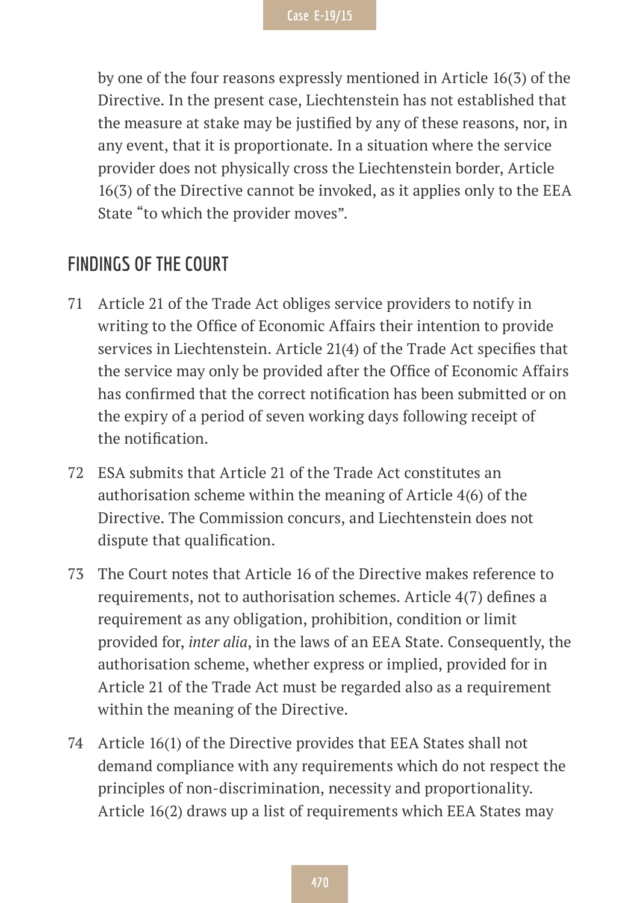by one of the four reasons expressly mentioned in Article 16(3) of the Directive. In the present case, Liechtenstein has not established that the measure at stake may be justified by any of these reasons, nor, in any event, that it is proportionate. In a situation where the service provider does not physically cross the Liechtenstein border, Article 16(3) of the Directive cannot be invoked, as it applies only to the EEA State "to which the provider moves".

## FINDINGS OF THE COURT

71 Article 21 of the Trade Act obliges service providers to notify in writing to the Office of Economic Affairs their intention to provide services in Liechtenstein. Article 21(4) of the Trade Act specifies that the service may only be provided after the Office of Economic Affairs has confirmed that the correct notification has been submitted or on the expiry of a period of seven working days following receipt of the notification.

72 ESA submits that Article 21 of the Trade Act constitutes an authorisation scheme within the meaning of Article 4(6) of the Directive. The Commission concurs, and Liechtenstein does not dispute that qualification.

73 The Court notes that Article 16 of the Directive makes reference to requirements, not to authorisation schemes. Article 4(7) defines a requirement as any obligation, prohibition, condition or limit provided for, *inter alia*, in the laws of an EEA State. Consequently, the authorisation scheme, whether express or implied, provided for in Article 21 of the Trade Act must be regarded also as a requirement within the meaning of the Directive.

74 Article 16(1) of the Directive provides that EEA States shall not demand compliance with any requirements which do not respect the principles of non-discrimination, necessity and proportionality. Article 16(2) draws up a list of requirements which EEA States may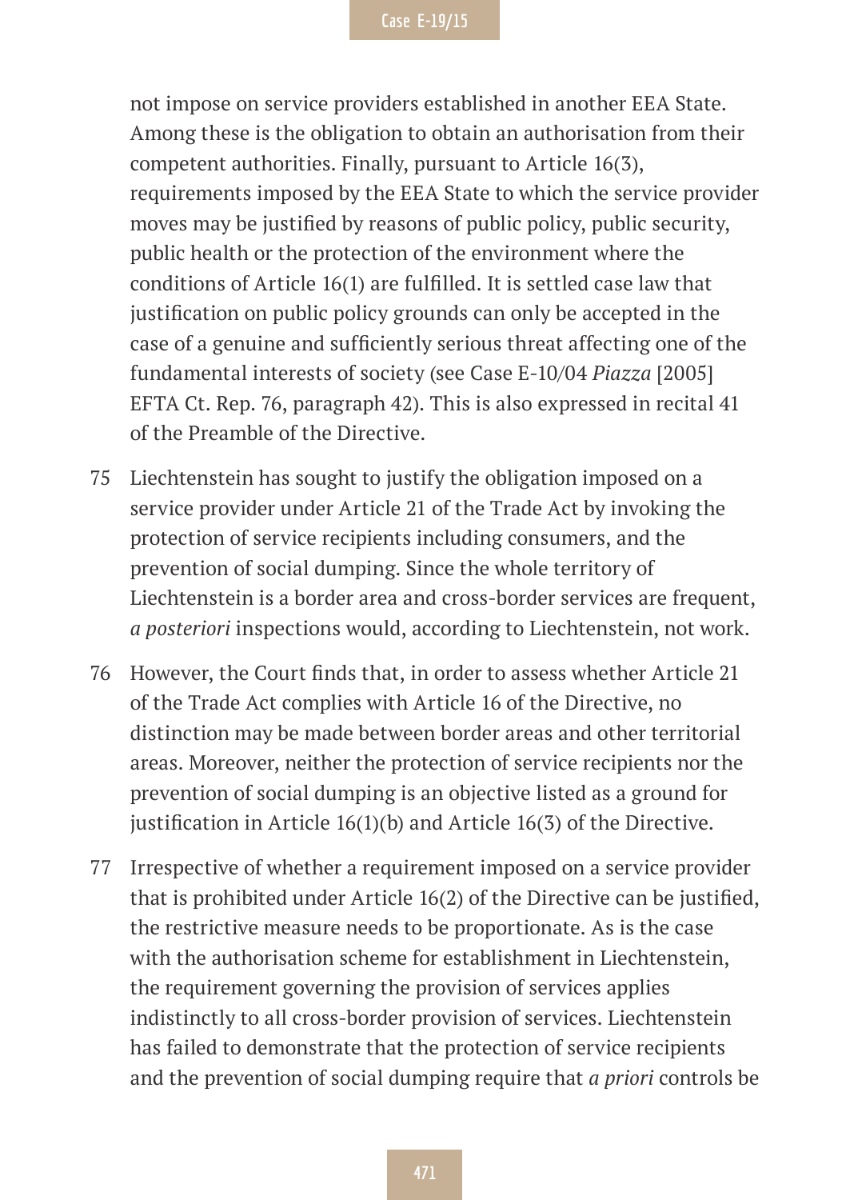not impose on service providers established in another EEA State. Among these is the obligation to obtain an authorisation from their competent authorities. Finally, pursuant to Article 16(3), requirements imposed by the EEA State to which the service provider moves may be justified by reasons of public policy, public security, public health or the protection of the environment where the conditions of Article 16(1) are fulfilled. It is settled case law that justification on public policy grounds can only be accepted in the case of a genuine and sufficiently serious threat affecting one of the fundamental interests of society (see Case E-10/04 *Piazza* [2005] EFTA Ct. Rep. 76, paragraph 42). This is also expressed in recital 41 of the Preamble of the Directive.

75 Liechtenstein has sought to justify the obligation imposed on a service provider under Article 21 of the Trade Act by invoking the protection of service recipients including consumers, and the prevention of social dumping. Since the whole territory of Liechtenstein is a border area and cross-border services are frequent, *a posteriori* inspections would, according to Liechtenstein, not work.

76 However, the Court finds that, in order to assess whether Article 21 of the Trade Act complies with Article 16 of the Directive, no distinction may be made between border areas and other territorial areas. Moreover, neither the protection of service recipients nor the prevention of social dumping is an objective listed as a ground for justification in Article 16(1)(b) and Article 16(3) of the Directive.

77 Irrespective of whether a requirement imposed on a service provider that is prohibited under Article 16(2) of the Directive can be justified, the restrictive measure needs to be proportionate. As is the case with the authorisation scheme for establishment in Liechtenstein, the requirement governing the provision of services applies indistinctly to all cross-border provision of services. Liechtenstein has failed to demonstrate that the protection of service recipients and the prevention of social dumping require that *a priori* controls be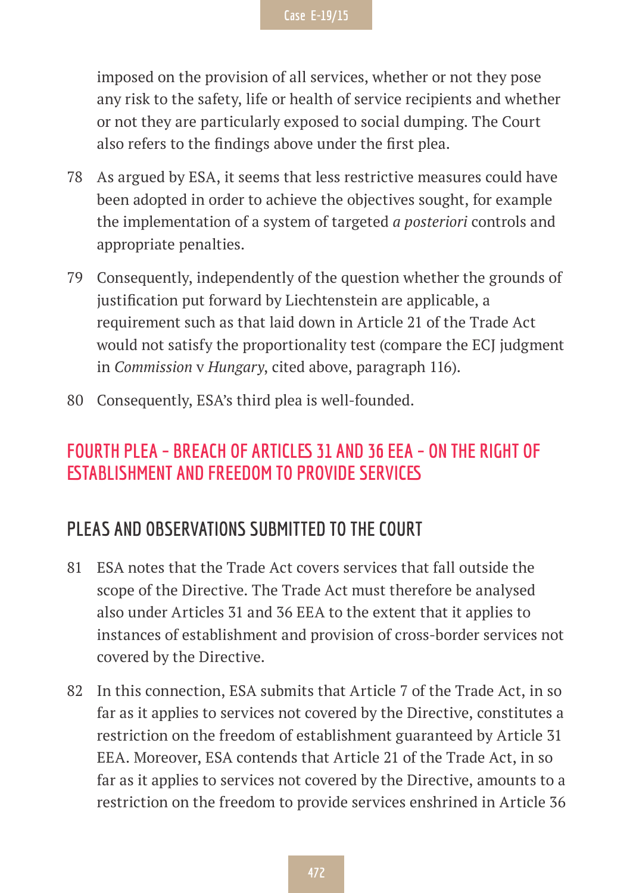imposed on the provision of all services, whether or not they pose any risk to the safety, life or health of service recipients and whether or not they are particularly exposed to social dumping. The Court also refers to the findings above under the first plea.

78 As argued by ESA, it seems that less restrictive measures could have been adopted in order to achieve the objectives sought, for example the implementation of a system of targeted *a posteriori* controls and appropriate penalties.

79 Consequently, independently of the question whether the grounds of justification put forward by Liechtenstein are applicable, a requirement such as that laid down in Article 21 of the Trade Act would not satisfy the proportionality test (compare the ECJ judgment in *Commission* v *Hungary*, cited above, paragraph 116).

80 Consequently, ESA's third plea is well-founded.

## FOURTH PLEA – BREACH OF ARTICLES 31 AND 36 EEA – ON THE RIGHT OF ESTABLISHMENT AND FREEDOM TO PROVIDE SERVICES

### PLEAS AND OBSERVATIONS SUBMITTED TO THE COURT

81 ESA notes that the Trade Act covers services that fall outside the scope of the Directive. The Trade Act must therefore be analysed also under Articles 31 and 36 EEA to the extent that it applies to instances of establishment and provision of cross-border services not covered by the Directive.

82 In this connection, ESA submits that Article 7 of the Trade Act, in so far as it applies to services not covered by the Directive, constitutes a restriction on the freedom of establishment guaranteed by Article 31 EEA. Moreover, ESA contends that Article 21 of the Trade Act, in so far as it applies to services not covered by the Directive, amounts to a restriction on the freedom to provide services enshrined in Article 36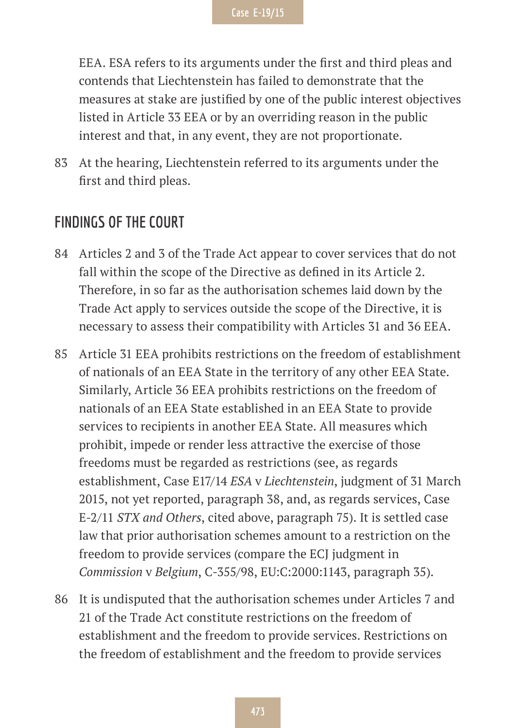EEA. ESA refers to its arguments under the first and third pleas and contends that Liechtenstein has failed to demonstrate that the measures at stake are justified by one of the public interest objectives listed in Article 33 EEA or by an overriding reason in the public interest and that, in any event, they are not proportionate.

83 At the hearing, Liechtenstein referred to its arguments under the first and third pleas.

## FINDINGS OF THE COURT

84 Articles 2 and 3 of the Trade Act appear to cover services that do not fall within the scope of the Directive as defined in its Article 2. Therefore, in so far as the authorisation schemes laid down by the Trade Act apply to services outside the scope of the Directive, it is necessary to assess their compatibility with Articles 31 and 36 EEA.

85 Article 31 EEA prohibits restrictions on the freedom of establishment of nationals of an EEA State in the territory of any other EEA State. Similarly, Article 36 EEA prohibits restrictions on the freedom of nationals of an EEA State established in an EEA State to provide services to recipients in another EEA State. All measures which prohibit, impede or render less attractive the exercise of those freedoms must be regarded as restrictions (see, as regards establishment, Case E17/14 *ESA* v *Liechtenstein*, judgment of 31 March 2015, not yet reported, paragraph 38, and, as regards services, Case E-2/11 *STX and Others*, cited above, paragraph 75). It is settled case law that prior authorisation schemes amount to a restriction on the freedom to provide services (compare the ECJ judgment in *Commission* v *Belgium*, C-355/98, EU:C:2000:1143, paragraph 35).

86 It is undisputed that the authorisation schemes under Articles 7 and 21 of the Trade Act constitute restrictions on the freedom of establishment and the freedom to provide services. Restrictions on the freedom of establishment and the freedom to provide services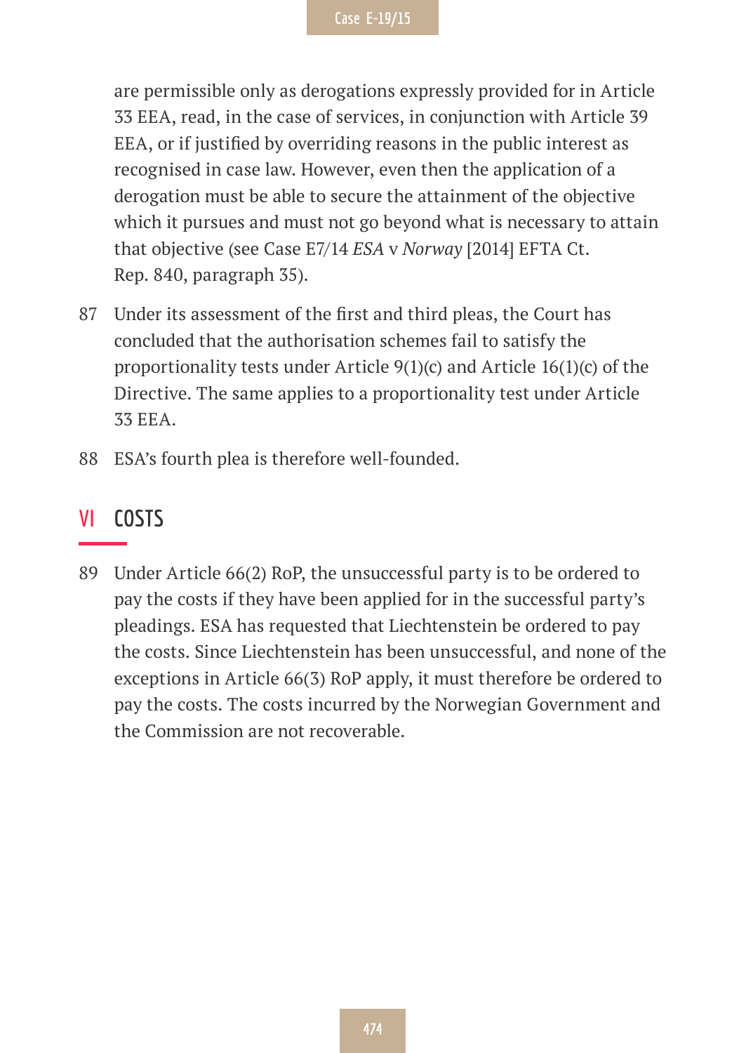are permissible only as derogations expressly provided for in Article 33 EEA, read, in the case of services, in conjunction with Article 39 EEA, or if justified by overriding reasons in the public interest as recognised in case law. However, even then the application of a derogation must be able to secure the attainment of the objective which it pursues and must not go beyond what is necessary to attain that objective (see Case E7/14 *ESA* v *Norway* [2014] EFTA Ct. Rep. 840, paragraph 35).

87 Under its assessment of the first and third pleas, the Court has concluded that the authorisation schemes fail to satisfy the proportionality tests under Article 9(1)(c) and Article 16(1)(c) of the Directive. The same applies to a proportionality test under Article 33 EEA.

88 ESA's fourth plea is therefore well-founded.

## VI COSTS

89 Under Article 66(2) RoP, the unsuccessful party is to be ordered to pay the costs if they have been applied for in the successful party's pleadings. ESA has requested that Liechtenstein be ordered to pay the costs. Since Liechtenstein has been unsuccessful, and none of the exceptions in Article 66(3) RoP apply, it must therefore be ordered to pay the costs. The costs incurred by the Norwegian Government and the Commission are not recoverable.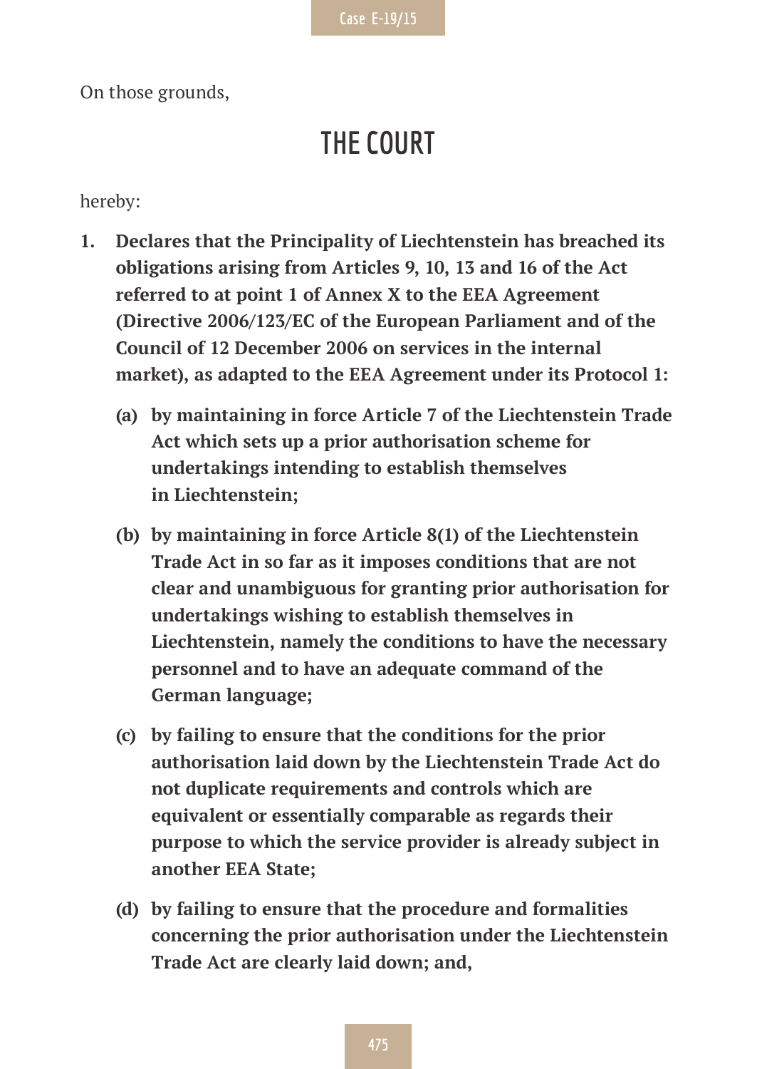On those grounds,

# THE COURT

hereby:

1. **Declares that the Principality of Liechtenstein has breached its obligations arising from Articles 9, 10, 13 and 16 of the Act referred to at point 1 of Annex X to the EEA Agreement (Directive 2006/123/EC of the European Parliament and of the Council of 12 December 2006 on services in the internal market), as adapted to the EEA Agreement under its Protocol 1:**

   **(a) by maintaining in force Article 7 of the Liechtenstein Trade Act which sets up a prior authorisation scheme for undertakings intending to establish themselves in Liechtenstein;**

   **(b) by maintaining in force Article 8(1) of the Liechtenstein Trade Act in so far as it imposes conditions that are not clear and unambiguous for granting prior authorisation for undertakings wishing to establish themselves in Liechtenstein, namely the conditions to have the necessary personnel and to have an adequate command of the German language;**

   **(c) by failing to ensure that the conditions for the prior authorisation laid down by the Liechtenstein Trade Act do not duplicate requirements and controls which are equivalent or essentially comparable as regards their purpose to which the service provider is already subject in another EEA State;**

   **(d) by failing to ensure that the procedure and formalities concerning the prior authorisation under the Liechtenstein Trade Act are clearly laid down; and,**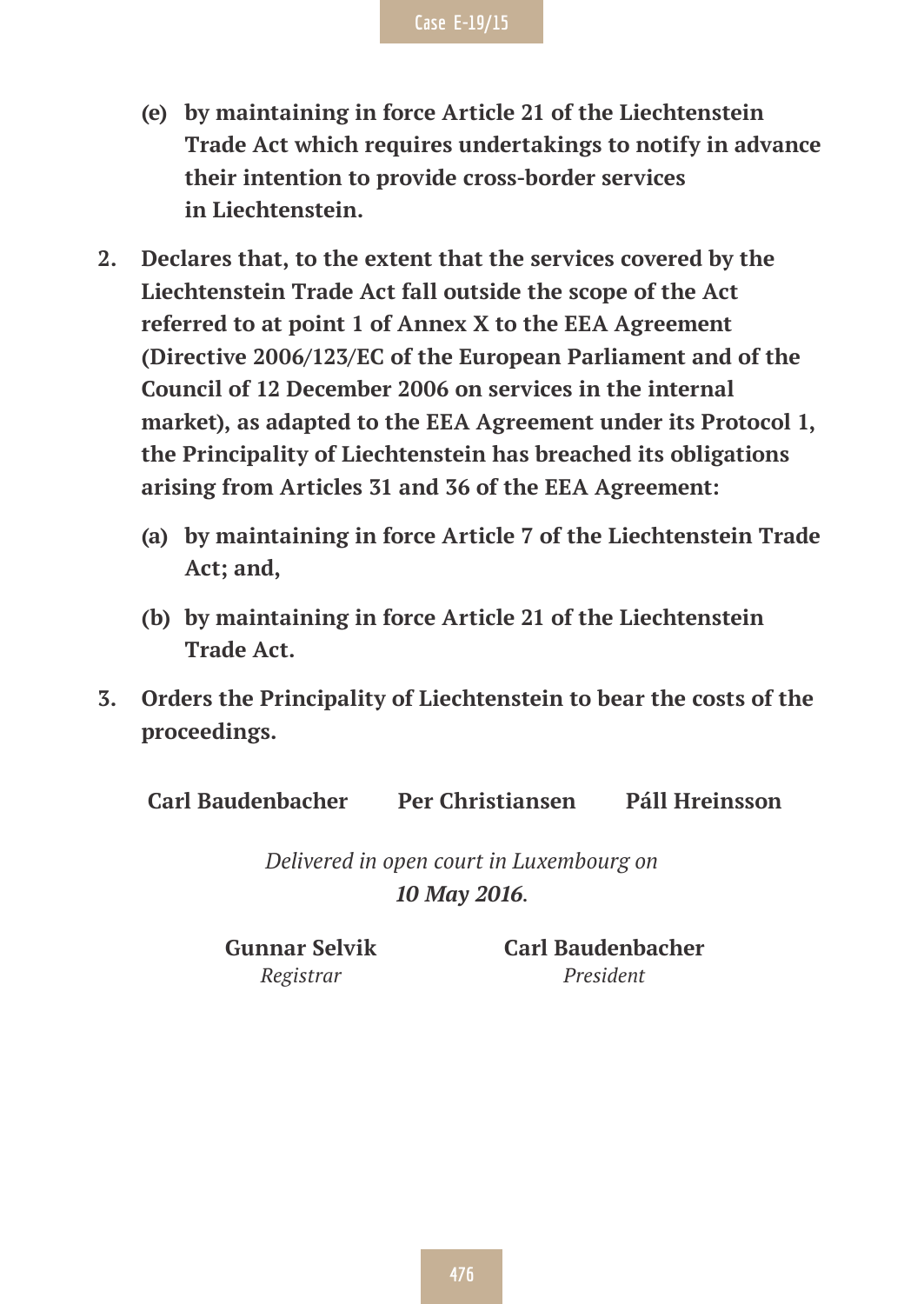**(e) by maintaining in force Article 21 of the Liechtenstein Trade Act which requires undertakings to notify in advance their intention to provide cross-border services in Liechtenstein.**

**2. Declares that, to the extent that the services covered by the Liechtenstein Trade Act fall outside the scope of the Act referred to at point 1 of Annex X to the EEA Agreement (Directive 2006/123/EC of the European Parliament and of the Council of 12 December 2006 on services in the internal market), as adapted to the EEA Agreement under its Protocol 1, the Principality of Liechtenstein has breached its obligations arising from Articles 31 and 36 of the EEA Agreement:**

**(a) by maintaining in force Article 7 of the Liechtenstein Trade Act; and,**

**(b) by maintaining in force Article 21 of the Liechtenstein Trade Act.**

**3. Orders the Principality of Liechtenstein to bear the costs of the proceedings.**

**Carl Baudenbacher** **Per Christiansen** **Páll Hreinsson**

*Delivered in open court in Luxembourg on* ***10 May 2016****.*

**Gunnar Selvik**
*Registrar*

**Carl Baudenbacher**
*President*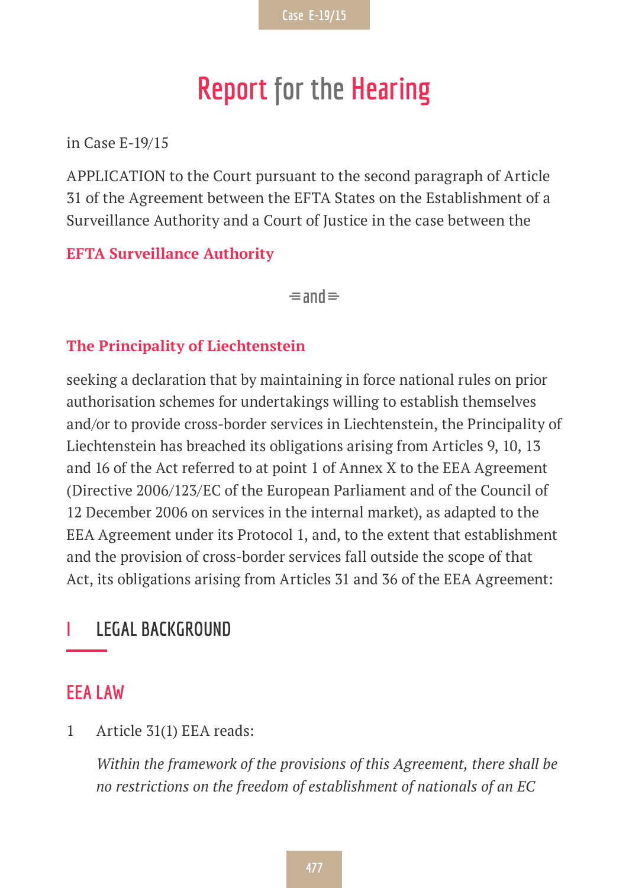# Report for the Hearing

in Case E-19/15

APPLICATION to the Court pursuant to the second paragraph of Article 31 of the Agreement between the EFTA States on the Establishment of a Surveillance Authority and a Court of Justice in the case between the

**EFTA Surveillance Authority**

and

**The Principality of Liechtenstein**

seeking a declaration that by maintaining in force national rules on prior authorisation schemes for undertakings willing to establish themselves and/or to provide cross-border services in Liechtenstein, the Principality of Liechtenstein has breached its obligations arising from Articles 9, 10, 13 and 16 of the Act referred to at point 1 of Annex X to the EEA Agreement (Directive 2006/123/EC of the European Parliament and of the Council of 12 December 2006 on services in the internal market), as adapted to the EEA Agreement under its Protocol 1, and, to the extent that establishment and the provision of cross-border services fall outside the scope of that Act, its obligations arising from Articles 31 and 36 of the EEA Agreement:

## I LEGAL BACKGROUND

### EEA LAW

1 Article 31(1) EEA reads:

*Within the framework of the provisions of this Agreement, there shall be no restrictions on the freedom of establishment of nationals of an EC*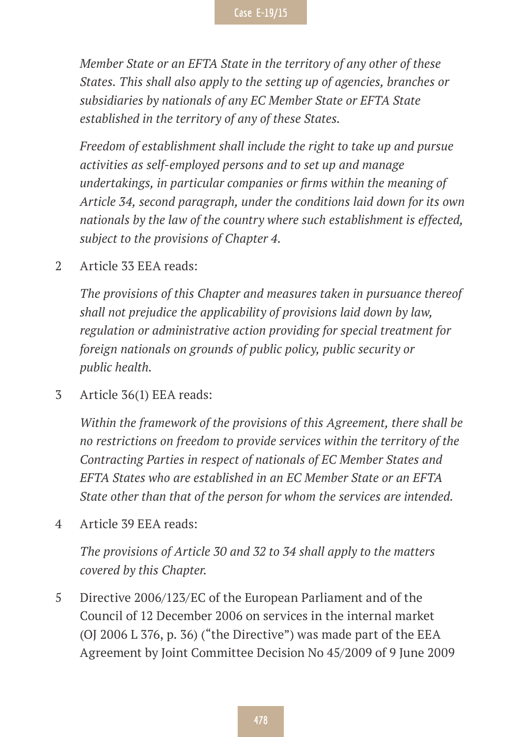*Member State or an EFTA State in the territory of any other of these States. This shall also apply to the setting up of agencies, branches or subsidiaries by nationals of any EC Member State or EFTA State established in the territory of any of these States.*

*Freedom of establishment shall include the right to take up and pursue activities as self-employed persons and to set up and manage undertakings, in particular companies or firms within the meaning of Article 34, second paragraph, under the conditions laid down for its own nationals by the law of the country where such establishment is effected, subject to the provisions of Chapter 4.*

2 Article 33 EEA reads:

*The provisions of this Chapter and measures taken in pursuance thereof shall not prejudice the applicability of provisions laid down by law, regulation or administrative action providing for special treatment for foreign nationals on grounds of public policy, public security or public health.*

3 Article 36(1) EEA reads:

*Within the framework of the provisions of this Agreement, there shall be no restrictions on freedom to provide services within the territory of the Contracting Parties in respect of nationals of EC Member States and EFTA States who are established in an EC Member State or an EFTA State other than that of the person for whom the services are intended.*

4 Article 39 EEA reads:

*The provisions of Article 30 and 32 to 34 shall apply to the matters covered by this Chapter.*

5 Directive 2006/123/EC of the European Parliament and of the Council of 12 December 2006 on services in the internal market (OJ 2006 L 376, p. 36) ("the Directive") was made part of the EEA Agreement by Joint Committee Decision No 45/2009 of 9 June 2009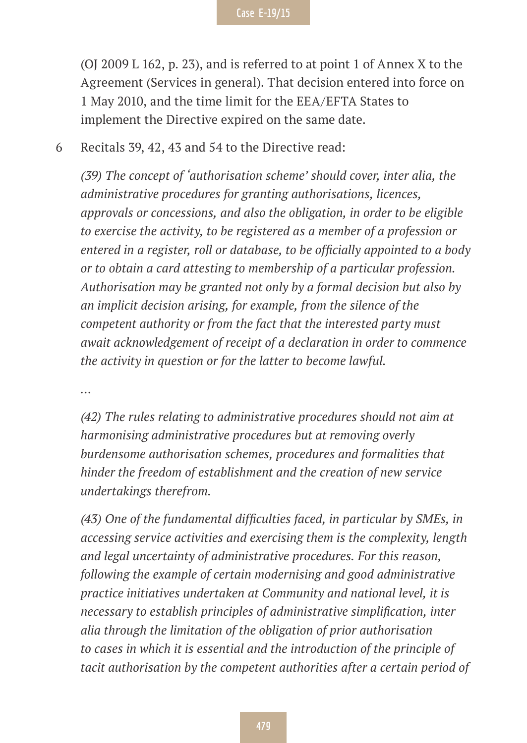(OJ 2009 L 162, p. 23), and is referred to at point 1 of Annex X to the Agreement (Services in general). That decision entered into force on 1 May 2010, and the time limit for the EEA/EFTA States to implement the Directive expired on the same date.

6 Recitals 39, 42, 43 and 54 to the Directive read:

*(39) The concept of 'authorisation scheme' should cover, inter alia, the administrative procedures for granting authorisations, licences, approvals or concessions, and also the obligation, in order to be eligible to exercise the activity, to be registered as a member of a profession or entered in a register, roll or database, to be officially appointed to a body or to obtain a card attesting to membership of a particular profession. Authorisation may be granted not only by a formal decision but also by an implicit decision arising, for example, from the silence of the competent authority or from the fact that the interested party must await acknowledgement of receipt of a declaration in order to commence the activity in question or for the latter to become lawful.*

…

*(42) The rules relating to administrative procedures should not aim at harmonising administrative procedures but at removing overly burdensome authorisation schemes, procedures and formalities that hinder the freedom of establishment and the creation of new service undertakings therefrom.*

*(43) One of the fundamental difficulties faced, in particular by SMEs, in accessing service activities and exercising them is the complexity, length and legal uncertainty of administrative procedures. For this reason, following the example of certain modernising and good administrative practice initiatives undertaken at Community and national level, it is necessary to establish principles of administrative simplification, inter alia through the limitation of the obligation of prior authorisation to cases in which it is essential and the introduction of the principle of tacit authorisation by the competent authorities after a certain period of*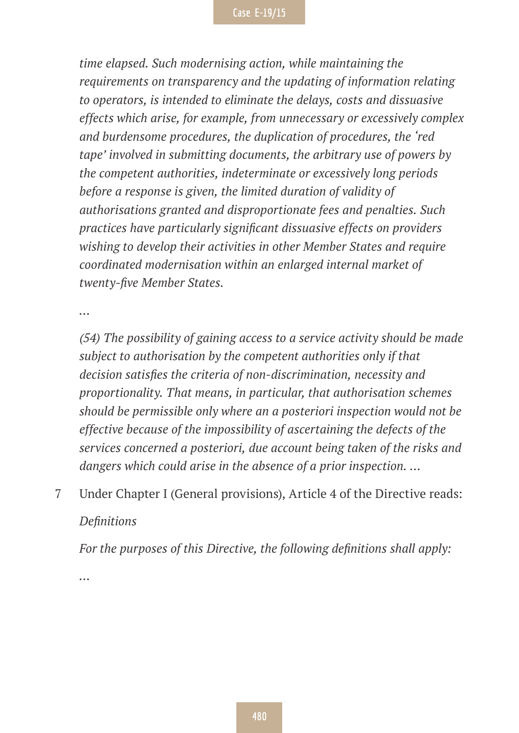*time elapsed. Such modernising action, while maintaining the requirements on transparency and the updating of information relating to operators, is intended to eliminate the delays, costs and dissuasive effects which arise, for example, from unnecessary or excessively complex and burdensome procedures, the duplication of procedures, the 'red tape' involved in submitting documents, the arbitrary use of powers by the competent authorities, indeterminate or excessively long periods before a response is given, the limited duration of validity of authorisations granted and disproportionate fees and penalties. Such practices have particularly significant dissuasive effects on providers wishing to develop their activities in other Member States and require coordinated modernisation within an enlarged internal market of twenty-five Member States.*

*…*

*(54) The possibility of gaining access to a service activity should be made subject to authorisation by the competent authorities only if that decision satisfies the criteria of non-discrimination, necessity and proportionality. That means, in particular, that authorisation schemes should be permissible only where an a posteriori inspection would not be effective because of the impossibility of ascertaining the defects of the services concerned a posteriori, due account being taken of the risks and dangers which could arise in the absence of a prior inspection. …*

7 Under Chapter I (General provisions), Article 4 of the Directive reads:

*Definitions*

*For the purposes of this Directive, the following definitions shall apply:*

*…*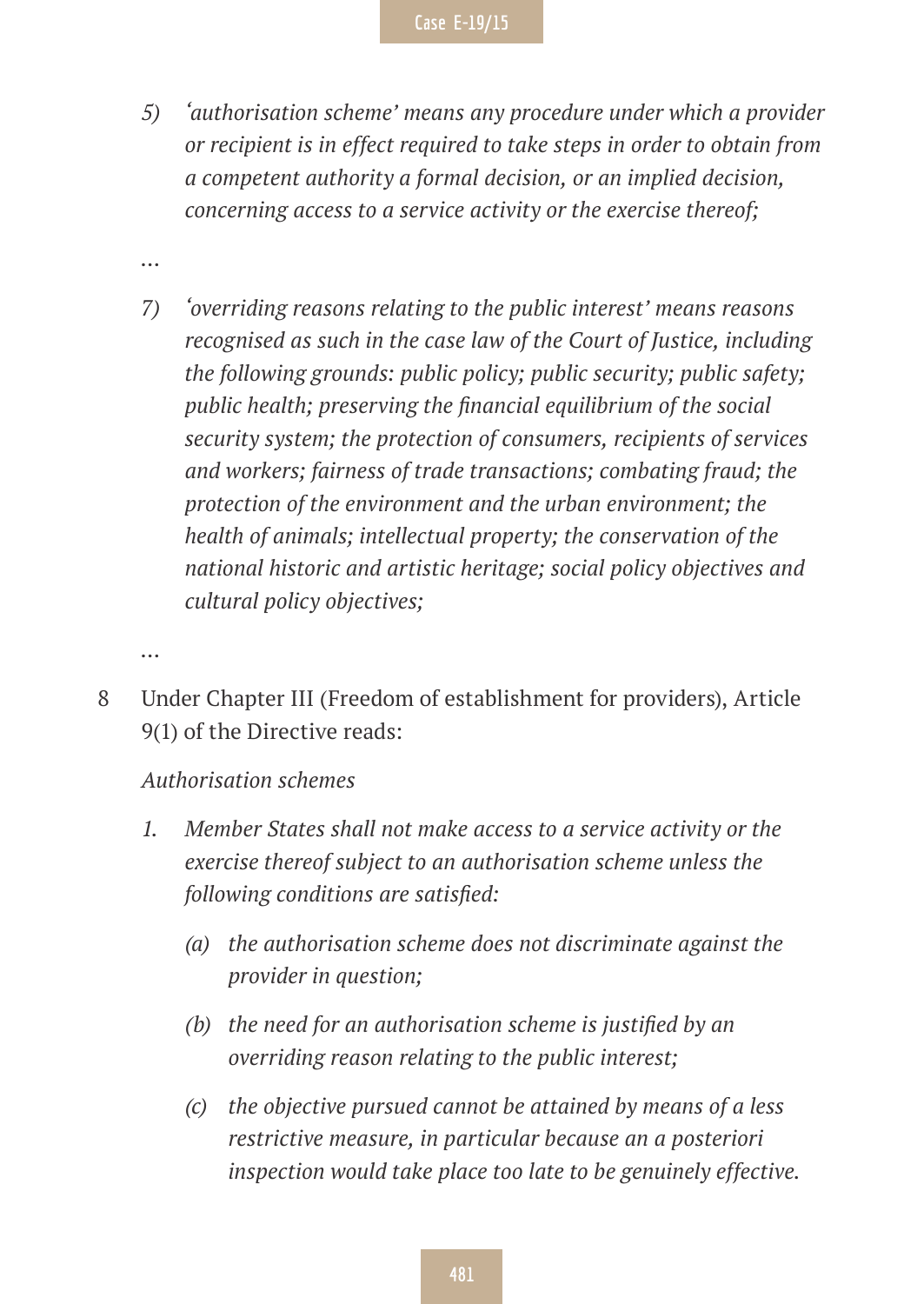*5) 'authorisation scheme' means any procedure under which a provider or recipient is in effect required to take steps in order to obtain from a competent authority a formal decision, or an implied decision, concerning access to a service activity or the exercise thereof;*

…

*7) 'overriding reasons relating to the public interest' means reasons recognised as such in the case law of the Court of Justice, including the following grounds: public policy; public security; public safety; public health; preserving the financial equilibrium of the social security system; the protection of consumers, recipients of services and workers; fairness of trade transactions; combating fraud; the protection of the environment and the urban environment; the health of animals; intellectual property; the conservation of the national historic and artistic heritage; social policy objectives and cultural policy objectives;*

…

8 Under Chapter III (Freedom of establishment for providers), Article 9(1) of the Directive reads:

*Authorisation schemes*

*1. Member States shall not make access to a service activity or the exercise thereof subject to an authorisation scheme unless the following conditions are satisfied:*

*(a) the authorisation scheme does not discriminate against the provider in question;*

*(b) the need for an authorisation scheme is justified by an overriding reason relating to the public interest;*

*(c) the objective pursued cannot be attained by means of a less restrictive measure, in particular because an a posteriori inspection would take place too late to be genuinely effective.*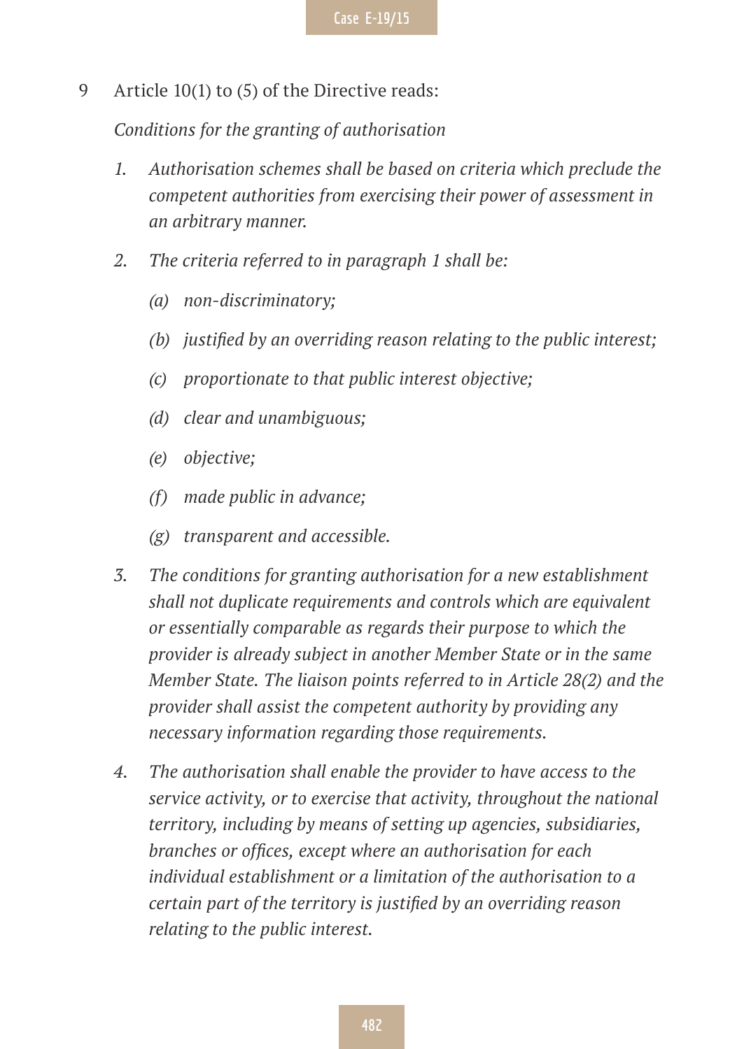9 Article 10(1) to (5) of the Directive reads:

*Conditions for the granting of authorisation*

1. *Authorisation schemes shall be based on criteria which preclude the competent authorities from exercising their power of assessment in an arbitrary manner.*

2. *The criteria referred to in paragraph 1 shall be:*

   (a) *non-discriminatory;*

   (b) *justified by an overriding reason relating to the public interest;*

   (c) *proportionate to that public interest objective;*

   (d) *clear and unambiguous;*

   (e) *objective;*

   (f) *made public in advance;*

   (g) *transparent and accessible.*

3. *The conditions for granting authorisation for a new establishment shall not duplicate requirements and controls which are equivalent or essentially comparable as regards their purpose to which the provider is already subject in another Member State or in the same Member State. The liaison points referred to in Article 28(2) and the provider shall assist the competent authority by providing any necessary information regarding those requirements.*

4. *The authorisation shall enable the provider to have access to the service activity, or to exercise that activity, throughout the national territory, including by means of setting up agencies, subsidiaries, branches or offices, except where an authorisation for each individual establishment or a limitation of the authorisation to a certain part of the territory is justified by an overriding reason relating to the public interest.*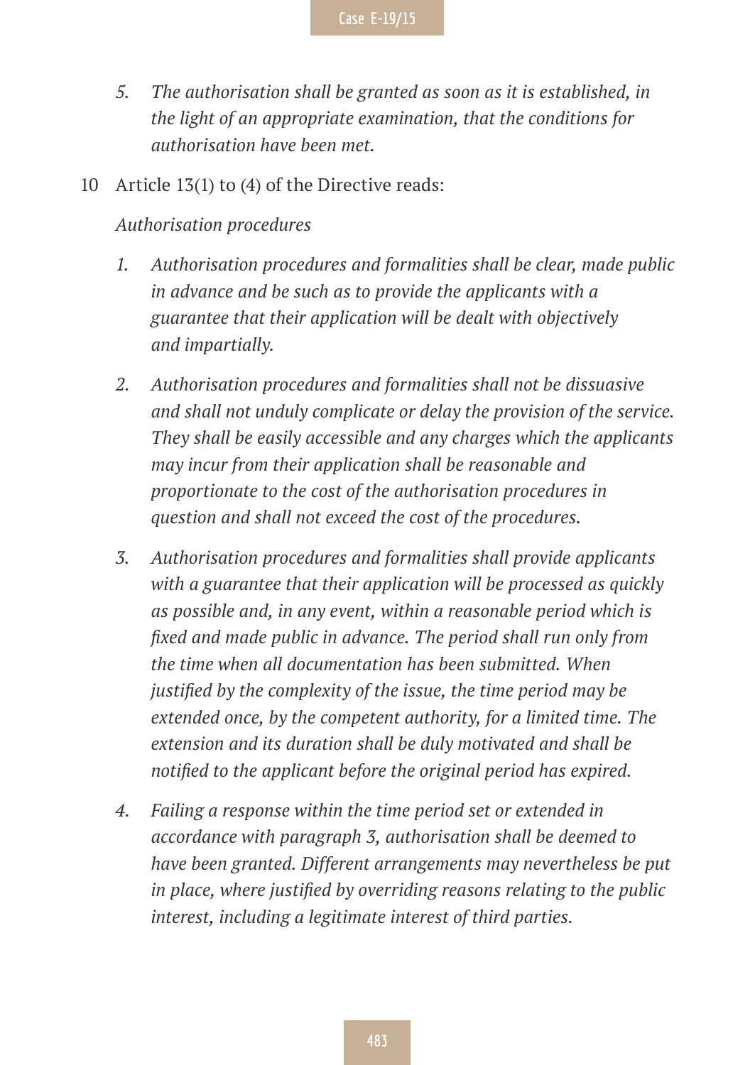5. *The authorisation shall be granted as soon as it is established, in the light of an appropriate examination, that the conditions for authorisation have been met.*

10 Article 13(1) to (4) of the Directive reads:

*Authorisation procedures*

1. *Authorisation procedures and formalities shall be clear, made public in advance and be such as to provide the applicants with a guarantee that their application will be dealt with objectively and impartially.*

2. *Authorisation procedures and formalities shall not be dissuasive and shall not unduly complicate or delay the provision of the service. They shall be easily accessible and any charges which the applicants may incur from their application shall be reasonable and proportionate to the cost of the authorisation procedures in question and shall not exceed the cost of the procedures.*

3. *Authorisation procedures and formalities shall provide applicants with a guarantee that their application will be processed as quickly as possible and, in any event, within a reasonable period which is fixed and made public in advance. The period shall run only from the time when all documentation has been submitted. When justified by the complexity of the issue, the time period may be extended once, by the competent authority, for a limited time. The extension and its duration shall be duly motivated and shall be notified to the applicant before the original period has expired.*

4. *Failing a response within the time period set or extended in accordance with paragraph 3, authorisation shall be deemed to have been granted. Different arrangements may nevertheless be put in place, where justified by overriding reasons relating to the public interest, including a legitimate interest of third parties.*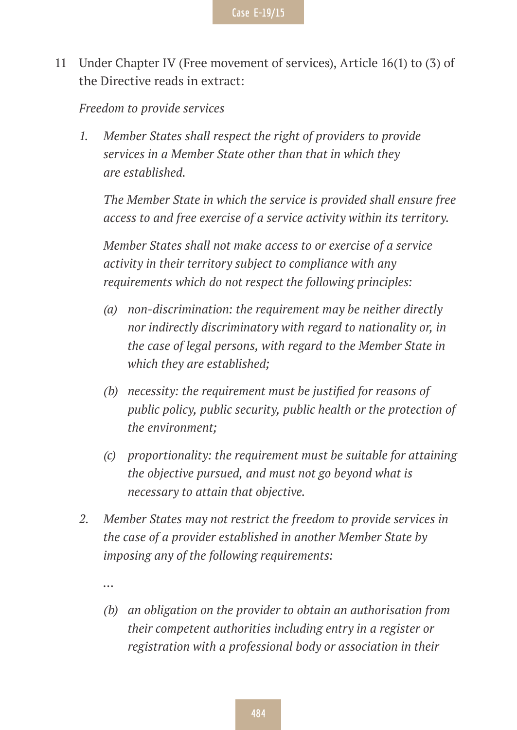11 Under Chapter IV (Free movement of services), Article 16(1) to (3) of the Directive reads in extract:

*Freedom to provide services*

1. *Member States shall respect the right of providers to provide services in a Member State other than that in which they are established.*

   *The Member State in which the service is provided shall ensure free access to and free exercise of a service activity within its territory.*

   *Member States shall not make access to or exercise of a service activity in their territory subject to compliance with any requirements which do not respect the following principles:*

   (a) *non-discrimination: the requirement may be neither directly nor indirectly discriminatory with regard to nationality or, in the case of legal persons, with regard to the Member State in which they are established;*

   (b) *necessity: the requirement must be justified for reasons of public policy, public security, public health or the protection of the environment;*

   (c) *proportionality: the requirement must be suitable for attaining the objective pursued, and must not go beyond what is necessary to attain that objective.*

2. *Member States may not restrict the freedom to provide services in the case of a provider established in another Member State by imposing any of the following requirements:*

   *…*

   (b) *an obligation on the provider to obtain an authorisation from their competent authorities including entry in a register or registration with a professional body or association in their*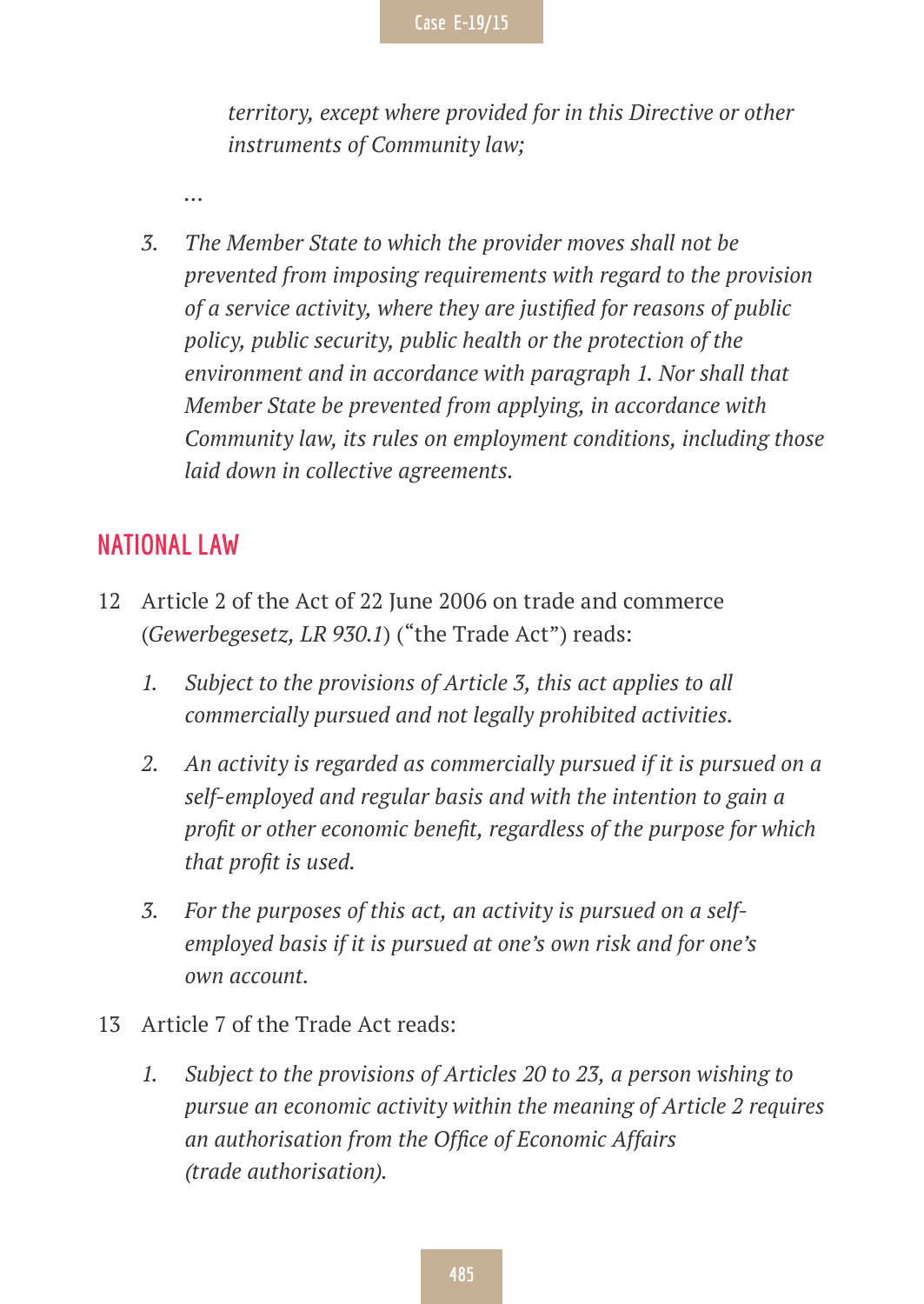*territory, except where provided for in this Directive or other instruments of Community law;*

…

3. *The Member State to which the provider moves shall not be prevented from imposing requirements with regard to the provision of a service activity, where they are justified for reasons of public policy, public security, public health or the protection of the environment and in accordance with paragraph 1. Nor shall that Member State be prevented from applying, in accordance with Community law, its rules on employment conditions, including those laid down in collective agreements.*

## NATIONAL LAW

12 Article 2 of the Act of 22 June 2006 on trade and commerce (*Gewerbegesetz, LR 930.1*) ("the Trade Act") reads:

1. *Subject to the provisions of Article 3, this act applies to all commercially pursued and not legally prohibited activities.*

2. *An activity is regarded as commercially pursued if it is pursued on a self-employed and regular basis and with the intention to gain a profit or other economic benefit, regardless of the purpose for which that profit is used.*

3. *For the purposes of this act, an activity is pursued on a self-employed basis if it is pursued at one's own risk and for one's own account.*

13 Article 7 of the Trade Act reads:

1. *Subject to the provisions of Articles 20 to 23, a person wishing to pursue an economic activity within the meaning of Article 2 requires an authorisation from the Office of Economic Affairs (trade authorisation).*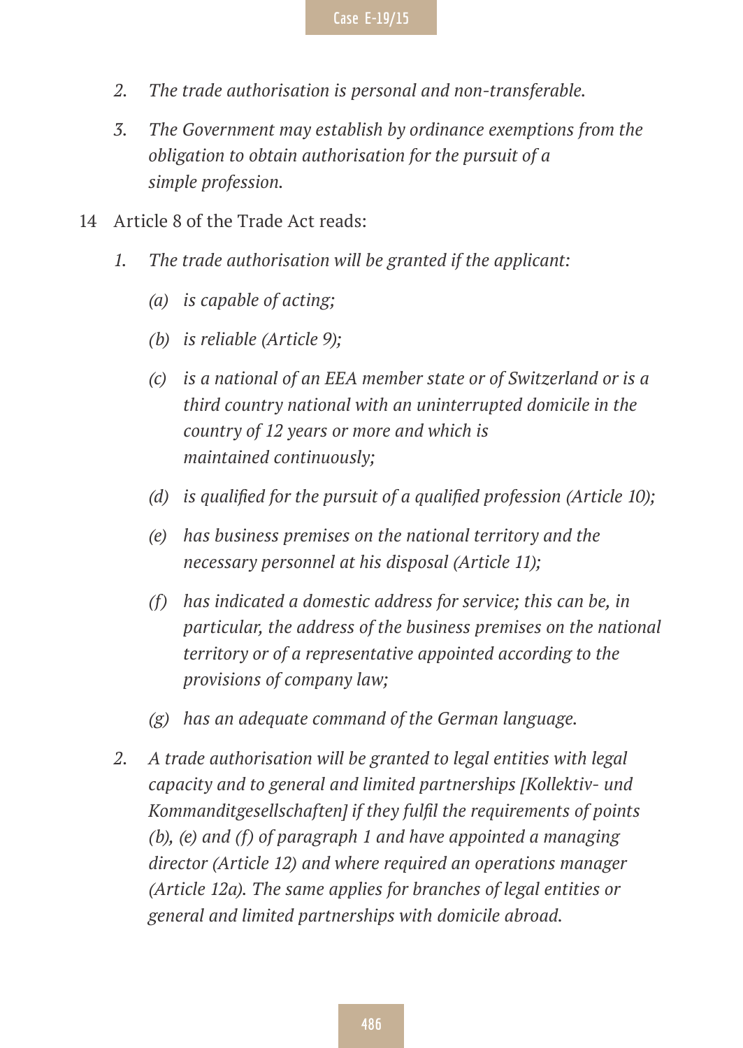*2. The trade authorisation is personal and non-transferable.*

*3. The Government may establish by ordinance exemptions from the obligation to obtain authorisation for the pursuit of a simple profession.*

14 Article 8 of the Trade Act reads:

*1. The trade authorisation will be granted if the applicant:*

*(a) is capable of acting;*

*(b) is reliable (Article 9);*

*(c) is a national of an EEA member state or of Switzerland or is a third country national with an uninterrupted domicile in the country of 12 years or more and which is maintained continuously;*

*(d) is qualified for the pursuit of a qualified profession (Article 10);*

*(e) has business premises on the national territory and the necessary personnel at his disposal (Article 11);*

*(f) has indicated a domestic address for service; this can be, in particular, the address of the business premises on the national territory or of a representative appointed according to the provisions of company law;*

*(g) has an adequate command of the German language.*

*2. A trade authorisation will be granted to legal entities with legal capacity and to general and limited partnerships [Kollektiv- und Kommanditgesellschaften] if they fulfil the requirements of points (b), (e) and (f) of paragraph 1 and have appointed a managing director (Article 12) and where required an operations manager (Article 12a). The same applies for branches of legal entities or general and limited partnerships with domicile abroad.*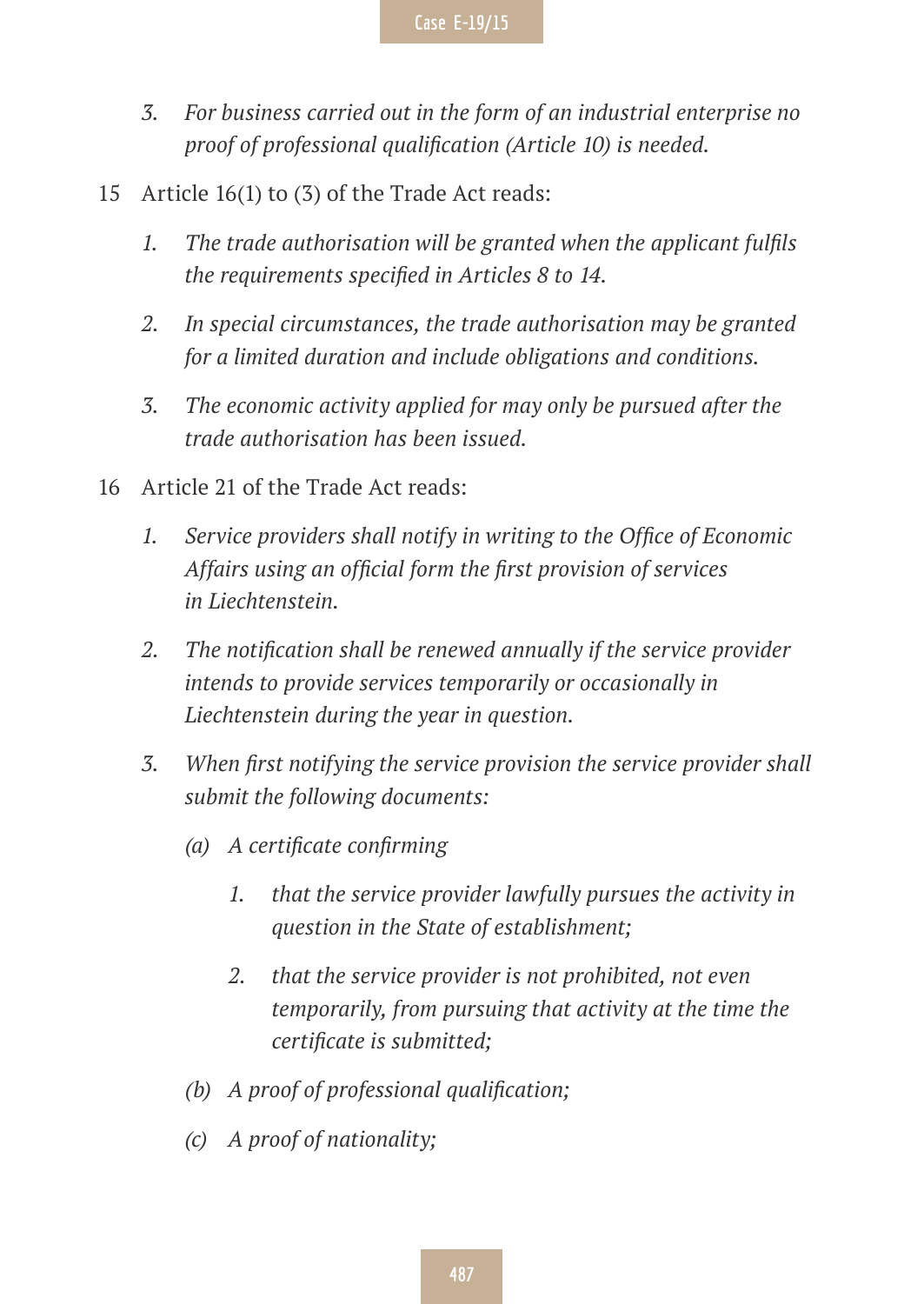3. *For business carried out in the form of an industrial enterprise no proof of professional qualification (Article 10) is needed.*

15 Article 16(1) to (3) of the Trade Act reads:

1. *The trade authorisation will be granted when the applicant fulfils the requirements specified in Articles 8 to 14.*

2. *In special circumstances, the trade authorisation may be granted for a limited duration and include obligations and conditions.*

3. *The economic activity applied for may only be pursued after the trade authorisation has been issued.*

16 Article 21 of the Trade Act reads:

1. *Service providers shall notify in writing to the Office of Economic Affairs using an official form the first provision of services in Liechtenstein.*

2. *The notification shall be renewed annually if the service provider intends to provide services temporarily or occasionally in Liechtenstein during the year in question.*

3. *When first notifying the service provision the service provider shall submit the following documents:*

   *(a) A certificate confirming*

      1. *that the service provider lawfully pursues the activity in question in the State of establishment;*

      2. *that the service provider is not prohibited, not even temporarily, from pursuing that activity at the time the certificate is submitted;*

   *(b) A proof of professional qualification;*

   *(c) A proof of nationality;*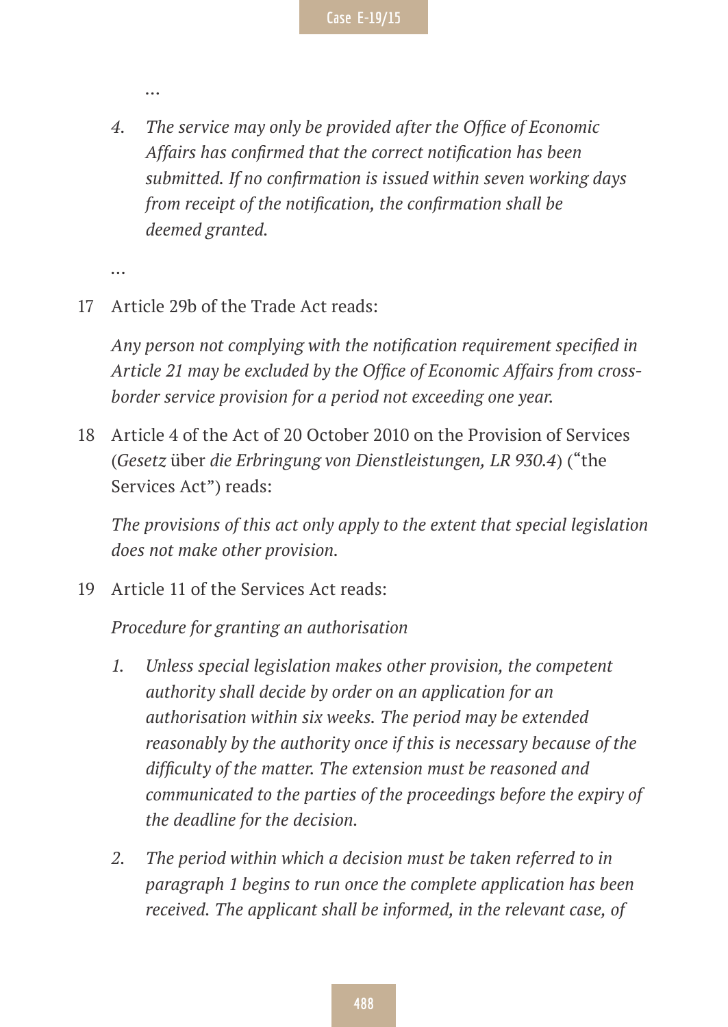…

> 4. *The service may only be provided after the Office of Economic Affairs has confirmed that the correct notification has been submitted. If no confirmation is issued within seven working days from receipt of the notification, the confirmation shall be deemed granted.*

…

17 Article 29b of the Trade Act reads:

*Any person not complying with the notification requirement specified in Article 21 may be excluded by the Office of Economic Affairs from cross-border service provision for a period not exceeding one year.*

18 Article 4 of the Act of 20 October 2010 on the Provision of Services (*Gesetz* über *die Erbringung von Dienstleistungen, LR 930.4*) ("the Services Act") reads:

*The provisions of this act only apply to the extent that special legislation does not make other provision.*

19 Article 11 of the Services Act reads:

*Procedure for granting an authorisation*

> 1. *Unless special legislation makes other provision, the competent authority shall decide by order on an application for an authorisation within six weeks. The period may be extended reasonably by the authority once if this is necessary because of the difficulty of the matter. The extension must be reasoned and communicated to the parties of the proceedings before the expiry of the deadline for the decision.*
>
> 2. *The period within which a decision must be taken referred to in paragraph 1 begins to run once the complete application has been received. The applicant shall be informed, in the relevant case, of*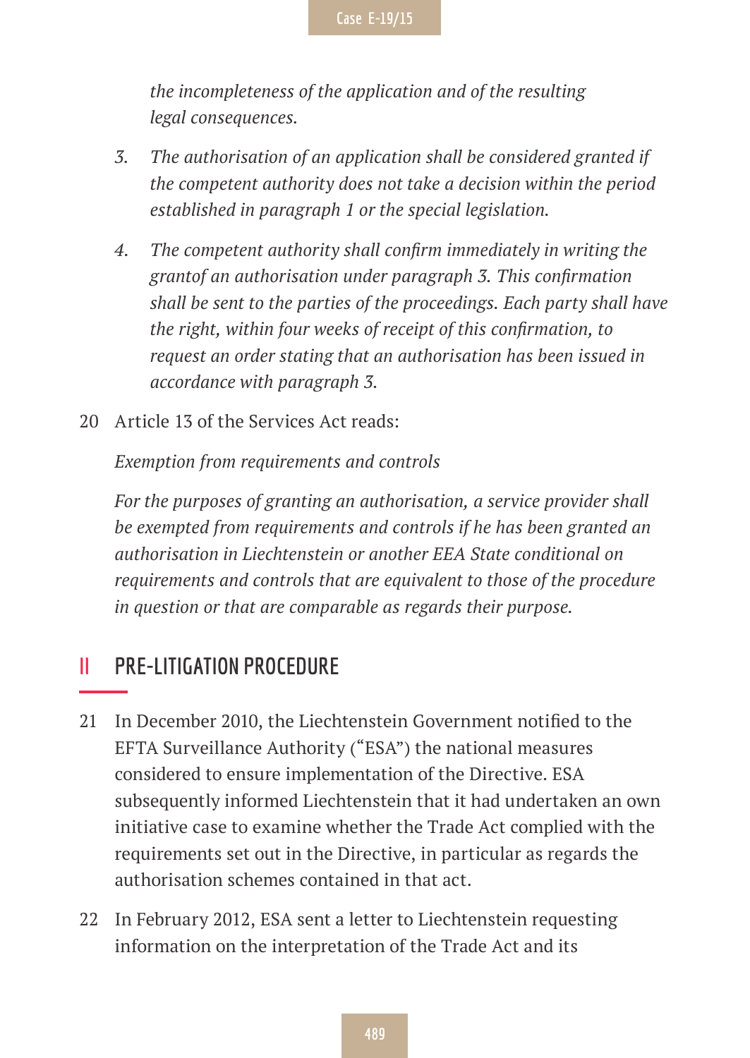*the incompleteness of the application and of the resulting legal consequences.*

3. *The authorisation of an application shall be considered granted if the competent authority does not take a decision within the period established in paragraph 1 or the special legislation.*

4. *The competent authority shall confirm immediately in writing the grantof an authorisation under paragraph 3. This confirmation shall be sent to the parties of the proceedings. Each party shall have the right, within four weeks of receipt of this confirmation, to request an order stating that an authorisation has been issued in accordance with paragraph 3.*

20 Article 13 of the Services Act reads:

*Exemption from requirements and controls*

*For the purposes of granting an authorisation, a service provider shall be exempted from requirements and controls if he has been granted an authorisation in Liechtenstein or another EEA State conditional on requirements and controls that are equivalent to those of the procedure in question or that are comparable as regards their purpose.*

## II PRE-LITIGATION PROCEDURE

21 In December 2010, the Liechtenstein Government notified to the EFTA Surveillance Authority ("ESA") the national measures considered to ensure implementation of the Directive. ESA subsequently informed Liechtenstein that it had undertaken an own initiative case to examine whether the Trade Act complied with the requirements set out in the Directive, in particular as regards the authorisation schemes contained in that act.

22 In February 2012, ESA sent a letter to Liechtenstein requesting information on the interpretation of the Trade Act and its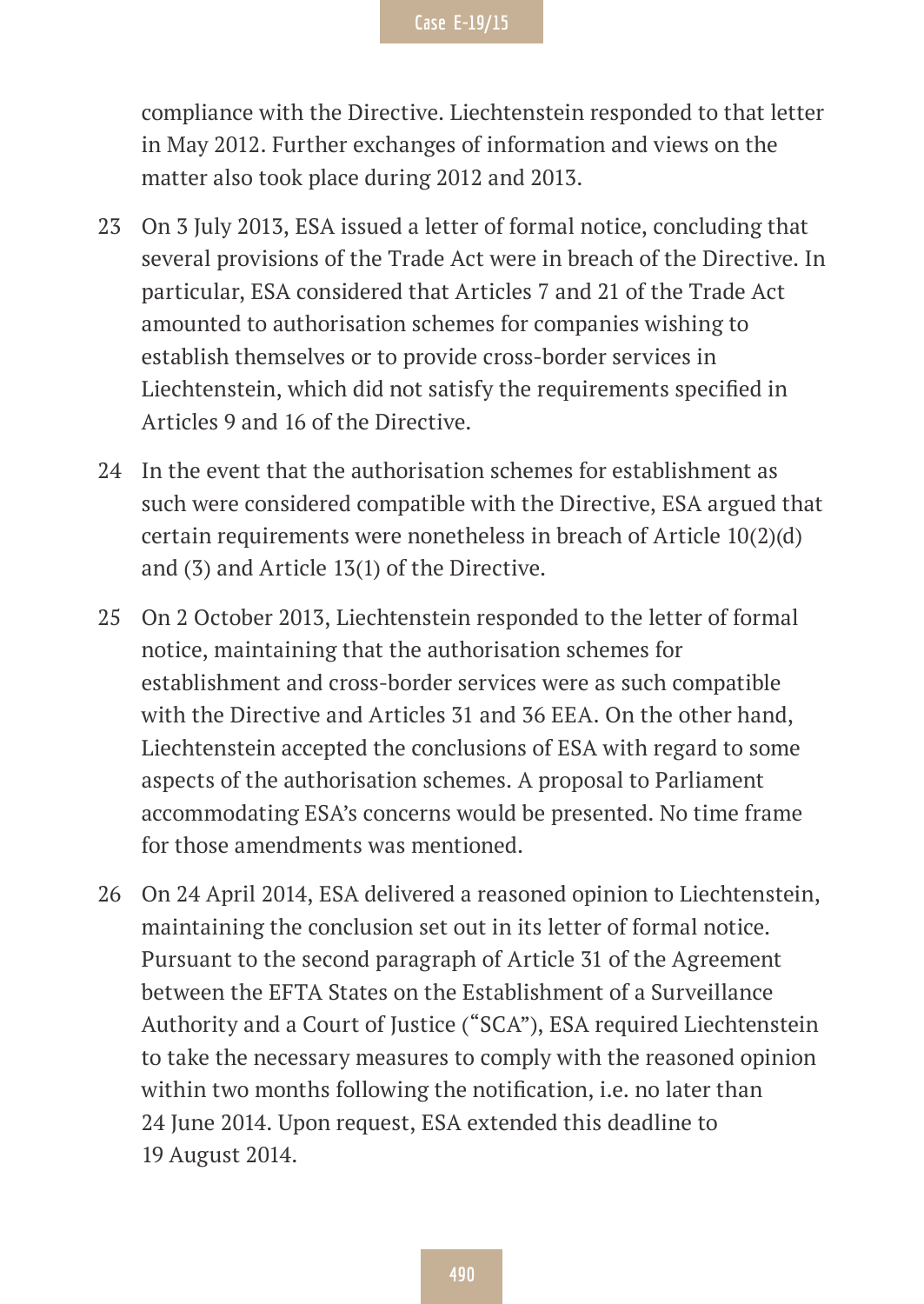compliance with the Directive. Liechtenstein responded to that letter in May 2012. Further exchanges of information and views on the matter also took place during 2012 and 2013.

23 On 3 July 2013, ESA issued a letter of formal notice, concluding that several provisions of the Trade Act were in breach of the Directive. In particular, ESA considered that Articles 7 and 21 of the Trade Act amounted to authorisation schemes for companies wishing to establish themselves or to provide cross-border services in Liechtenstein, which did not satisfy the requirements specified in Articles 9 and 16 of the Directive.

24 In the event that the authorisation schemes for establishment as such were considered compatible with the Directive, ESA argued that certain requirements were nonetheless in breach of Article 10(2)(d) and (3) and Article 13(1) of the Directive.

25 On 2 October 2013, Liechtenstein responded to the letter of formal notice, maintaining that the authorisation schemes for establishment and cross-border services were as such compatible with the Directive and Articles 31 and 36 EEA. On the other hand, Liechtenstein accepted the conclusions of ESA with regard to some aspects of the authorisation schemes. A proposal to Parliament accommodating ESA's concerns would be presented. No time frame for those amendments was mentioned.

26 On 24 April 2014, ESA delivered a reasoned opinion to Liechtenstein, maintaining the conclusion set out in its letter of formal notice. Pursuant to the second paragraph of Article 31 of the Agreement between the EFTA States on the Establishment of a Surveillance Authority and a Court of Justice ("SCA"), ESA required Liechtenstein to take the necessary measures to comply with the reasoned opinion within two months following the notification, i.e. no later than 24 June 2014. Upon request, ESA extended this deadline to 19 August 2014.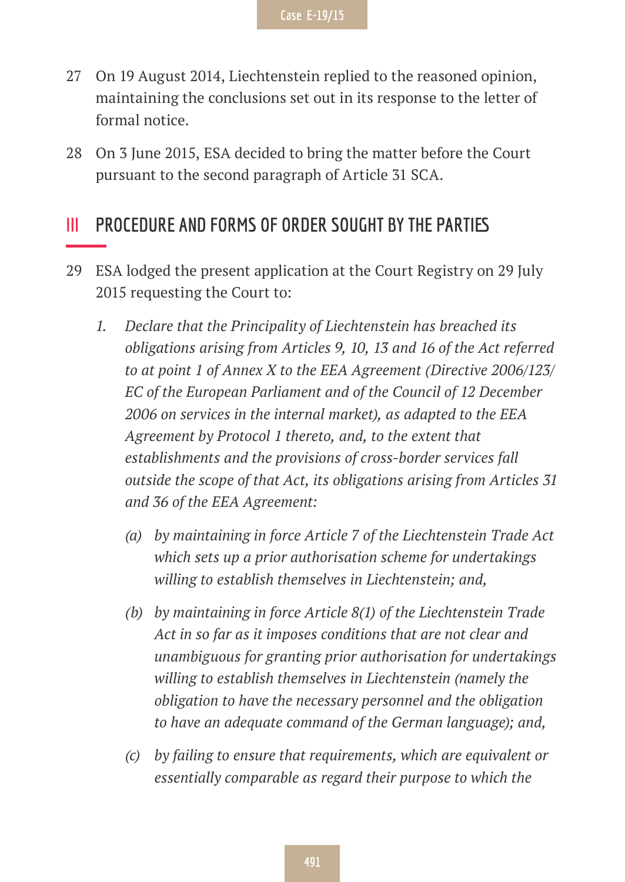27 On 19 August 2014, Liechtenstein replied to the reasoned opinion, maintaining the conclusions set out in its response to the letter of formal notice.

28 On 3 June 2015, ESA decided to bring the matter before the Court pursuant to the second paragraph of Article 31 SCA.

## III PROCEDURE AND FORMS OF ORDER SOUGHT BY THE PARTIES

29 ESA lodged the present application at the Court Registry on 29 July 2015 requesting the Court to:

*1. Declare that the Principality of Liechtenstein has breached its obligations arising from Articles 9, 10, 13 and 16 of the Act referred to at point 1 of Annex X to the EEA Agreement (Directive 2006/123/EC of the European Parliament and of the Council of 12 December 2006 on services in the internal market), as adapted to the EEA Agreement by Protocol 1 thereto, and, to the extent that establishments and the provisions of cross-border services fall outside the scope of that Act, its obligations arising from Articles 31 and 36 of the EEA Agreement:*

*(a) by maintaining in force Article 7 of the Liechtenstein Trade Act which sets up a prior authorisation scheme for undertakings willing to establish themselves in Liechtenstein; and,*

*(b) by maintaining in force Article 8(1) of the Liechtenstein Trade Act in so far as it imposes conditions that are not clear and unambiguous for granting prior authorisation for undertakings willing to establish themselves in Liechtenstein (namely the obligation to have the necessary personnel and the obligation to have an adequate command of the German language); and,*

*(c) by failing to ensure that requirements, which are equivalent or essentially comparable as regard their purpose to which the*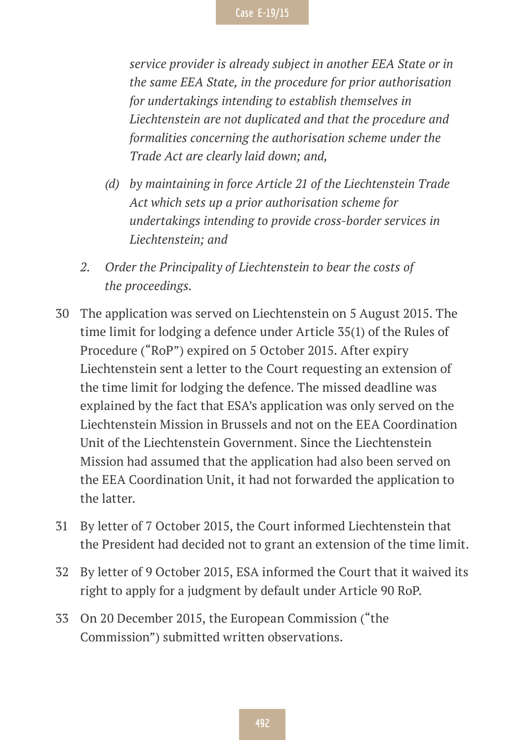*service provider is already subject in another EEA State or in the same EEA State, in the procedure for prior authorisation for undertakings intending to establish themselves in Liechtenstein are not duplicated and that the procedure and formalities concerning the authorisation scheme under the Trade Act are clearly laid down; and,*

*(d) by maintaining in force Article 21 of the Liechtenstein Trade Act which sets up a prior authorisation scheme for undertakings intending to provide cross-border services in Liechtenstein; and*

*2. Order the Principality of Liechtenstein to bear the costs of the proceedings.*

30 The application was served on Liechtenstein on 5 August 2015. The time limit for lodging a defence under Article 35(1) of the Rules of Procedure ("RoP") expired on 5 October 2015. After expiry Liechtenstein sent a letter to the Court requesting an extension of the time limit for lodging the defence. The missed deadline was explained by the fact that ESA's application was only served on the Liechtenstein Mission in Brussels and not on the EEA Coordination Unit of the Liechtenstein Government. Since the Liechtenstein Mission had assumed that the application had also been served on the EEA Coordination Unit, it had not forwarded the application to the latter.

31 By letter of 7 October 2015, the Court informed Liechtenstein that the President had decided not to grant an extension of the time limit.

32 By letter of 9 October 2015, ESA informed the Court that it waived its right to apply for a judgment by default under Article 90 RoP.

33 On 20 December 2015, the European Commission ("the Commission") submitted written observations.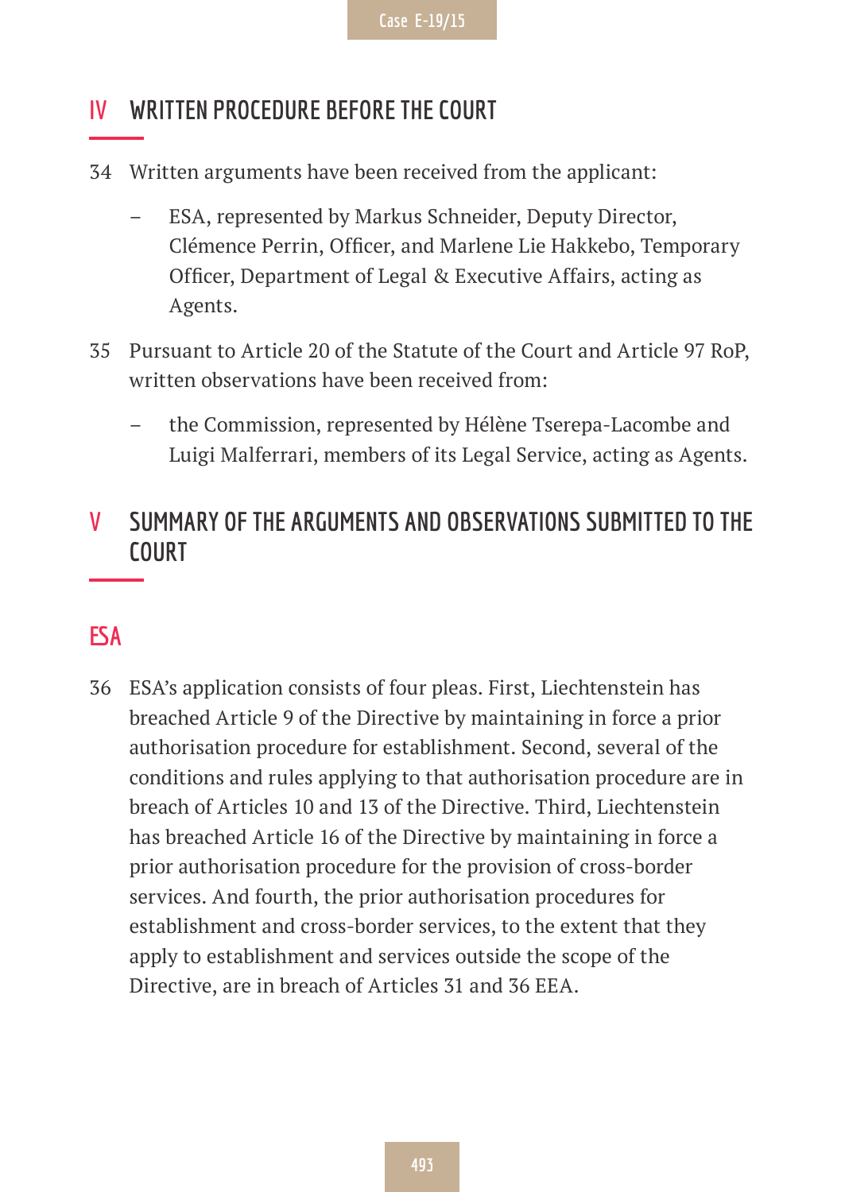## IV WRITTEN PROCEDURE BEFORE THE COURT

34 Written arguments have been received from the applicant:

- ESA, represented by Markus Schneider, Deputy Director, Clémence Perrin, Officer, and Marlene Lie Hakkebo, Temporary Officer, Department of Legal & Executive Affairs, acting as Agents.

35 Pursuant to Article 20 of the Statute of the Court and Article 97 RoP, written observations have been received from:

- the Commission, represented by Hélène Tserepa-Lacombe and Luigi Malferrari, members of its Legal Service, acting as Agents.

## V SUMMARY OF THE ARGUMENTS AND OBSERVATIONS SUBMITTED TO THE COURT

### ESA

36 ESA's application consists of four pleas. First, Liechtenstein has breached Article 9 of the Directive by maintaining in force a prior authorisation procedure for establishment. Second, several of the conditions and rules applying to that authorisation procedure are in breach of Articles 10 and 13 of the Directive. Third, Liechtenstein has breached Article 16 of the Directive by maintaining in force a prior authorisation procedure for the provision of cross-border services. And fourth, the prior authorisation procedures for establishment and cross-border services, to the extent that they apply to establishment and services outside the scope of the Directive, are in breach of Articles 31 and 36 EEA.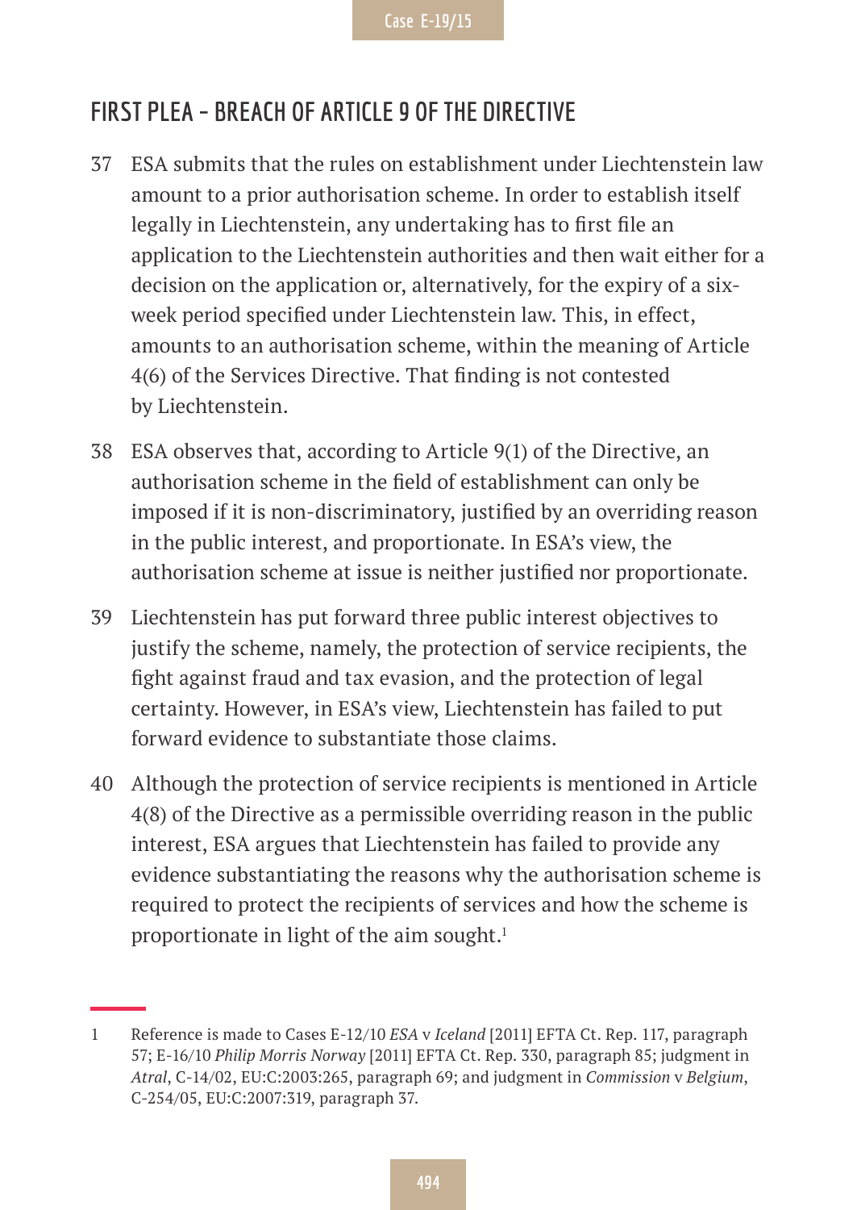## FIRST PLEA – BREACH OF ARTICLE 9 OF THE DIRECTIVE

37 ESA submits that the rules on establishment under Liechtenstein law amount to a prior authorisation scheme. In order to establish itself legally in Liechtenstein, any undertaking has to first file an application to the Liechtenstein authorities and then wait either for a decision on the application or, alternatively, for the expiry of a six-week period specified under Liechtenstein law. This, in effect, amounts to an authorisation scheme, within the meaning of Article 4(6) of the Services Directive. That finding is not contested by Liechtenstein.

38 ESA observes that, according to Article 9(1) of the Directive, an authorisation scheme in the field of establishment can only be imposed if it is non-discriminatory, justified by an overriding reason in the public interest, and proportionate. In ESA's view, the authorisation scheme at issue is neither justified nor proportionate.

39 Liechtenstein has put forward three public interest objectives to justify the scheme, namely, the protection of service recipients, the fight against fraud and tax evasion, and the protection of legal certainty. However, in ESA's view, Liechtenstein has failed to put forward evidence to substantiate those claims.

40 Although the protection of service recipients is mentioned in Article 4(8) of the Directive as a permissible overriding reason in the public interest, ESA argues that Liechtenstein has failed to provide any evidence substantiating the reasons why the authorisation scheme is required to protect the recipients of services and how the scheme is proportionate in light of the aim sought.[1]

---

1 Reference is made to Cases E-12/10 *ESA* v *Iceland* [2011] EFTA Ct. Rep. 117, paragraph 57; E-16/10 *Philip Morris Norway* [2011] EFTA Ct. Rep. 330, paragraph 85; judgment in *Atral*, C-14/02, EU:C:2003:265, paragraph 69; and judgment in *Commission* v *Belgium*, C-254/05, EU:C:2007:319, paragraph 37.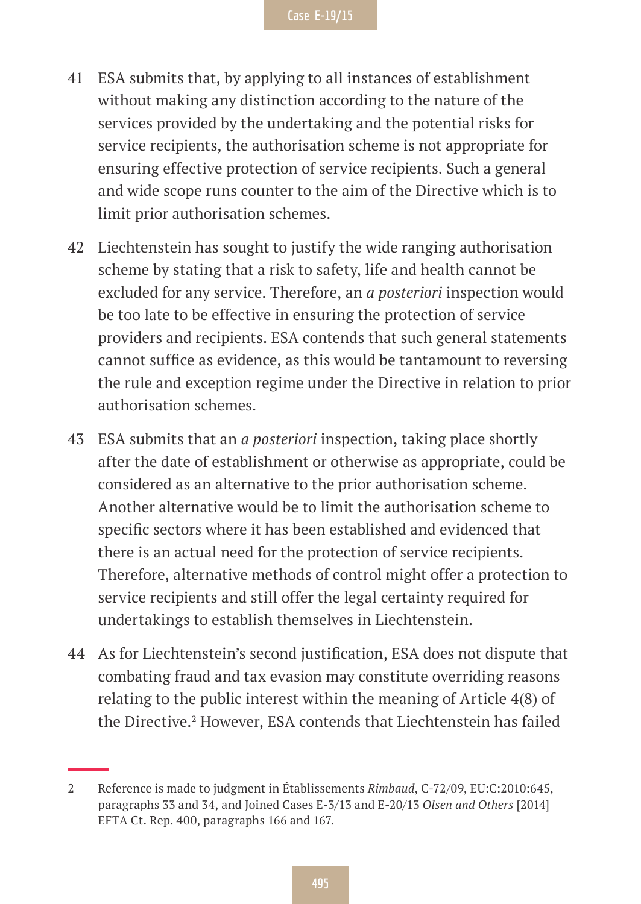41 ESA submits that, by applying to all instances of establishment without making any distinction according to the nature of the services provided by the undertaking and the potential risks for service recipients, the authorisation scheme is not appropriate for ensuring effective protection of service recipients. Such a general and wide scope runs counter to the aim of the Directive which is to limit prior authorisation schemes.

42 Liechtenstein has sought to justify the wide ranging authorisation scheme by stating that a risk to safety, life and health cannot be excluded for any service. Therefore, an *a posteriori* inspection would be too late to be effective in ensuring the protection of service providers and recipients. ESA contends that such general statements cannot suffice as evidence, as this would be tantamount to reversing the rule and exception regime under the Directive in relation to prior authorisation schemes.

43 ESA submits that an *a posteriori* inspection, taking place shortly after the date of establishment or otherwise as appropriate, could be considered as an alternative to the prior authorisation scheme. Another alternative would be to limit the authorisation scheme to specific sectors where it has been established and evidenced that there is an actual need for the protection of service recipients. Therefore, alternative methods of control might offer a protection to service recipients and still offer the legal certainty required for undertakings to establish themselves in Liechtenstein.

44 As for Liechtenstein's second justification, ESA does not dispute that combating fraud and tax evasion may constitute overriding reasons relating to the public interest within the meaning of Article 4(8) of the Directive.[2] However, ESA contends that Liechtenstein has failed

---

2 Reference is made to judgment in Établissements *Rimbaud*, C-72/09, EU:C:2010:645, paragraphs 33 and 34, and Joined Cases E-3/13 and E-20/13 *Olsen and Others* [2014] EFTA Ct. Rep. 400, paragraphs 166 and 167.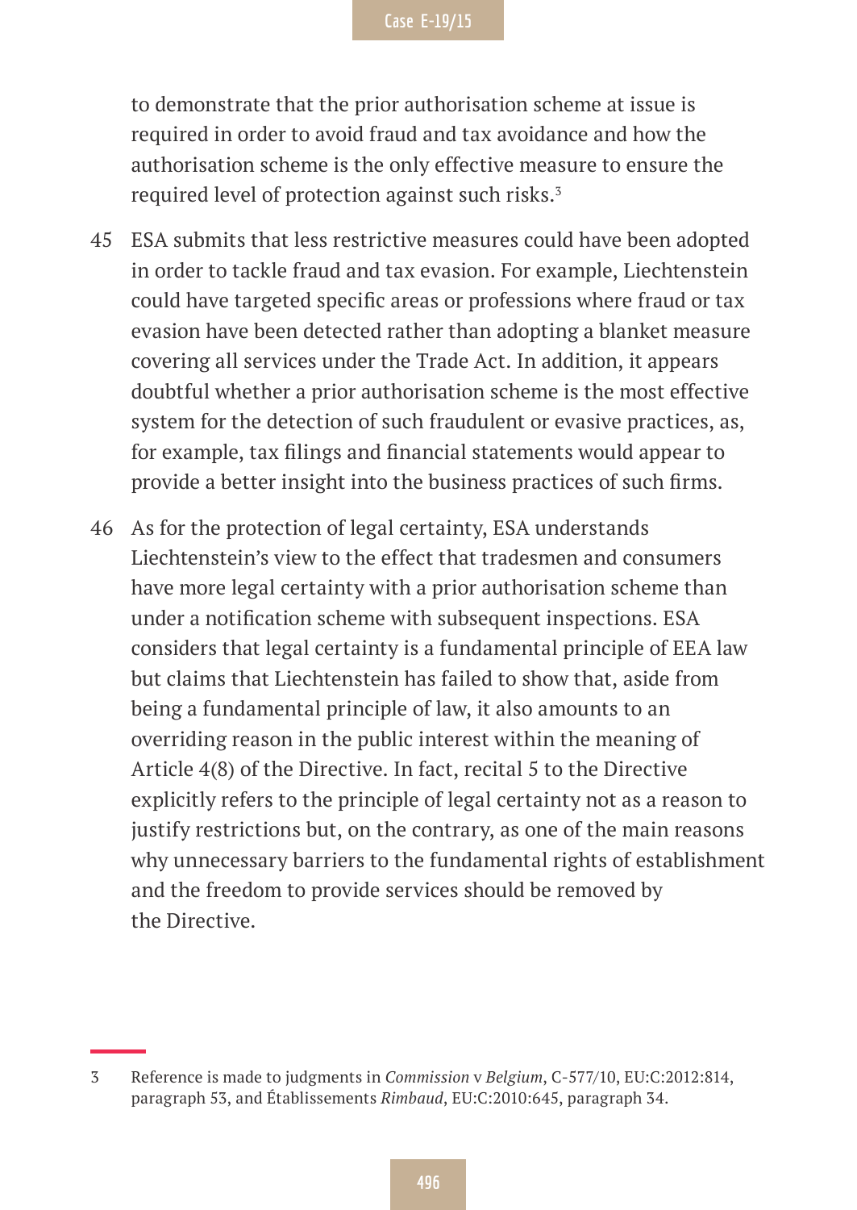to demonstrate that the prior authorisation scheme at issue is required in order to avoid fraud and tax avoidance and how the authorisation scheme is the only effective measure to ensure the required level of protection against such risks.[3]

45 ESA submits that less restrictive measures could have been adopted in order to tackle fraud and tax evasion. For example, Liechtenstein could have targeted specific areas or professions where fraud or tax evasion have been detected rather than adopting a blanket measure covering all services under the Trade Act. In addition, it appears doubtful whether a prior authorisation scheme is the most effective system for the detection of such fraudulent or evasive practices, as, for example, tax filings and financial statements would appear to provide a better insight into the business practices of such firms.

46 As for the protection of legal certainty, ESA understands Liechtenstein's view to the effect that tradesmen and consumers have more legal certainty with a prior authorisation scheme than under a notification scheme with subsequent inspections. ESA considers that legal certainty is a fundamental principle of EEA law but claims that Liechtenstein has failed to show that, aside from being a fundamental principle of law, it also amounts to an overriding reason in the public interest within the meaning of Article 4(8) of the Directive. In fact, recital 5 to the Directive explicitly refers to the principle of legal certainty not as a reason to justify restrictions but, on the contrary, as one of the main reasons why unnecessary barriers to the fundamental rights of establishment and the freedom to provide services should be removed by the Directive.

---

3 Reference is made to judgments in *Commission* v *Belgium*, C-577/10, EU:C:2012:814, paragraph 53, and Établissements *Rimbaud*, EU:C:2010:645, paragraph 34.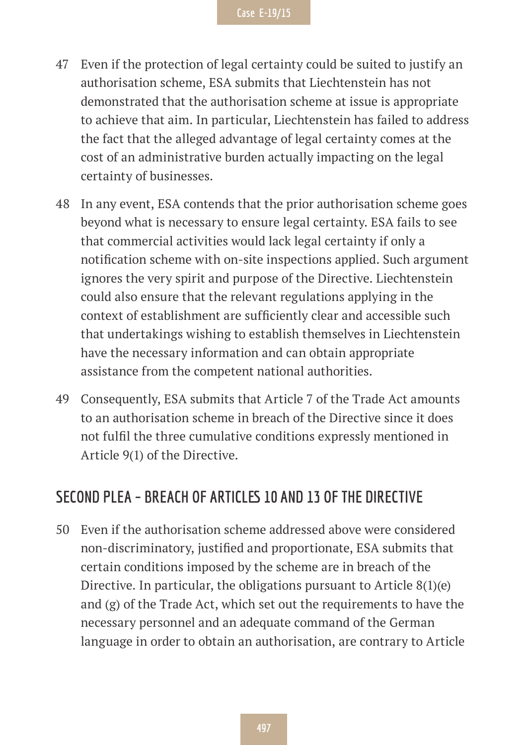47 Even if the protection of legal certainty could be suited to justify an authorisation scheme, ESA submits that Liechtenstein has not demonstrated that the authorisation scheme at issue is appropriate to achieve that aim. In particular, Liechtenstein has failed to address the fact that the alleged advantage of legal certainty comes at the cost of an administrative burden actually impacting on the legal certainty of businesses.

48 In any event, ESA contends that the prior authorisation scheme goes beyond what is necessary to ensure legal certainty. ESA fails to see that commercial activities would lack legal certainty if only a notification scheme with on-site inspections applied. Such argument ignores the very spirit and purpose of the Directive. Liechtenstein could also ensure that the relevant regulations applying in the context of establishment are sufficiently clear and accessible such that undertakings wishing to establish themselves in Liechtenstein have the necessary information and can obtain appropriate assistance from the competent national authorities.

49 Consequently, ESA submits that Article 7 of the Trade Act amounts to an authorisation scheme in breach of the Directive since it does not fulfil the three cumulative conditions expressly mentioned in Article 9(1) of the Directive.

## SECOND PLEA – BREACH OF ARTICLES 10 AND 13 OF THE DIRECTIVE

50 Even if the authorisation scheme addressed above were considered non-discriminatory, justified and proportionate, ESA submits that certain conditions imposed by the scheme are in breach of the Directive. In particular, the obligations pursuant to Article 8(1)(e) and (g) of the Trade Act, which set out the requirements to have the necessary personnel and an adequate command of the German language in order to obtain an authorisation, are contrary to Article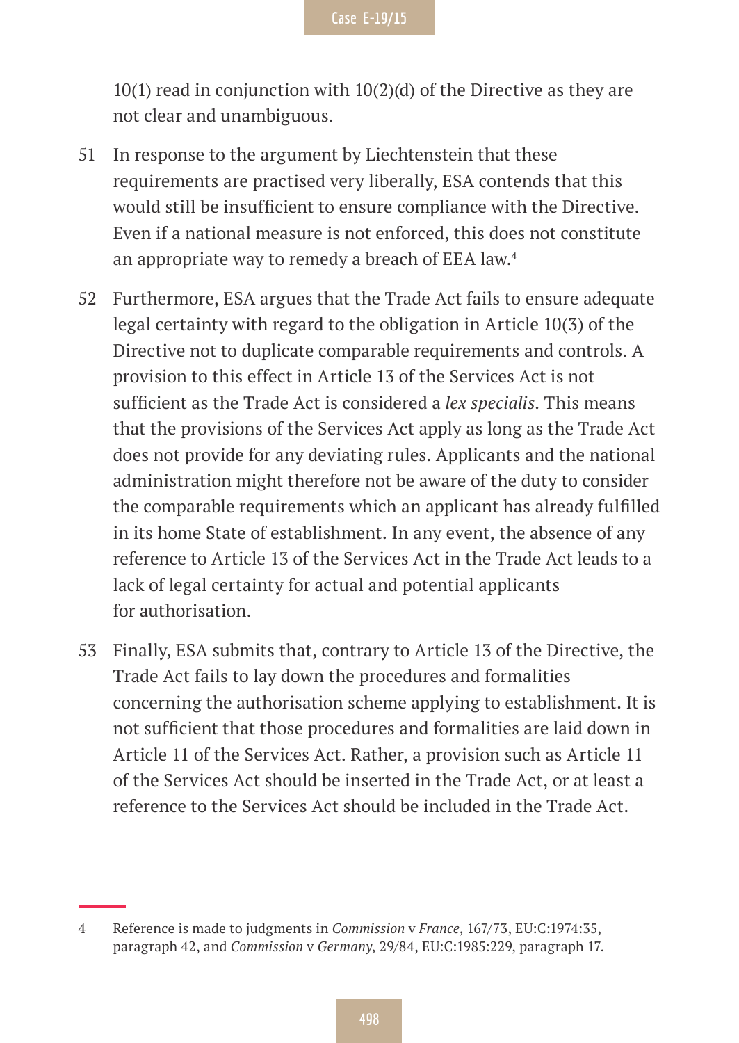10(1) read in conjunction with 10(2)(d) of the Directive as they are not clear and unambiguous.

51 In response to the argument by Liechtenstein that these requirements are practised very liberally, ESA contends that this would still be insufficient to ensure compliance with the Directive. Even if a national measure is not enforced, this does not constitute an appropriate way to remedy a breach of EEA law.[4]

52 Furthermore, ESA argues that the Trade Act fails to ensure adequate legal certainty with regard to the obligation in Article 10(3) of the Directive not to duplicate comparable requirements and controls. A provision to this effect in Article 13 of the Services Act is not sufficient as the Trade Act is considered a *lex specialis*. This means that the provisions of the Services Act apply as long as the Trade Act does not provide for any deviating rules. Applicants and the national administration might therefore not be aware of the duty to consider the comparable requirements which an applicant has already fulfilled in its home State of establishment. In any event, the absence of any reference to Article 13 of the Services Act in the Trade Act leads to a lack of legal certainty for actual and potential applicants for authorisation.

53 Finally, ESA submits that, contrary to Article 13 of the Directive, the Trade Act fails to lay down the procedures and formalities concerning the authorisation scheme applying to establishment. It is not sufficient that those procedures and formalities are laid down in Article 11 of the Services Act. Rather, a provision such as Article 11 of the Services Act should be inserted in the Trade Act, or at least a reference to the Services Act should be included in the Trade Act.

---

4 Reference is made to judgments in *Commission* v *France*, 167/73, EU:C:1974:35, paragraph 42, and *Commission* v *Germany*, 29/84, EU:C:1985:229, paragraph 17.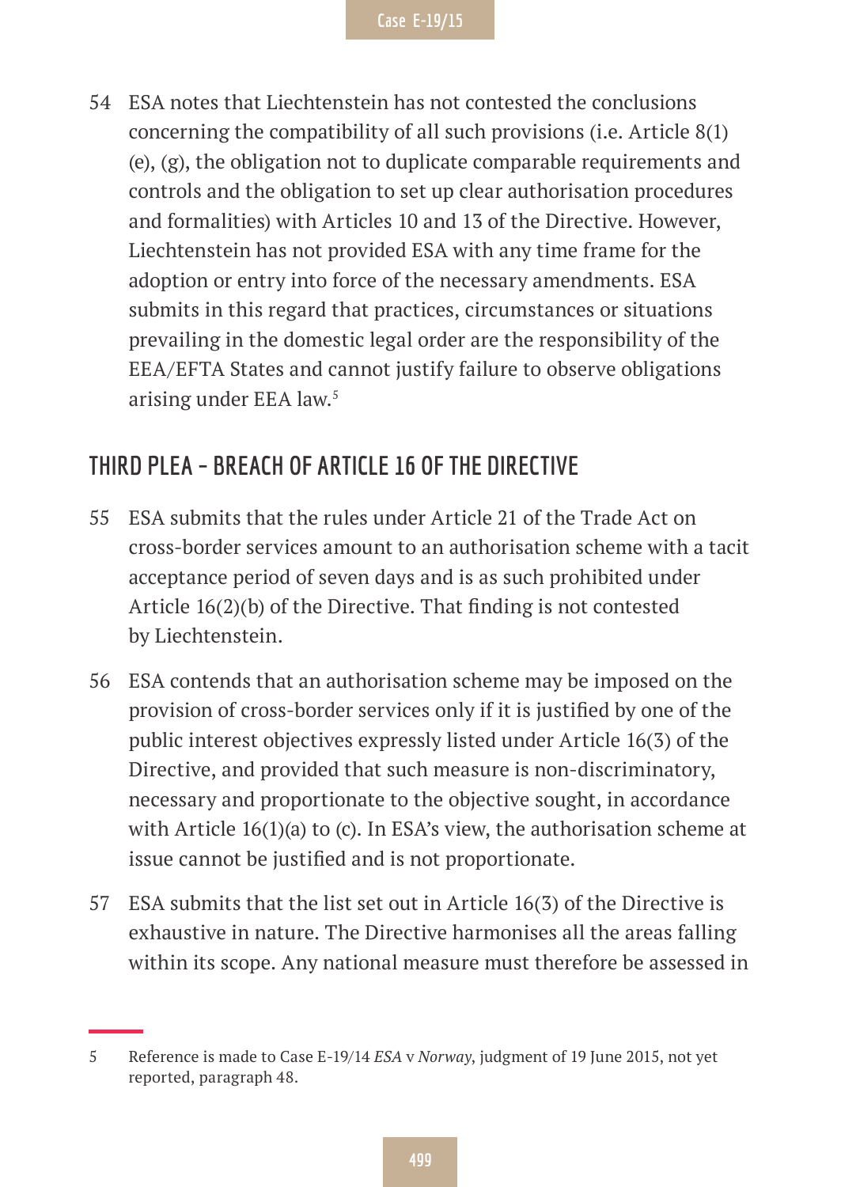54 ESA notes that Liechtenstein has not contested the conclusions concerning the compatibility of all such provisions (i.e. Article 8(1)(e), (g), the obligation not to duplicate comparable requirements and controls and the obligation to set up clear authorisation procedures and formalities) with Articles 10 and 13 of the Directive. However, Liechtenstein has not provided ESA with any time frame for the adoption or entry into force of the necessary amendments. ESA submits in this regard that practices, circumstances or situations prevailing in the domestic legal order are the responsibility of the EEA/EFTA States and cannot justify failure to observe obligations arising under EEA law.[5]

## THIRD PLEA – BREACH OF ARTICLE 16 OF THE DIRECTIVE

55 ESA submits that the rules under Article 21 of the Trade Act on cross-border services amount to an authorisation scheme with a tacit acceptance period of seven days and is as such prohibited under Article 16(2)(b) of the Directive. That finding is not contested by Liechtenstein.

56 ESA contends that an authorisation scheme may be imposed on the provision of cross-border services only if it is justified by one of the public interest objectives expressly listed under Article 16(3) of the Directive, and provided that such measure is non-discriminatory, necessary and proportionate to the objective sought, in accordance with Article 16(1)(a) to (c). In ESA's view, the authorisation scheme at issue cannot be justified and is not proportionate.

57 ESA submits that the list set out in Article 16(3) of the Directive is exhaustive in nature. The Directive harmonises all the areas falling within its scope. Any national measure must therefore be assessed in

---

5 Reference is made to Case E-19/14 *ESA* v *Norway*, judgment of 19 June 2015, not yet reported, paragraph 48.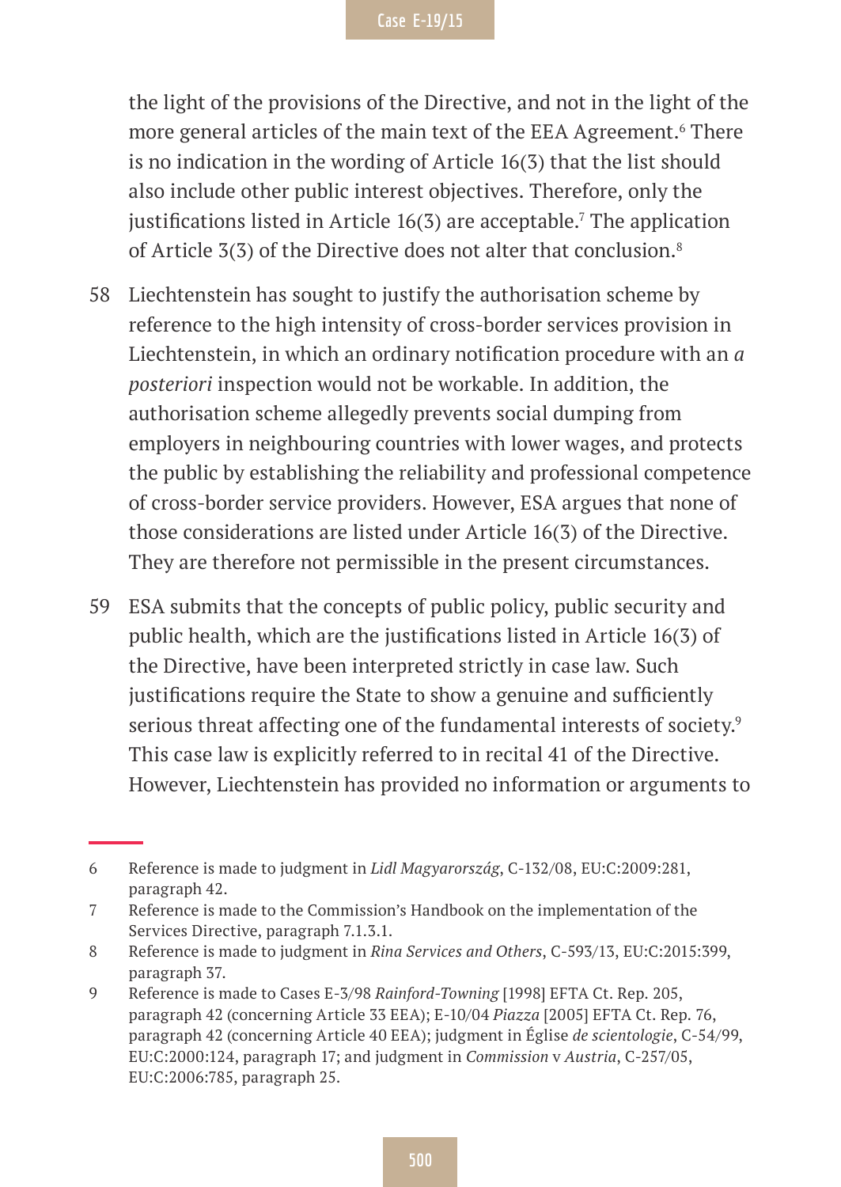the light of the provisions of the Directive, and not in the light of the more general articles of the main text of the EEA Agreement.[6] There is no indication in the wording of Article 16(3) that the list should also include other public interest objectives. Therefore, only the justifications listed in Article 16(3) are acceptable.[7] The application of Article 3(3) of the Directive does not alter that conclusion.[8]

58 Liechtenstein has sought to justify the authorisation scheme by reference to the high intensity of cross-border services provision in Liechtenstein, in which an ordinary notification procedure with an *a posteriori* inspection would not be workable. In addition, the authorisation scheme allegedly prevents social dumping from employers in neighbouring countries with lower wages, and protects the public by establishing the reliability and professional competence of cross-border service providers. However, ESA argues that none of those considerations are listed under Article 16(3) of the Directive. They are therefore not permissible in the present circumstances.

59 ESA submits that the concepts of public policy, public security and public health, which are the justifications listed in Article 16(3) of the Directive, have been interpreted strictly in case law. Such justifications require the State to show a genuine and sufficiently serious threat affecting one of the fundamental interests of society.[9] This case law is explicitly referred to in recital 41 of the Directive. However, Liechtenstein has provided no information or arguments to

---

6 Reference is made to judgment in *Lidl Magyarország*, C-132/08, EU:C:2009:281, paragraph 42.

7 Reference is made to the Commission's Handbook on the implementation of the Services Directive, paragraph 7.1.3.1.

8 Reference is made to judgment in *Rina Services and Others*, C-593/13, EU:C:2015:399, paragraph 37.

9 Reference is made to Cases E-3/98 *Rainford-Towning* [1998] EFTA Ct. Rep. 205, paragraph 42 (concerning Article 33 EEA); E-10/04 *Piazza* [2005] EFTA Ct. Rep. 76, paragraph 42 (concerning Article 40 EEA); judgment in Église *de scientologie*, C-54/99, EU:C:2000:124, paragraph 17; and judgment in *Commission* v *Austria*, C-257/05, EU:C:2006:785, paragraph 25.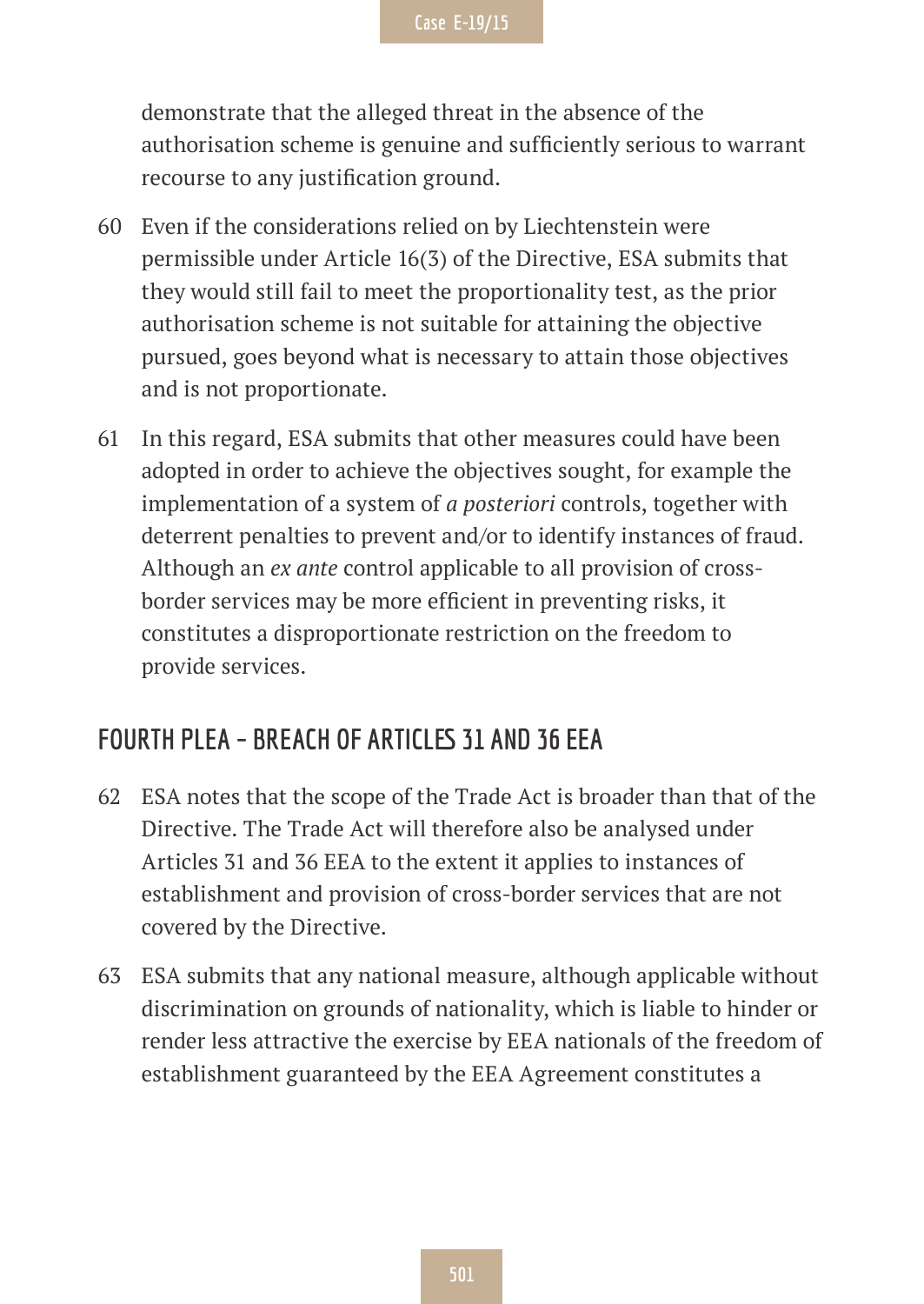demonstrate that the alleged threat in the absence of the authorisation scheme is genuine and sufficiently serious to warrant recourse to any justification ground.

60 Even if the considerations relied on by Liechtenstein were permissible under Article 16(3) of the Directive, ESA submits that they would still fail to meet the proportionality test, as the prior authorisation scheme is not suitable for attaining the objective pursued, goes beyond what is necessary to attain those objectives and is not proportionate.

61 In this regard, ESA submits that other measures could have been adopted in order to achieve the objectives sought, for example the implementation of a system of *a posteriori* controls, together with deterrent penalties to prevent and/or to identify instances of fraud. Although an *ex ante* control applicable to all provision of cross-border services may be more efficient in preventing risks, it constitutes a disproportionate restriction on the freedom to provide services.

## FOURTH PLEA – BREACH OF ARTICLES 31 AND 36 EEA

62 ESA notes that the scope of the Trade Act is broader than that of the Directive. The Trade Act will therefore also be analysed under Articles 31 and 36 EEA to the extent it applies to instances of establishment and provision of cross-border services that are not covered by the Directive.

63 ESA submits that any national measure, although applicable without discrimination on grounds of nationality, which is liable to hinder or render less attractive the exercise by EEA nationals of the freedom of establishment guaranteed by the EEA Agreement constitutes a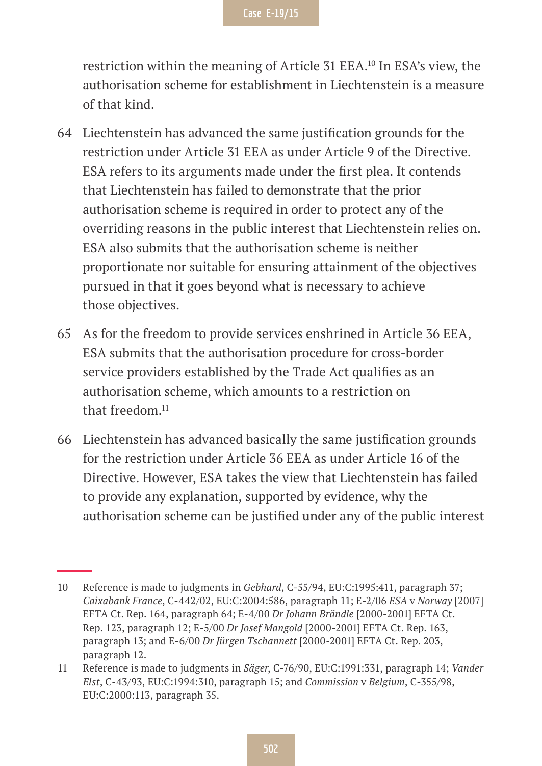restriction within the meaning of Article 31 EEA.[10] In ESA's view, the authorisation scheme for establishment in Liechtenstein is a measure of that kind.

64 Liechtenstein has advanced the same justification grounds for the restriction under Article 31 EEA as under Article 9 of the Directive. ESA refers to its arguments made under the first plea. It contends that Liechtenstein has failed to demonstrate that the prior authorisation scheme is required in order to protect any of the overriding reasons in the public interest that Liechtenstein relies on. ESA also submits that the authorisation scheme is neither proportionate nor suitable for ensuring attainment of the objectives pursued in that it goes beyond what is necessary to achieve those objectives.

65 As for the freedom to provide services enshrined in Article 36 EEA, ESA submits that the authorisation procedure for cross-border service providers established by the Trade Act qualifies as an authorisation scheme, which amounts to a restriction on that freedom.[11]

66 Liechtenstein has advanced basically the same justification grounds for the restriction under Article 36 EEA as under Article 16 of the Directive. However, ESA takes the view that Liechtenstein has failed to provide any explanation, supported by evidence, why the authorisation scheme can be justified under any of the public interest

---

10 Reference is made to judgments in *Gebhard*, C-55/94, EU:C:1995:411, paragraph 37; *Caixabank France*, C-442/02, EU:C:2004:586, paragraph 11; E-2/06 *ESA* v *Norway* [2007] EFTA Ct. Rep. 164, paragraph 64; E-4/00 *Dr Johann Brändle* [2000-2001] EFTA Ct. Rep. 123, paragraph 12; E-5/00 *Dr Josef Mangold* [2000-2001] EFTA Ct. Rep. 163, paragraph 13; and E-6/00 *Dr Jürgen Tschannett* [2000-2001] EFTA Ct. Rep. 203, paragraph 12.

11 Reference is made to judgments in *Säger*, C-76/90, EU:C:1991:331, paragraph 14; *Vander Elst*, C-43/93, EU:C:1994:310, paragraph 15; and *Commission* v *Belgium*, C-355/98, EU:C:2000:113, paragraph 35.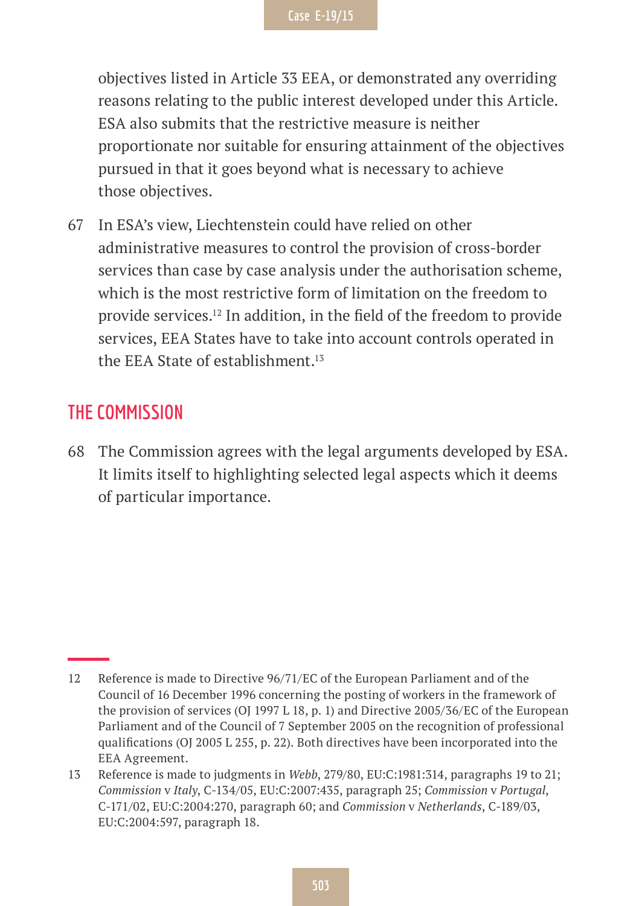objectives listed in Article 33 EEA, or demonstrated any overriding reasons relating to the public interest developed under this Article. ESA also submits that the restrictive measure is neither proportionate nor suitable for ensuring attainment of the objectives pursued in that it goes beyond what is necessary to achieve those objectives.

67 In ESA's view, Liechtenstein could have relied on other administrative measures to control the provision of cross-border services than case by case analysis under the authorisation scheme, which is the most restrictive form of limitation on the freedom to provide services.[12] In addition, in the field of the freedom to provide services, EEA States have to take into account controls operated in the EEA State of establishment.[13]

## THE COMMISSION

68 The Commission agrees with the legal arguments developed by ESA. It limits itself to highlighting selected legal aspects which it deems of particular importance.

---

12 Reference is made to Directive 96/71/EC of the European Parliament and of the Council of 16 December 1996 concerning the posting of workers in the framework of the provision of services (OJ 1997 L 18, p. 1) and Directive 2005/36/EC of the European Parliament and of the Council of 7 September 2005 on the recognition of professional qualifications (OJ 2005 L 255, p. 22). Both directives have been incorporated into the EEA Agreement.

13 Reference is made to judgments in *Webb*, 279/80, EU:C:1981:314, paragraphs 19 to 21; *Commission* v *Italy*, C-134/05, EU:C:2007:435, paragraph 25; *Commission* v *Portugal*, C-171/02, EU:C:2004:270, paragraph 60; and *Commission* v *Netherlands*, C-189/03, EU:C:2004:597, paragraph 18.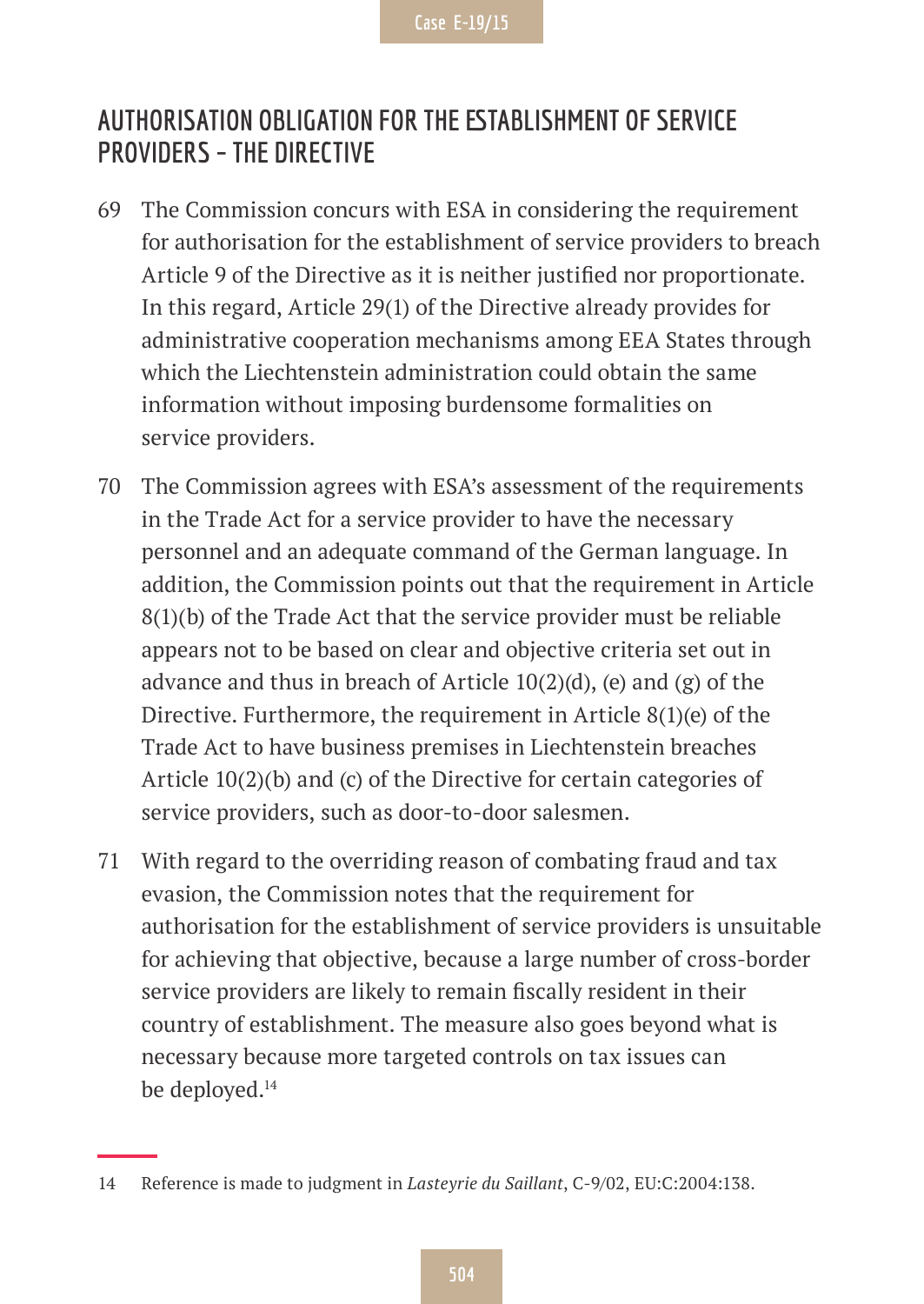## AUTHORISATION OBLIGATION FOR THE ESTABLISHMENT OF SERVICE PROVIDERS – THE DIRECTIVE

69 The Commission concurs with ESA in considering the requirement for authorisation for the establishment of service providers to breach Article 9 of the Directive as it is neither justified nor proportionate. In this regard, Article 29(1) of the Directive already provides for administrative cooperation mechanisms among EEA States through which the Liechtenstein administration could obtain the same information without imposing burdensome formalities on service providers.

70 The Commission agrees with ESA's assessment of the requirements in the Trade Act for a service provider to have the necessary personnel and an adequate command of the German language. In addition, the Commission points out that the requirement in Article 8(1)(b) of the Trade Act that the service provider must be reliable appears not to be based on clear and objective criteria set out in advance and thus in breach of Article 10(2)(d), (e) and (g) of the Directive. Furthermore, the requirement in Article 8(1)(e) of the Trade Act to have business premises in Liechtenstein breaches Article 10(2)(b) and (c) of the Directive for certain categories of service providers, such as door-to-door salesmen.

71 With regard to the overriding reason of combating fraud and tax evasion, the Commission notes that the requirement for authorisation for the establishment of service providers is unsuitable for achieving that objective, because a large number of cross-border service providers are likely to remain fiscally resident in their country of establishment. The measure also goes beyond what is necessary because more targeted controls on tax issues can be deployed.[14]

---

14 Reference is made to judgment in *Lasteyrie du Saillant*, C-9/02, EU:C:2004:138.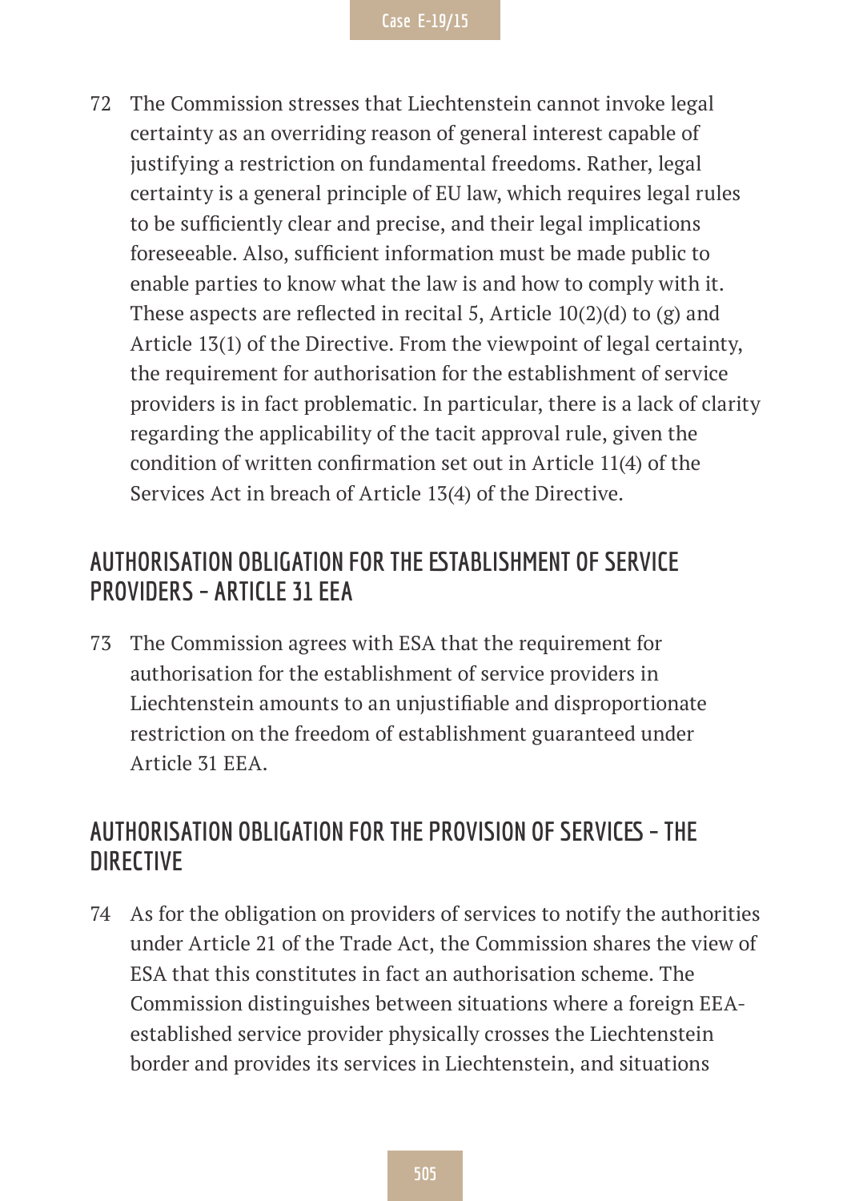72 The Commission stresses that Liechtenstein cannot invoke legal certainty as an overriding reason of general interest capable of justifying a restriction on fundamental freedoms. Rather, legal certainty is a general principle of EU law, which requires legal rules to be sufficiently clear and precise, and their legal implications foreseeable. Also, sufficient information must be made public to enable parties to know what the law is and how to comply with it. These aspects are reflected in recital 5, Article 10(2)(d) to (g) and Article 13(1) of the Directive. From the viewpoint of legal certainty, the requirement for authorisation for the establishment of service providers is in fact problematic. In particular, there is a lack of clarity regarding the applicability of the tacit approval rule, given the condition of written confirmation set out in Article 11(4) of the Services Act in breach of Article 13(4) of the Directive.

## AUTHORISATION OBLIGATION FOR THE ESTABLISHMENT OF SERVICE PROVIDERS – ARTICLE 31 EEA

73 The Commission agrees with ESA that the requirement for authorisation for the establishment of service providers in Liechtenstein amounts to an unjustifiable and disproportionate restriction on the freedom of establishment guaranteed under Article 31 EEA.

## AUTHORISATION OBLIGATION FOR THE PROVISION OF SERVICES – THE DIRECTIVE

74 As for the obligation on providers of services to notify the authorities under Article 21 of the Trade Act, the Commission shares the view of ESA that this constitutes in fact an authorisation scheme. The Commission distinguishes between situations where a foreign EEA-established service provider physically crosses the Liechtenstein border and provides its services in Liechtenstein, and situations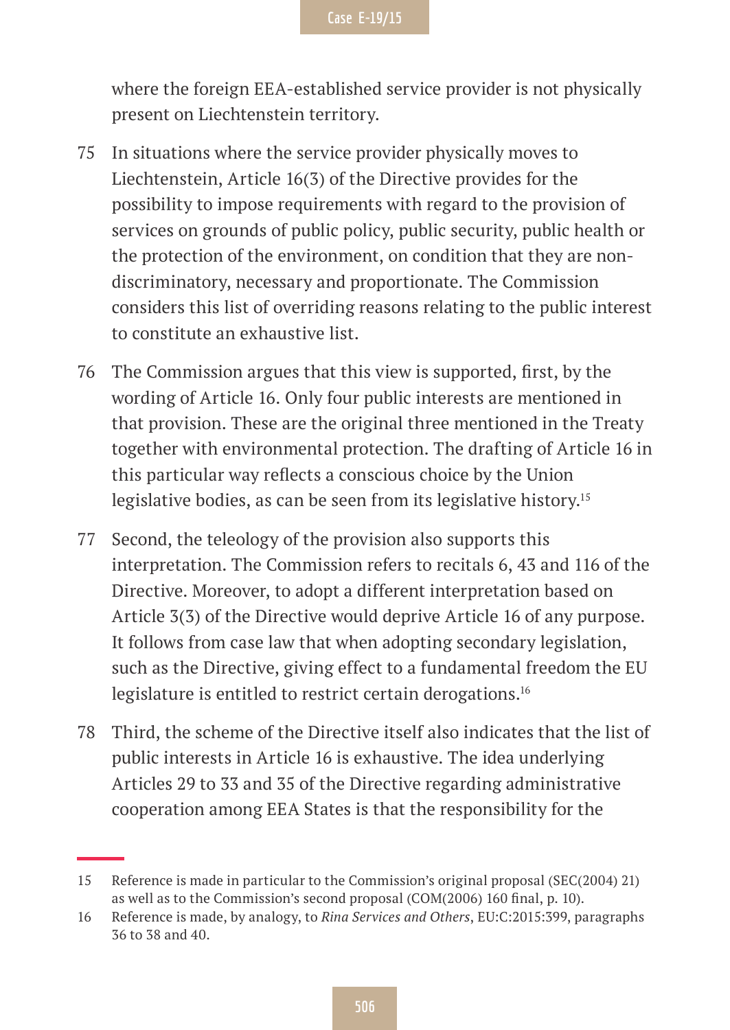where the foreign EEA-established service provider is not physically present on Liechtenstein territory.

75 In situations where the service provider physically moves to Liechtenstein, Article 16(3) of the Directive provides for the possibility to impose requirements with regard to the provision of services on grounds of public policy, public security, public health or the protection of the environment, on condition that they are non-discriminatory, necessary and proportionate. The Commission considers this list of overriding reasons relating to the public interest to constitute an exhaustive list.

76 The Commission argues that this view is supported, first, by the wording of Article 16. Only four public interests are mentioned in that provision. These are the original three mentioned in the Treaty together with environmental protection. The drafting of Article 16 in this particular way reflects a conscious choice by the Union legislative bodies, as can be seen from its legislative history.[15]

77 Second, the teleology of the provision also supports this interpretation. The Commission refers to recitals 6, 43 and 116 of the Directive. Moreover, to adopt a different interpretation based on Article 3(3) of the Directive would deprive Article 16 of any purpose. It follows from case law that when adopting secondary legislation, such as the Directive, giving effect to a fundamental freedom the EU legislature is entitled to restrict certain derogations.[16]

78 Third, the scheme of the Directive itself also indicates that the list of public interests in Article 16 is exhaustive. The idea underlying Articles 29 to 33 and 35 of the Directive regarding administrative cooperation among EEA States is that the responsibility for the

---

15 Reference is made in particular to the Commission's original proposal (SEC(2004) 21) as well as to the Commission's second proposal (COM(2006) 160 final, p. 10).

16 Reference is made, by analogy, to *Rina Services and Others*, EU:C:2015:399, paragraphs 36 to 38 and 40.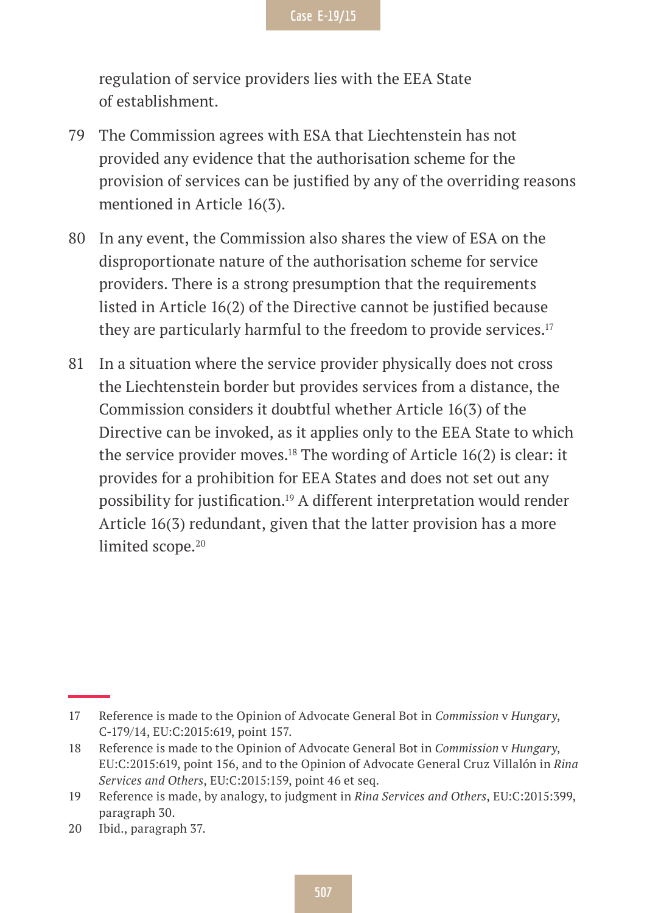regulation of service providers lies with the EEA State of establishment.

79 The Commission agrees with ESA that Liechtenstein has not provided any evidence that the authorisation scheme for the provision of services can be justified by any of the overriding reasons mentioned in Article 16(3).

80 In any event, the Commission also shares the view of ESA on the disproportionate nature of the authorisation scheme for service providers. There is a strong presumption that the requirements listed in Article 16(2) of the Directive cannot be justified because they are particularly harmful to the freedom to provide services.[17]

81 In a situation where the service provider physically does not cross the Liechtenstein border but provides services from a distance, the Commission considers it doubtful whether Article 16(3) of the Directive can be invoked, as it applies only to the EEA State to which the service provider moves.[18] The wording of Article 16(2) is clear: it provides for a prohibition for EEA States and does not set out any possibility for justification.[19] A different interpretation would render Article 16(3) redundant, given that the latter provision has a more limited scope.[20]

---

17 Reference is made to the Opinion of Advocate General Bot in *Commission* v *Hungary*, C-179/14, EU:C:2015:619, point 157.

18 Reference is made to the Opinion of Advocate General Bot in *Commission* v *Hungary*, EU:C:2015:619, point 156, and to the Opinion of Advocate General Cruz Villalón in *Rina Services and Others*, EU:C:2015:159, point 46 et seq.

19 Reference is made, by analogy, to judgment in *Rina Services and Others*, EU:C:2015:399, paragraph 30.

20 Ibid., paragraph 37.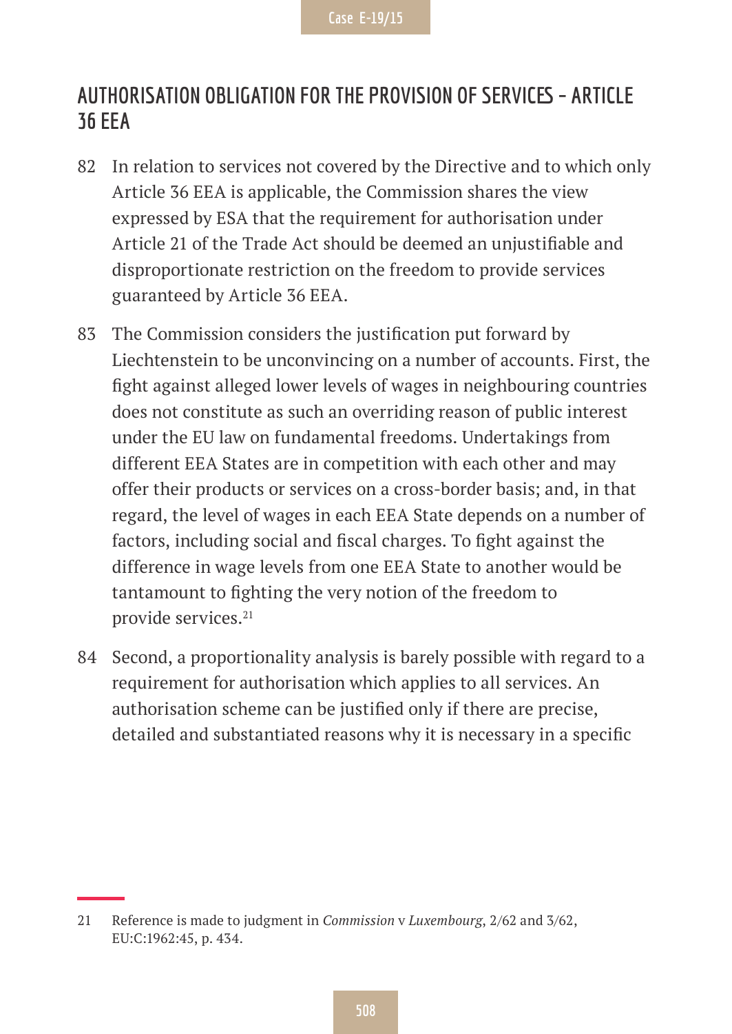## AUTHORISATION OBLIGATION FOR THE PROVISION OF SERVICES – ARTICLE 36 EEA

82 In relation to services not covered by the Directive and to which only Article 36 EEA is applicable, the Commission shares the view expressed by ESA that the requirement for authorisation under Article 21 of the Trade Act should be deemed an unjustifiable and disproportionate restriction on the freedom to provide services guaranteed by Article 36 EEA.

83 The Commission considers the justification put forward by Liechtenstein to be unconvincing on a number of accounts. First, the fight against alleged lower levels of wages in neighbouring countries does not constitute as such an overriding reason of public interest under the EU law on fundamental freedoms. Undertakings from different EEA States are in competition with each other and may offer their products or services on a cross-border basis; and, in that regard, the level of wages in each EEA State depends on a number of factors, including social and fiscal charges. To fight against the difference in wage levels from one EEA State to another would be tantamount to fighting the very notion of the freedom to provide services.[21]

84 Second, a proportionality analysis is barely possible with regard to a requirement for authorisation which applies to all services. An authorisation scheme can be justified only if there are precise, detailed and substantiated reasons why it is necessary in a specific

---

21 Reference is made to judgment in *Commission* v *Luxembourg*, 2/62 and 3/62, EU:C:1962:45, p. 434.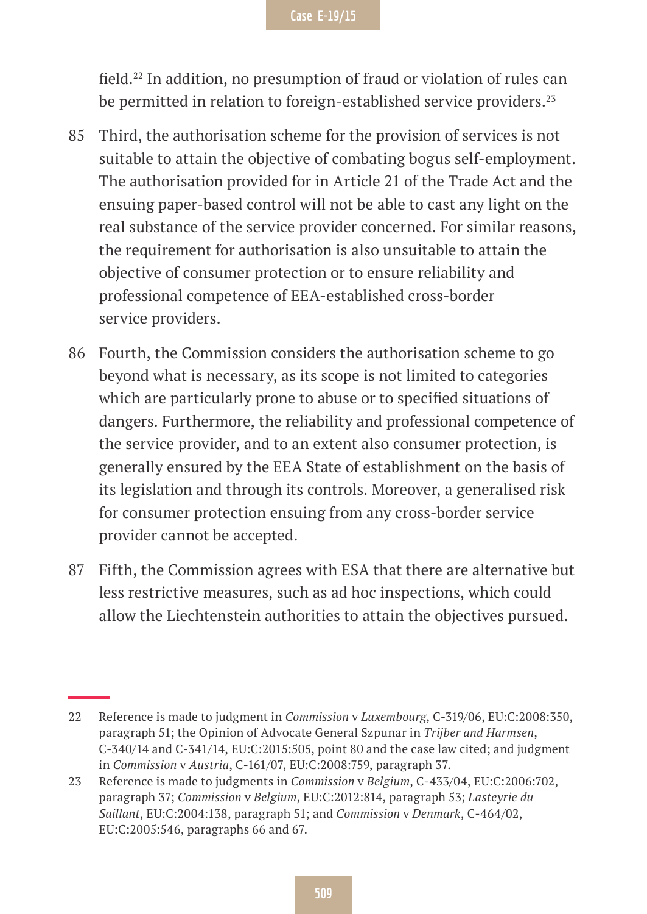field.[22] In addition, no presumption of fraud or violation of rules can be permitted in relation to foreign-established service providers.[23]

85 Third, the authorisation scheme for the provision of services is not suitable to attain the objective of combating bogus self-employment. The authorisation provided for in Article 21 of the Trade Act and the ensuing paper-based control will not be able to cast any light on the real substance of the service provider concerned. For similar reasons, the requirement for authorisation is also unsuitable to attain the objective of consumer protection or to ensure reliability and professional competence of EEA-established cross-border service providers.

86 Fourth, the Commission considers the authorisation scheme to go beyond what is necessary, as its scope is not limited to categories which are particularly prone to abuse or to specified situations of dangers. Furthermore, the reliability and professional competence of the service provider, and to an extent also consumer protection, is generally ensured by the EEA State of establishment on the basis of its legislation and through its controls. Moreover, a generalised risk for consumer protection ensuing from any cross-border service provider cannot be accepted.

87 Fifth, the Commission agrees with ESA that there are alternative but less restrictive measures, such as ad hoc inspections, which could allow the Liechtenstein authorities to attain the objectives pursued.

---

22 Reference is made to judgment in *Commission* v *Luxembourg*, C-319/06, EU:C:2008:350, paragraph 51; the Opinion of Advocate General Szpunar in *Trijber and Harmsen*, C-340/14 and C-341/14, EU:C:2015:505, point 80 and the case law cited; and judgment in *Commission* v *Austria*, C-161/07, EU:C:2008:759, paragraph 37.

23 Reference is made to judgments in *Commission* v *Belgium*, C-433/04, EU:C:2006:702, paragraph 37; *Commission* v *Belgium*, EU:C:2012:814, paragraph 53; *Lasteyrie du Saillant*, EU:C:2004:138, paragraph 51; and *Commission* v *Denmark*, C-464/02, EU:C:2005:546, paragraphs 66 and 67.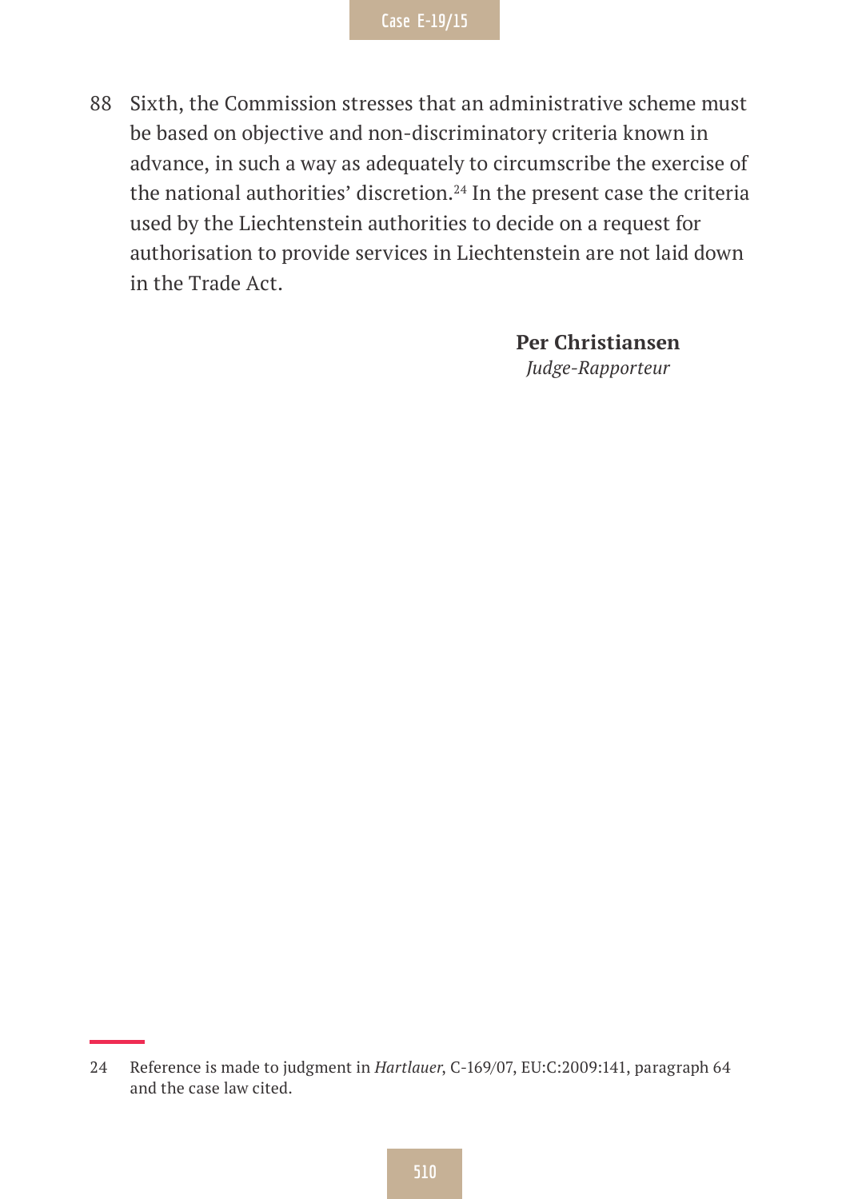88 Sixth, the Commission stresses that an administrative scheme must be based on objective and non-discriminatory criteria known in advance, in such a way as adequately to circumscribe the exercise of the national authorities' discretion.[24] In the present case the criteria used by the Liechtenstein authorities to decide on a request for authorisation to provide services in Liechtenstein are not laid down in the Trade Act.

**Per Christiansen**
*Judge-Rapporteur*

---

24 Reference is made to judgment in *Hartlauer*, C-169/07, EU:C:2009:141, paragraph 64 and the case law cited.